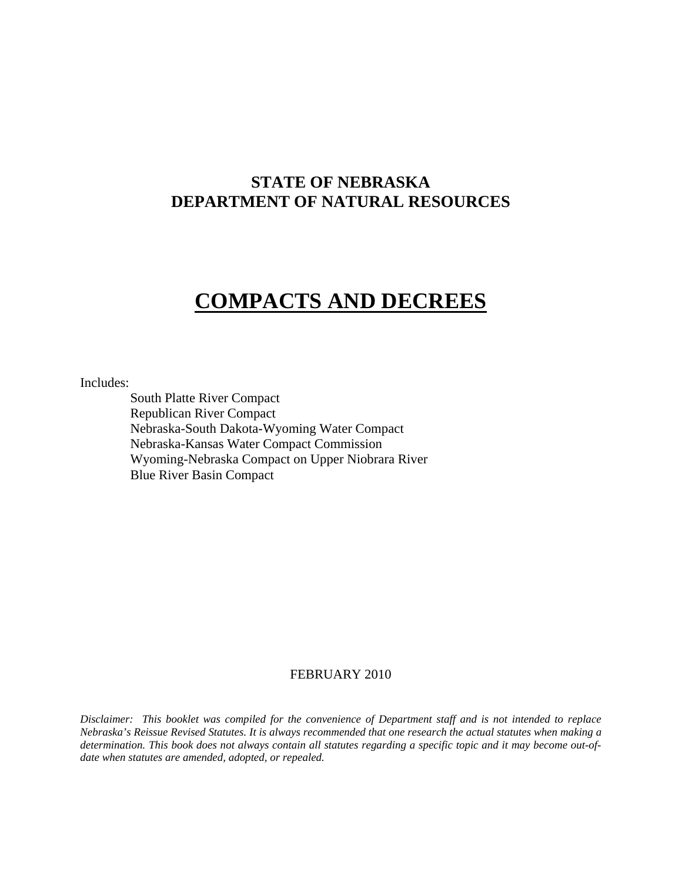**STATE OF NEBRASKA**
**DEPARTMENT OF NATURAL RESOURCES**

# COMPACTS AND DECREES

Includes:

- South Platte River Compact
- Republican River Compact
- Nebraska-South Dakota-Wyoming Water Compact
- Nebraska-Kansas Water Compact Commission
- Wyoming-Nebraska Compact on Upper Niobrara River
- Blue River Basin Compact

FEBRUARY 2010

*Disclaimer: This booklet was compiled for the convenience of Department staff and is not intended to replace Nebraska's Reissue Revised Statutes. It is always recommended that one research the actual statutes when making a determination. This book does not always contain all statutes regarding a specific topic and it may become out-of-date when statutes are amended, adopted, or repealed.*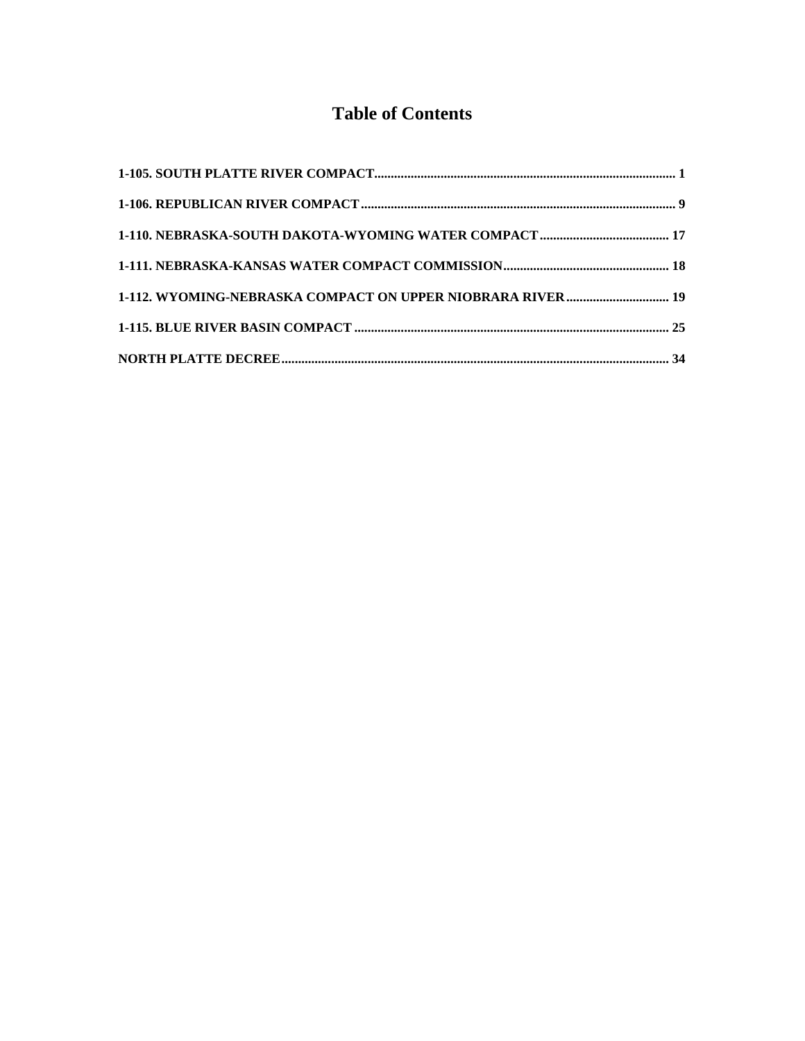# Table of Contents

1-105. SOUTH PLATTE RIVER COMPACT .......... 1

1-106. REPUBLICAN RIVER COMPACT .......... 9

1-110. NEBRASKA-SOUTH DAKOTA-WYOMING WATER COMPACT .......... 17

1-111. NEBRASKA-KANSAS WATER COMPACT COMMISSION .......... 18

1-112. WYOMING-NEBRASKA COMPACT ON UPPER NIOBRARA RIVER .......... 19

1-115. BLUE RIVER BASIN COMPACT .......... 25

NORTH PLATTE DECREE .......... 34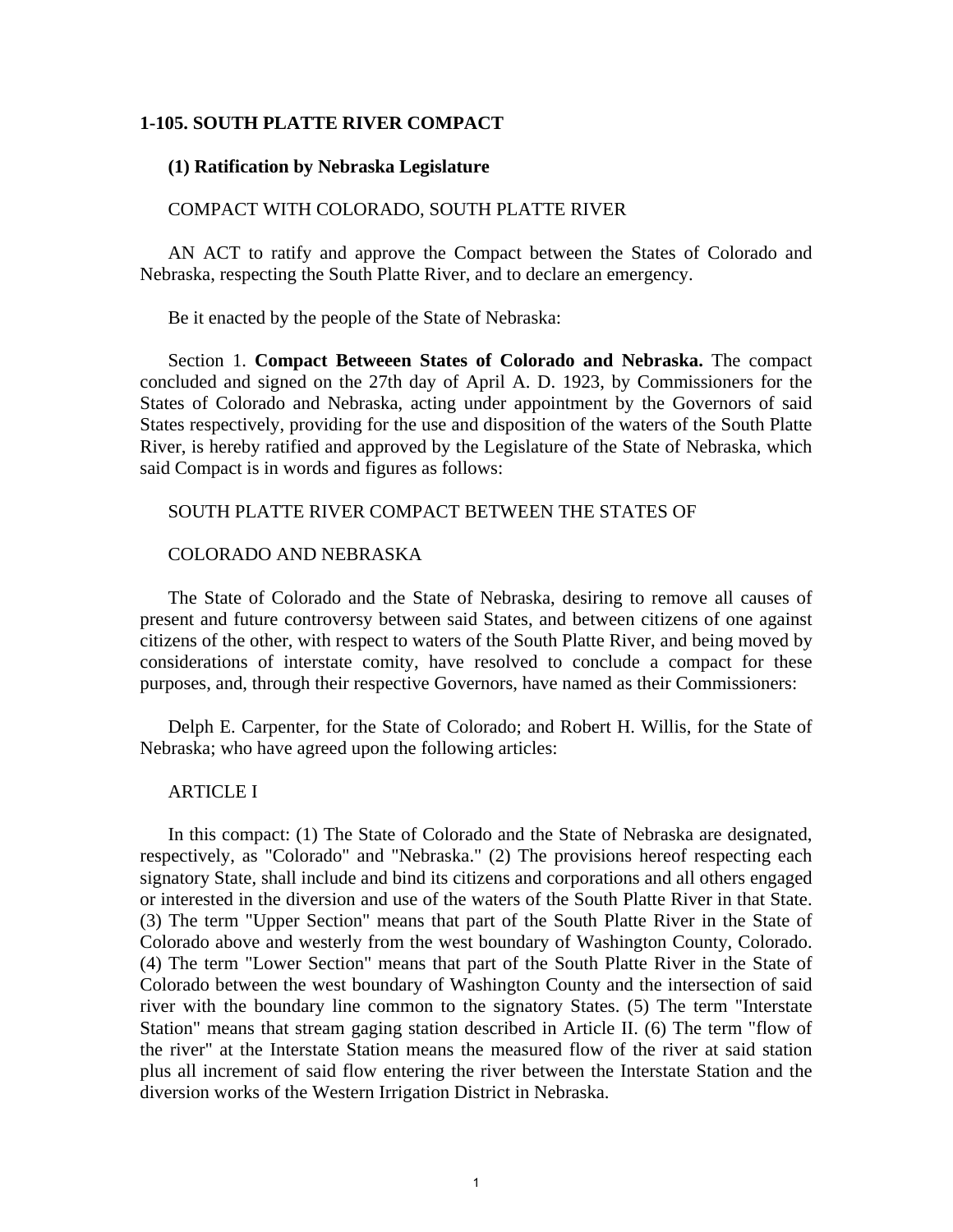## 1-105. SOUTH PLATTE RIVER COMPACT

### (1) Ratification by Nebraska Legislature

COMPACT WITH COLORADO, SOUTH PLATTE RIVER

AN ACT to ratify and approve the Compact between the States of Colorado and Nebraska, respecting the South Platte River, and to declare an emergency.

Be it enacted by the people of the State of Nebraska:

Section 1. **Compact Betweeen States of Colorado and Nebraska.** The compact concluded and signed on the 27th day of April A. D. 1923, by Commissioners for the States of Colorado and Nebraska, acting under appointment by the Governors of said States respectively, providing for the use and disposition of the waters of the South Platte River, is hereby ratified and approved by the Legislature of the State of Nebraska, which said Compact is in words and figures as follows:

SOUTH PLATTE RIVER COMPACT BETWEEN THE STATES OF

COLORADO AND NEBRASKA

The State of Colorado and the State of Nebraska, desiring to remove all causes of present and future controversy between said States, and between citizens of one against citizens of the other, with respect to waters of the South Platte River, and being moved by considerations of interstate comity, have resolved to conclude a compact for these purposes, and, through their respective Governors, have named as their Commissioners:

Delph E. Carpenter, for the State of Colorado; and Robert H. Willis, for the State of Nebraska; who have agreed upon the following articles:

ARTICLE I

In this compact: (1) The State of Colorado and the State of Nebraska are designated, respectively, as "Colorado" and "Nebraska." (2) The provisions hereof respecting each signatory State, shall include and bind its citizens and corporations and all others engaged or interested in the diversion and use of the waters of the South Platte River in that State. (3) The term "Upper Section" means that part of the South Platte River in the State of Colorado above and westerly from the west boundary of Washington County, Colorado. (4) The term "Lower Section" means that part of the South Platte River in the State of Colorado between the west boundary of Washington County and the intersection of said river with the boundary line common to the signatory States. (5) The term "Interstate Station" means that stream gaging station described in Article II. (6) The term "flow of the river" at the Interstate Station means the measured flow of the river at said station plus all increment of said flow entering the river between the Interstate Station and the diversion works of the Western Irrigation District in Nebraska.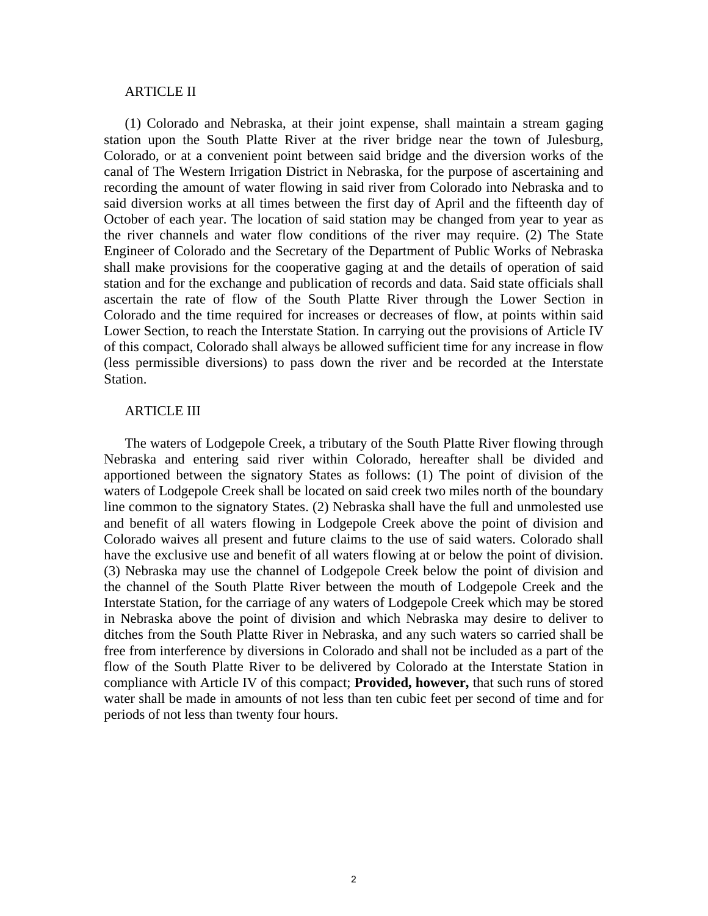## ARTICLE II

(1) Colorado and Nebraska, at their joint expense, shall maintain a stream gaging station upon the South Platte River at the river bridge near the town of Julesburg, Colorado, or at a convenient point between said bridge and the diversion works of the canal of The Western Irrigation District in Nebraska, for the purpose of ascertaining and recording the amount of water flowing in said river from Colorado into Nebraska and to said diversion works at all times between the first day of April and the fifteenth day of October of each year. The location of said station may be changed from year to year as the river channels and water flow conditions of the river may require. (2) The State Engineer of Colorado and the Secretary of the Department of Public Works of Nebraska shall make provisions for the cooperative gaging at and the details of operation of said station and for the exchange and publication of records and data. Said state officials shall ascertain the rate of flow of the South Platte River through the Lower Section in Colorado and the time required for increases or decreases of flow, at points within said Lower Section, to reach the Interstate Station. In carrying out the provisions of Article IV of this compact, Colorado shall always be allowed sufficient time for any increase in flow (less permissible diversions) to pass down the river and be recorded at the Interstate Station.

## ARTICLE III

The waters of Lodgepole Creek, a tributary of the South Platte River flowing through Nebraska and entering said river within Colorado, hereafter shall be divided and apportioned between the signatory States as follows: (1) The point of division of the waters of Lodgepole Creek shall be located on said creek two miles north of the boundary line common to the signatory States. (2) Nebraska shall have the full and unmolested use and benefit of all waters flowing in Lodgepole Creek above the point of division and Colorado waives all present and future claims to the use of said waters. Colorado shall have the exclusive use and benefit of all waters flowing at or below the point of division. (3) Nebraska may use the channel of Lodgepole Creek below the point of division and the channel of the South Platte River between the mouth of Lodgepole Creek and the Interstate Station, for the carriage of any waters of Lodgepole Creek which may be stored in Nebraska above the point of division and which Nebraska may desire to deliver to ditches from the South Platte River in Nebraska, and any such waters so carried shall be free from interference by diversions in Colorado and shall not be included as a part of the flow of the South Platte River to be delivered by Colorado at the Interstate Station in compliance with Article IV of this compact; **Provided, however,** that such runs of stored water shall be made in amounts of not less than ten cubic feet per second of time and for periods of not less than twenty four hours.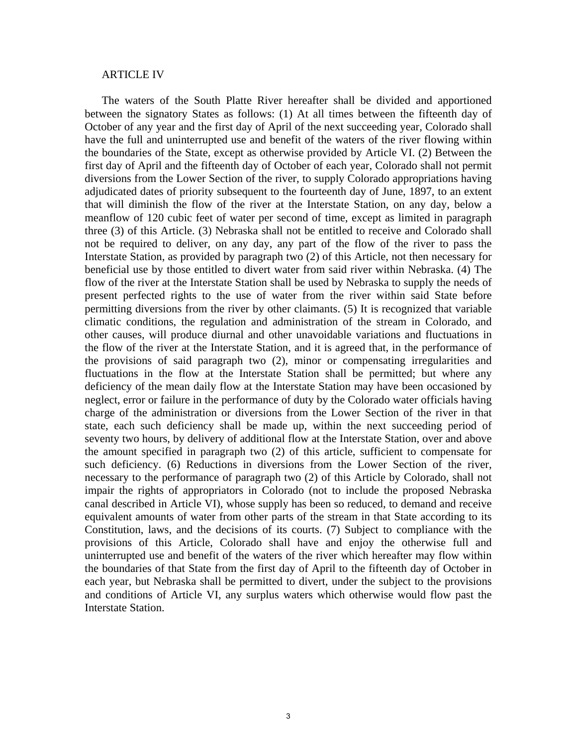ARTICLE IV

The waters of the South Platte River hereafter shall be divided and apportioned between the signatory States as follows: (1) At all times between the fifteenth day of October of any year and the first day of April of the next succeeding year, Colorado shall have the full and uninterrupted use and benefit of the waters of the river flowing within the boundaries of the State, except as otherwise provided by Article VI. (2) Between the first day of April and the fifteenth day of October of each year, Colorado shall not permit diversions from the Lower Section of the river, to supply Colorado appropriations having adjudicated dates of priority subsequent to the fourteenth day of June, 1897, to an extent that will diminish the flow of the river at the Interstate Station, on any day, below a meanflow of 120 cubic feet of water per second of time, except as limited in paragraph three (3) of this Article. (3) Nebraska shall not be entitled to receive and Colorado shall not be required to deliver, on any day, any part of the flow of the river to pass the Interstate Station, as provided by paragraph two (2) of this Article, not then necessary for beneficial use by those entitled to divert water from said river within Nebraska. (4) The flow of the river at the Interstate Station shall be used by Nebraska to supply the needs of present perfected rights to the use of water from the river within said State before permitting diversions from the river by other claimants. (5) It is recognized that variable climatic conditions, the regulation and administration of the stream in Colorado, and other causes, will produce diurnal and other unavoidable variations and fluctuations in the flow of the river at the Interstate Station, and it is agreed that, in the performance of the provisions of said paragraph two (2), minor or compensating irregularities and fluctuations in the flow at the Interstate Station shall be permitted; but where any deficiency of the mean daily flow at the Interstate Station may have been occasioned by neglect, error or failure in the performance of duty by the Colorado water officials having charge of the administration or diversions from the Lower Section of the river in that state, each such deficiency shall be made up, within the next succeeding period of seventy two hours, by delivery of additional flow at the Interstate Station, over and above the amount specified in paragraph two (2) of this article, sufficient to compensate for such deficiency. (6) Reductions in diversions from the Lower Section of the river, necessary to the performance of paragraph two (2) of this Article by Colorado, shall not impair the rights of appropriators in Colorado (not to include the proposed Nebraska canal described in Article VI), whose supply has been so reduced, to demand and receive equivalent amounts of water from other parts of the stream in that State according to its Constitution, laws, and the decisions of its courts. (7) Subject to compliance with the provisions of this Article, Colorado shall have and enjoy the otherwise full and uninterrupted use and benefit of the waters of the river which hereafter may flow within the boundaries of that State from the first day of April to the fifteenth day of October in each year, but Nebraska shall be permitted to divert, under the subject to the provisions and conditions of Article VI, any surplus waters which otherwise would flow past the Interstate Station.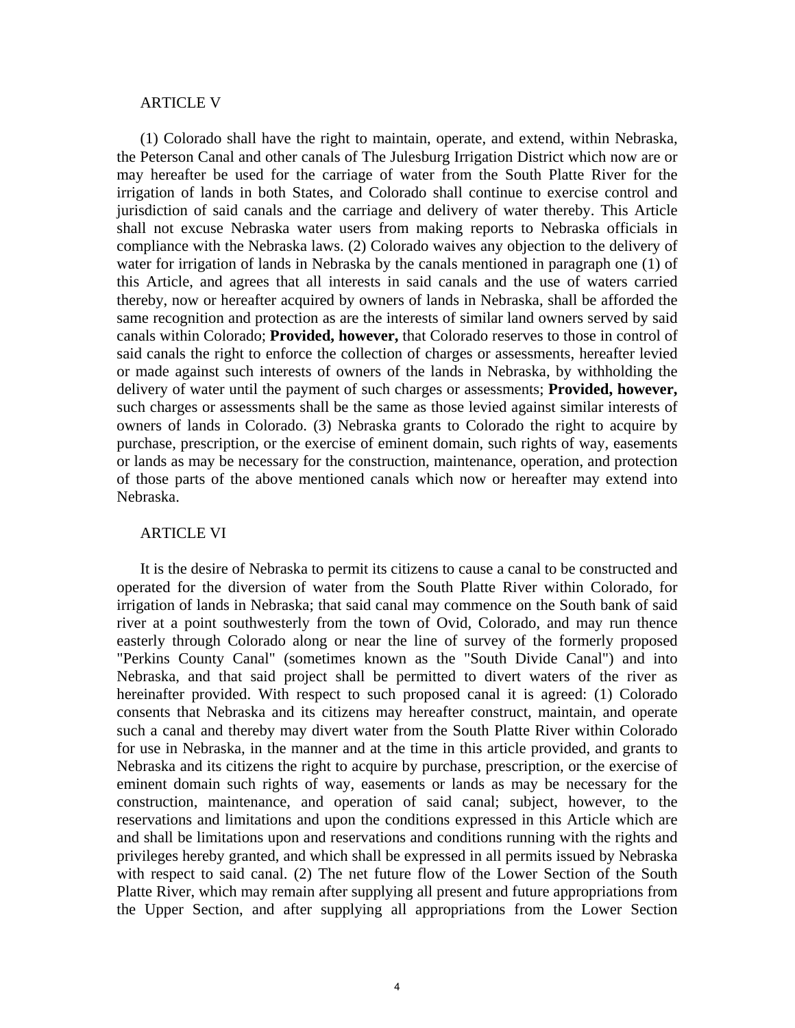ARTICLE V

(1) Colorado shall have the right to maintain, operate, and extend, within Nebraska, the Peterson Canal and other canals of The Julesburg Irrigation District which now are or may hereafter be used for the carriage of water from the South Platte River for the irrigation of lands in both States, and Colorado shall continue to exercise control and jurisdiction of said canals and the carriage and delivery of water thereby. This Article shall not excuse Nebraska water users from making reports to Nebraska officials in compliance with the Nebraska laws. (2) Colorado waives any objection to the delivery of water for irrigation of lands in Nebraska by the canals mentioned in paragraph one (1) of this Article, and agrees that all interests in said canals and the use of waters carried thereby, now or hereafter acquired by owners of lands in Nebraska, shall be afforded the same recognition and protection as are the interests of similar land owners served by said canals within Colorado; **Provided, however,** that Colorado reserves to those in control of said canals the right to enforce the collection of charges or assessments, hereafter levied or made against such interests of owners of the lands in Nebraska, by withholding the delivery of water until the payment of such charges or assessments; **Provided, however,** such charges or assessments shall be the same as those levied against similar interests of owners of lands in Colorado. (3) Nebraska grants to Colorado the right to acquire by purchase, prescription, or the exercise of eminent domain, such rights of way, easements or lands as may be necessary for the construction, maintenance, operation, and protection of those parts of the above mentioned canals which now or hereafter may extend into Nebraska.

ARTICLE VI

It is the desire of Nebraska to permit its citizens to cause a canal to be constructed and operated for the diversion of water from the South Platte River within Colorado, for irrigation of lands in Nebraska; that said canal may commence on the South bank of said river at a point southwesterly from the town of Ovid, Colorado, and may run thence easterly through Colorado along or near the line of survey of the formerly proposed "Perkins County Canal" (sometimes known as the "South Divide Canal") and into Nebraska, and that said project shall be permitted to divert waters of the river as hereinafter provided. With respect to such proposed canal it is agreed: (1) Colorado consents that Nebraska and its citizens may hereafter construct, maintain, and operate such a canal and thereby may divert water from the South Platte River within Colorado for use in Nebraska, in the manner and at the time in this article provided, and grants to Nebraska and its citizens the right to acquire by purchase, prescription, or the exercise of eminent domain such rights of way, easements or lands as may be necessary for the construction, maintenance, and operation of said canal; subject, however, to the reservations and limitations and upon the conditions expressed in this Article which are and shall be limitations upon and reservations and conditions running with the rights and privileges hereby granted, and which shall be expressed in all permits issued by Nebraska with respect to said canal. (2) The net future flow of the Lower Section of the South Platte River, which may remain after supplying all present and future appropriations from the Upper Section, and after supplying all appropriations from the Lower Section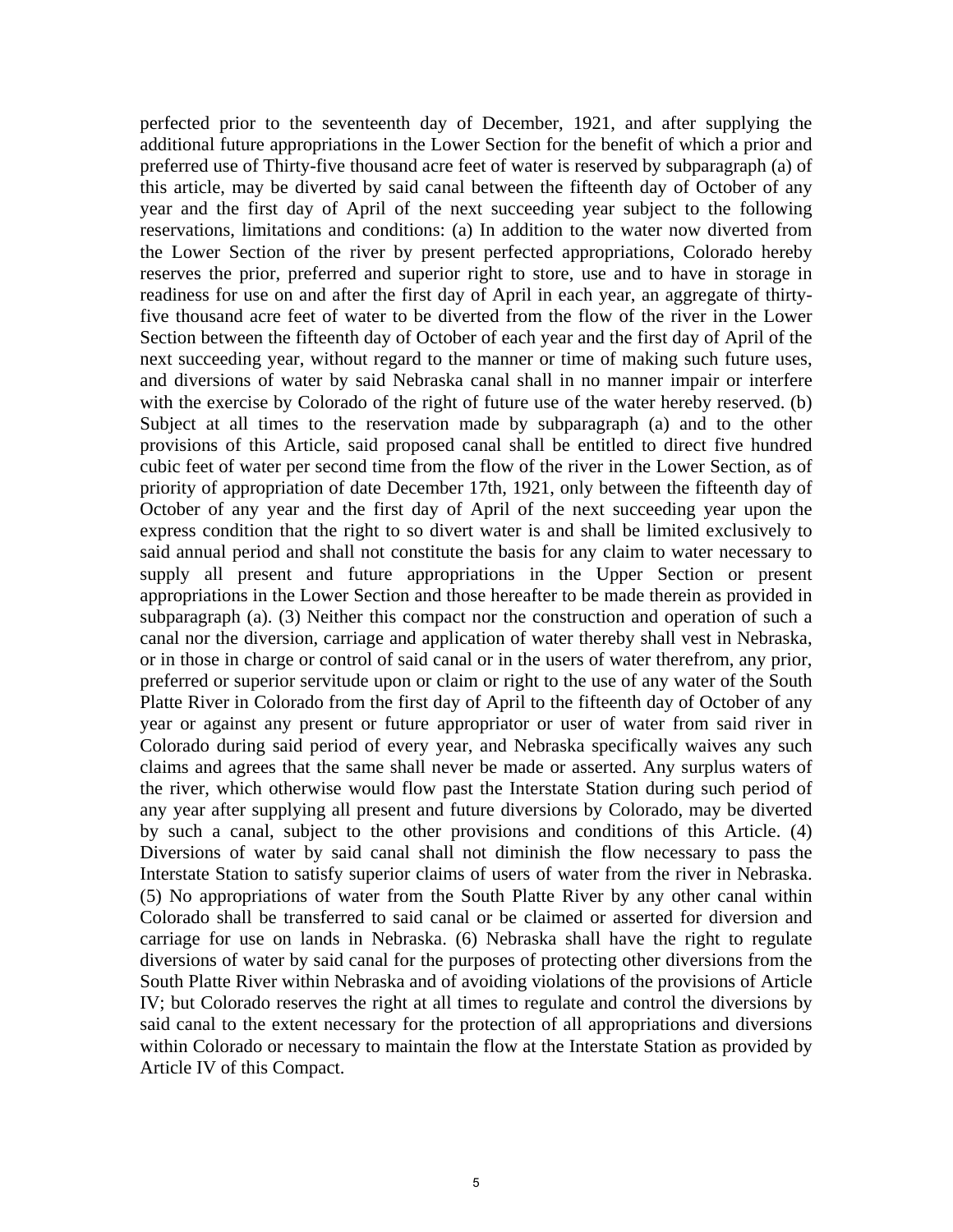perfected prior to the seventeenth day of December, 1921, and after supplying the additional future appropriations in the Lower Section for the benefit of which a prior and preferred use of Thirty-five thousand acre feet of water is reserved by subparagraph (a) of this article, may be diverted by said canal between the fifteenth day of October of any year and the first day of April of the next succeeding year subject to the following reservations, limitations and conditions: (a) In addition to the water now diverted from the Lower Section of the river by present perfected appropriations, Colorado hereby reserves the prior, preferred and superior right to store, use and to have in storage in readiness for use on and after the first day of April in each year, an aggregate of thirty-five thousand acre feet of water to be diverted from the flow of the river in the Lower Section between the fifteenth day of October of each year and the first day of April of the next succeeding year, without regard to the manner or time of making such future uses, and diversions of water by said Nebraska canal shall in no manner impair or interfere with the exercise by Colorado of the right of future use of the water hereby reserved. (b) Subject at all times to the reservation made by subparagraph (a) and to the other provisions of this Article, said proposed canal shall be entitled to direct five hundred cubic feet of water per second time from the flow of the river in the Lower Section, as of priority of appropriation of date December 17th, 1921, only between the fifteenth day of October of any year and the first day of April of the next succeeding year upon the express condition that the right to so divert water is and shall be limited exclusively to said annual period and shall not constitute the basis for any claim to water necessary to supply all present and future appropriations in the Upper Section or present appropriations in the Lower Section and those hereafter to be made therein as provided in subparagraph (a). (3) Neither this compact nor the construction and operation of such a canal nor the diversion, carriage and application of water thereby shall vest in Nebraska, or in those in charge or control of said canal or in the users of water therefrom, any prior, preferred or superior servitude upon or claim or right to the use of any water of the South Platte River in Colorado from the first day of April to the fifteenth day of October of any year or against any present or future appropriator or user of water from said river in Colorado during said period of every year, and Nebraska specifically waives any such claims and agrees that the same shall never be made or asserted. Any surplus waters of the river, which otherwise would flow past the Interstate Station during such period of any year after supplying all present and future diversions by Colorado, may be diverted by such a canal, subject to the other provisions and conditions of this Article. (4) Diversions of water by said canal shall not diminish the flow necessary to pass the Interstate Station to satisfy superior claims of users of water from the river in Nebraska. (5) No appropriations of water from the South Platte River by any other canal within Colorado shall be transferred to said canal or be claimed or asserted for diversion and carriage for use on lands in Nebraska. (6) Nebraska shall have the right to regulate diversions of water by said canal for the purposes of protecting other diversions from the South Platte River within Nebraska and of avoiding violations of the provisions of Article IV; but Colorado reserves the right at all times to regulate and control the diversions by said canal to the extent necessary for the protection of all appropriations and diversions within Colorado or necessary to maintain the flow at the Interstate Station as provided by Article IV of this Compact.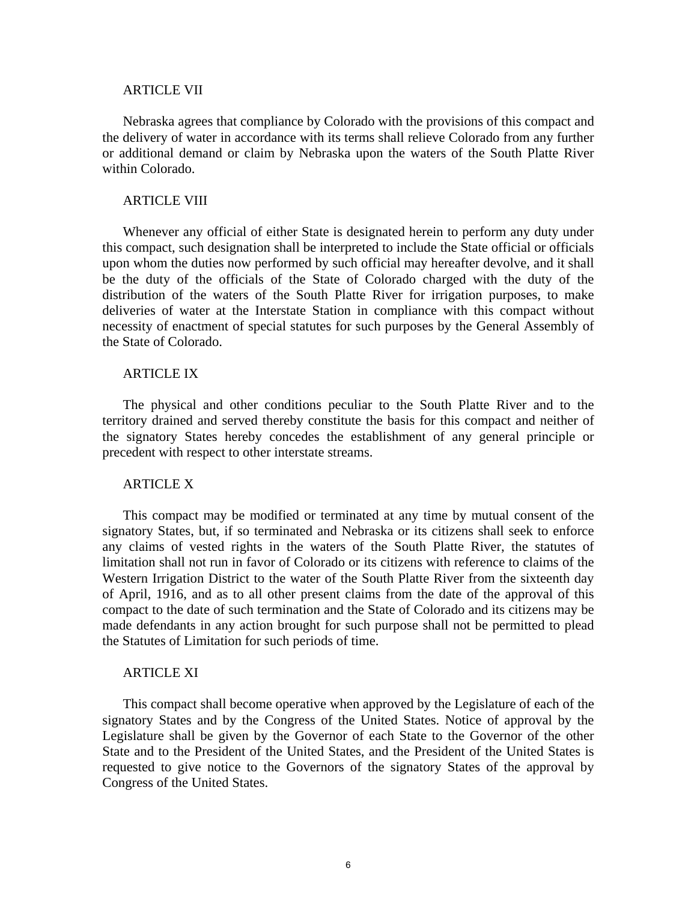ARTICLE VII

Nebraska agrees that compliance by Colorado with the provisions of this compact and the delivery of water in accordance with its terms shall relieve Colorado from any further or additional demand or claim by Nebraska upon the waters of the South Platte River within Colorado.

ARTICLE VIII

Whenever any official of either State is designated herein to perform any duty under this compact, such designation shall be interpreted to include the State official or officials upon whom the duties now performed by such official may hereafter devolve, and it shall be the duty of the officials of the State of Colorado charged with the duty of the distribution of the waters of the South Platte River for irrigation purposes, to make deliveries of water at the Interstate Station in compliance with this compact without necessity of enactment of special statutes for such purposes by the General Assembly of the State of Colorado.

ARTICLE IX

The physical and other conditions peculiar to the South Platte River and to the territory drained and served thereby constitute the basis for this compact and neither of the signatory States hereby concedes the establishment of any general principle or precedent with respect to other interstate streams.

ARTICLE X

This compact may be modified or terminated at any time by mutual consent of the signatory States, but, if so terminated and Nebraska or its citizens shall seek to enforce any claims of vested rights in the waters of the South Platte River, the statutes of limitation shall not run in favor of Colorado or its citizens with reference to claims of the Western Irrigation District to the water of the South Platte River from the sixteenth day of April, 1916, and as to all other present claims from the date of the approval of this compact to the date of such termination and the State of Colorado and its citizens may be made defendants in any action brought for such purpose shall not be permitted to plead the Statutes of Limitation for such periods of time.

ARTICLE XI

This compact shall become operative when approved by the Legislature of each of the signatory States and by the Congress of the United States. Notice of approval by the Legislature shall be given by the Governor of each State to the Governor of the other State and to the President of the United States, and the President of the United States is requested to give notice to the Governors of the signatory States of the approval by Congress of the United States.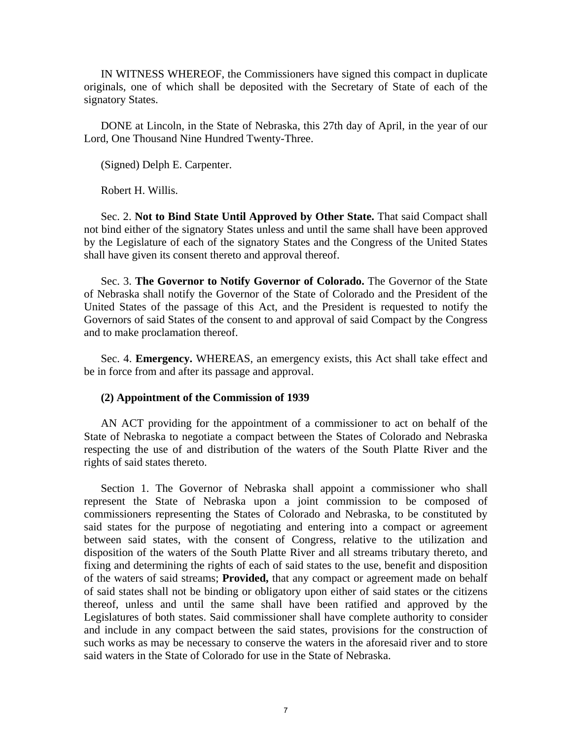IN WITNESS WHEREOF, the Commissioners have signed this compact in duplicate originals, one of which shall be deposited with the Secretary of State of each of the signatory States.

DONE at Lincoln, in the State of Nebraska, this 27th day of April, in the year of our Lord, One Thousand Nine Hundred Twenty-Three.

(Signed) Delph E. Carpenter.

Robert H. Willis.

Sec. 2. **Not to Bind State Until Approved by Other State.** That said Compact shall not bind either of the signatory States unless and until the same shall have been approved by the Legislature of each of the signatory States and the Congress of the United States shall have given its consent thereto and approval thereof.

Sec. 3. **The Governor to Notify Governor of Colorado.** The Governor of the State of Nebraska shall notify the Governor of the State of Colorado and the President of the United States of the passage of this Act, and the President is requested to notify the Governors of said States of the consent to and approval of said Compact by the Congress and to make proclamation thereof.

Sec. 4. **Emergency.** WHEREAS, an emergency exists, this Act shall take effect and be in force from and after its passage and approval.

**(2) Appointment of the Commission of 1939**

AN ACT providing for the appointment of a commissioner to act on behalf of the State of Nebraska to negotiate a compact between the States of Colorado and Nebraska respecting the use of and distribution of the waters of the South Platte River and the rights of said states thereto.

Section 1. The Governor of Nebraska shall appoint a commissioner who shall represent the State of Nebraska upon a joint commission to be composed of commissioners representing the States of Colorado and Nebraska, to be constituted by said states for the purpose of negotiating and entering into a compact or agreement between said states, with the consent of Congress, relative to the utilization and disposition of the waters of the South Platte River and all streams tributary thereto, and fixing and determining the rights of each of said states to the use, benefit and disposition of the waters of said streams; **Provided,** that any compact or agreement made on behalf of said states shall not be binding or obligatory upon either of said states or the citizens thereof, unless and until the same shall have been ratified and approved by the Legislatures of both states. Said commissioner shall have complete authority to consider and include in any compact between the said states, provisions for the construction of such works as may be necessary to conserve the waters in the aforesaid river and to store said waters in the State of Colorado for use in the State of Nebraska.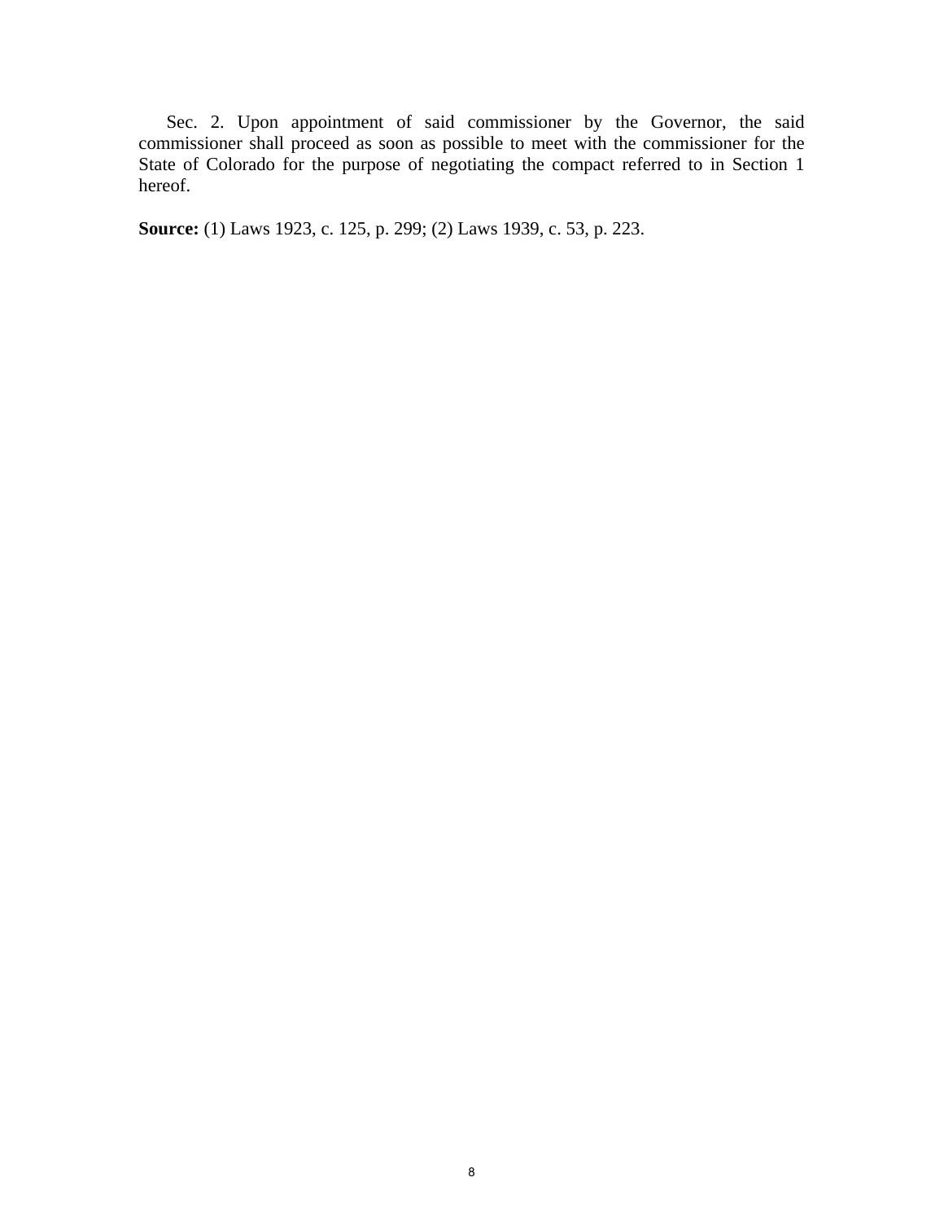Sec. 2. Upon appointment of said commissioner by the Governor, the said commissioner shall proceed as soon as possible to meet with the commissioner for the State of Colorado for the purpose of negotiating the compact referred to in Section 1 hereof.

**Source:** (1) Laws 1923, c. 125, p. 299; (2) Laws 1939, c. 53, p. 223.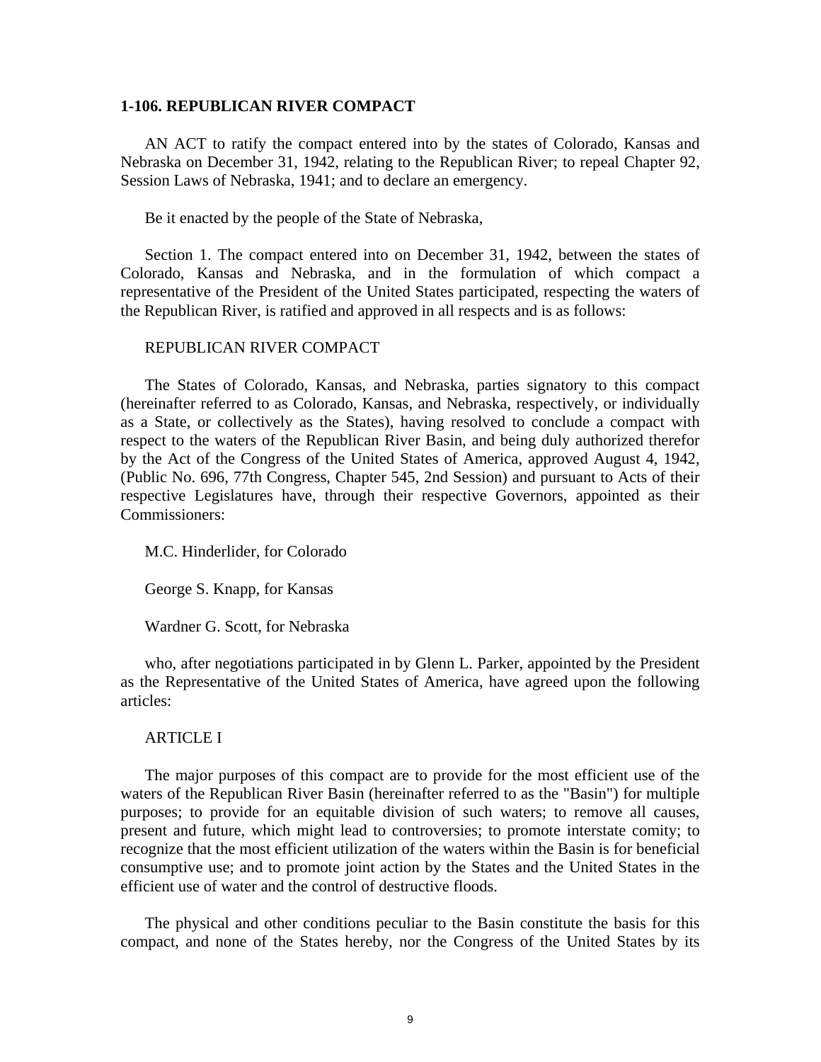### 1-106. REPUBLICAN RIVER COMPACT

AN ACT to ratify the compact entered into by the states of Colorado, Kansas and Nebraska on December 31, 1942, relating to the Republican River; to repeal Chapter 92, Session Laws of Nebraska, 1941; and to declare an emergency.

Be it enacted by the people of the State of Nebraska,

Section 1. The compact entered into on December 31, 1942, between the states of Colorado, Kansas and Nebraska, and in the formulation of which compact a representative of the President of the United States participated, respecting the waters of the Republican River, is ratified and approved in all respects and is as follows:

REPUBLICAN RIVER COMPACT

The States of Colorado, Kansas, and Nebraska, parties signatory to this compact (hereinafter referred to as Colorado, Kansas, and Nebraska, respectively, or individually as a State, or collectively as the States), having resolved to conclude a compact with respect to the waters of the Republican River Basin, and being duly authorized therefor by the Act of the Congress of the United States of America, approved August 4, 1942, (Public No. 696, 77th Congress, Chapter 545, 2nd Session) and pursuant to Acts of their respective Legislatures have, through their respective Governors, appointed as their Commissioners:

M.C. Hinderlider, for Colorado

George S. Knapp, for Kansas

Wardner G. Scott, for Nebraska

who, after negotiations participated in by Glenn L. Parker, appointed by the President as the Representative of the United States of America, have agreed upon the following articles:

ARTICLE I

The major purposes of this compact are to provide for the most efficient use of the waters of the Republican River Basin (hereinafter referred to as the "Basin") for multiple purposes; to provide for an equitable division of such waters; to remove all causes, present and future, which might lead to controversies; to promote interstate comity; to recognize that the most efficient utilization of the waters within the Basin is for beneficial consumptive use; and to promote joint action by the States and the United States in the efficient use of water and the control of destructive floods.

The physical and other conditions peculiar to the Basin constitute the basis for this compact, and none of the States hereby, nor the Congress of the United States by its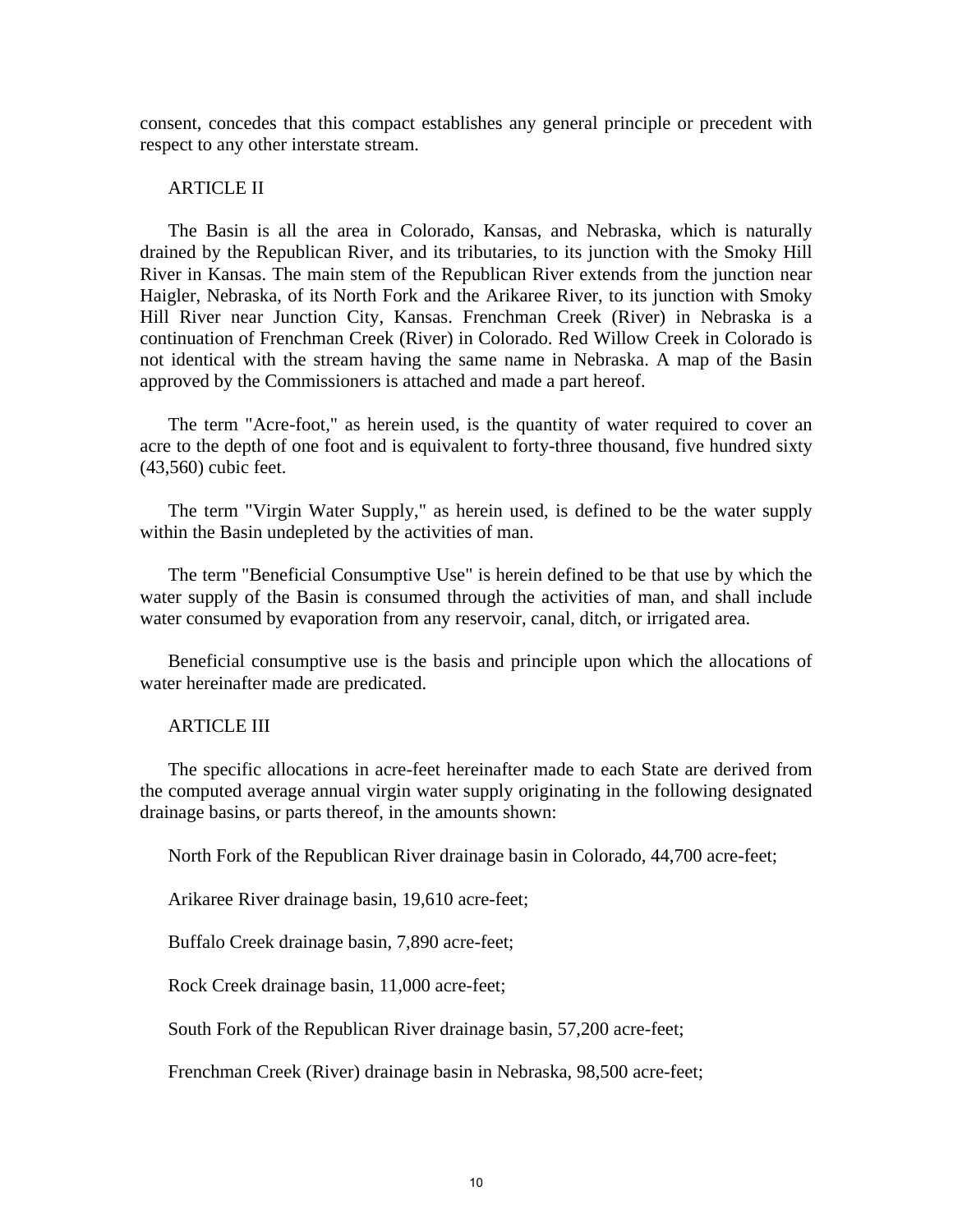consent, concedes that this compact establishes any general principle or precedent with respect to any other interstate stream.

ARTICLE II

The Basin is all the area in Colorado, Kansas, and Nebraska, which is naturally drained by the Republican River, and its tributaries, to its junction with the Smoky Hill River in Kansas. The main stem of the Republican River extends from the junction near Haigler, Nebraska, of its North Fork and the Arikaree River, to its junction with Smoky Hill River near Junction City, Kansas. Frenchman Creek (River) in Nebraska is a continuation of Frenchman Creek (River) in Colorado. Red Willow Creek in Colorado is not identical with the stream having the same name in Nebraska. A map of the Basin approved by the Commissioners is attached and made a part hereof.

The term "Acre-foot," as herein used, is the quantity of water required to cover an acre to the depth of one foot and is equivalent to forty-three thousand, five hundred sixty (43,560) cubic feet.

The term "Virgin Water Supply," as herein used, is defined to be the water supply within the Basin undepleted by the activities of man.

The term "Beneficial Consumptive Use" is herein defined to be that use by which the water supply of the Basin is consumed through the activities of man, and shall include water consumed by evaporation from any reservoir, canal, ditch, or irrigated area.

Beneficial consumptive use is the basis and principle upon which the allocations of water hereinafter made are predicated.

ARTICLE III

The specific allocations in acre-feet hereinafter made to each State are derived from the computed average annual virgin water supply originating in the following designated drainage basins, or parts thereof, in the amounts shown:

North Fork of the Republican River drainage basin in Colorado, 44,700 acre-feet;

Arikaree River drainage basin, 19,610 acre-feet;

Buffalo Creek drainage basin, 7,890 acre-feet;

Rock Creek drainage basin, 11,000 acre-feet;

South Fork of the Republican River drainage basin, 57,200 acre-feet;

Frenchman Creek (River) drainage basin in Nebraska, 98,500 acre-feet;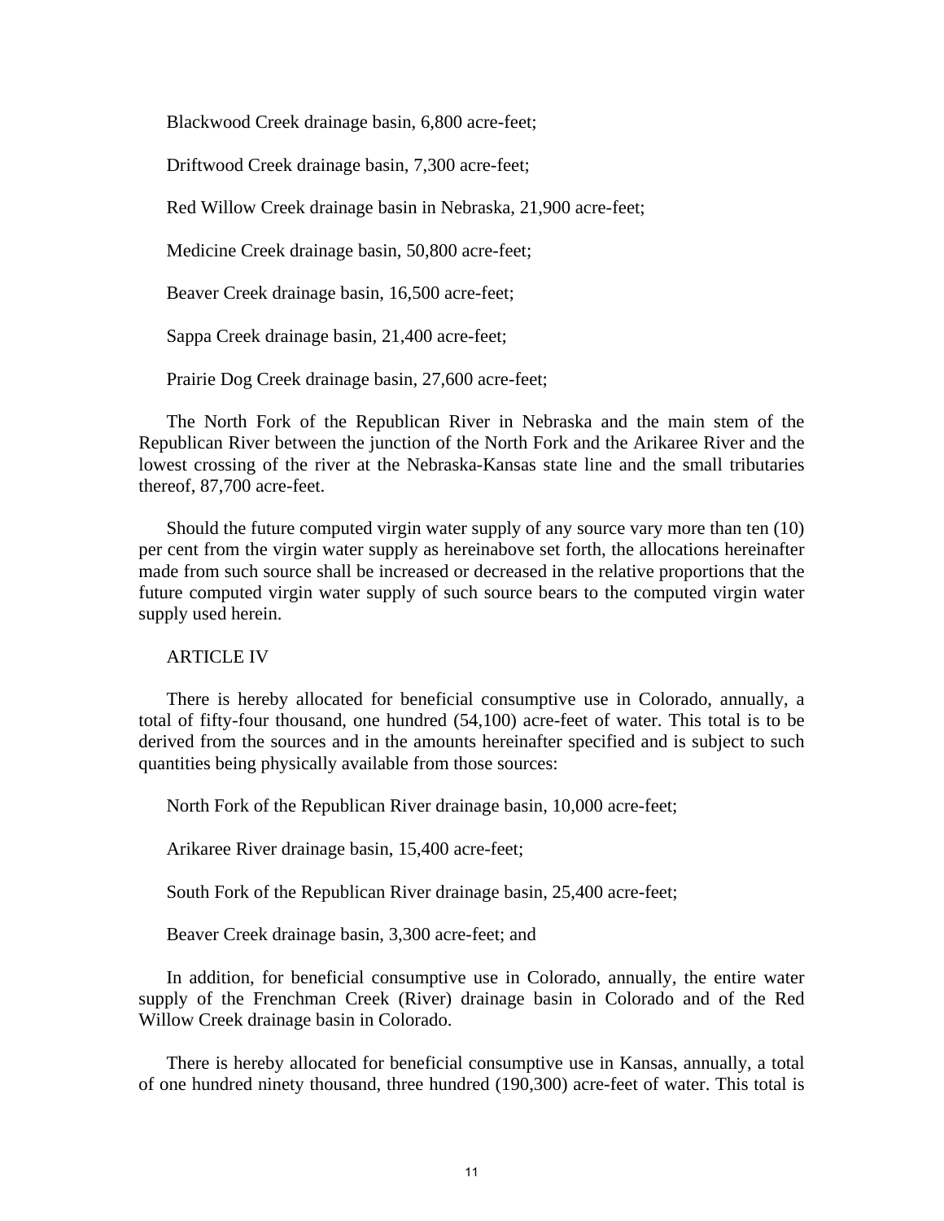Blackwood Creek drainage basin, 6,800 acre-feet;

Driftwood Creek drainage basin, 7,300 acre-feet;

Red Willow Creek drainage basin in Nebraska, 21,900 acre-feet;

Medicine Creek drainage basin, 50,800 acre-feet;

Beaver Creek drainage basin, 16,500 acre-feet;

Sappa Creek drainage basin, 21,400 acre-feet;

Prairie Dog Creek drainage basin, 27,600 acre-feet;

The North Fork of the Republican River in Nebraska and the main stem of the Republican River between the junction of the North Fork and the Arikaree River and the lowest crossing of the river at the Nebraska-Kansas state line and the small tributaries thereof, 87,700 acre-feet.

Should the future computed virgin water supply of any source vary more than ten (10) per cent from the virgin water supply as hereinabove set forth, the allocations hereinafter made from such source shall be increased or decreased in the relative proportions that the future computed virgin water supply of such source bears to the computed virgin water supply used herein.

ARTICLE IV

There is hereby allocated for beneficial consumptive use in Colorado, annually, a total of fifty-four thousand, one hundred (54,100) acre-feet of water. This total is to be derived from the sources and in the amounts hereinafter specified and is subject to such quantities being physically available from those sources:

North Fork of the Republican River drainage basin, 10,000 acre-feet;

Arikaree River drainage basin, 15,400 acre-feet;

South Fork of the Republican River drainage basin, 25,400 acre-feet;

Beaver Creek drainage basin, 3,300 acre-feet; and

In addition, for beneficial consumptive use in Colorado, annually, the entire water supply of the Frenchman Creek (River) drainage basin in Colorado and of the Red Willow Creek drainage basin in Colorado.

There is hereby allocated for beneficial consumptive use in Kansas, annually, a total of one hundred ninety thousand, three hundred (190,300) acre-feet of water. This total is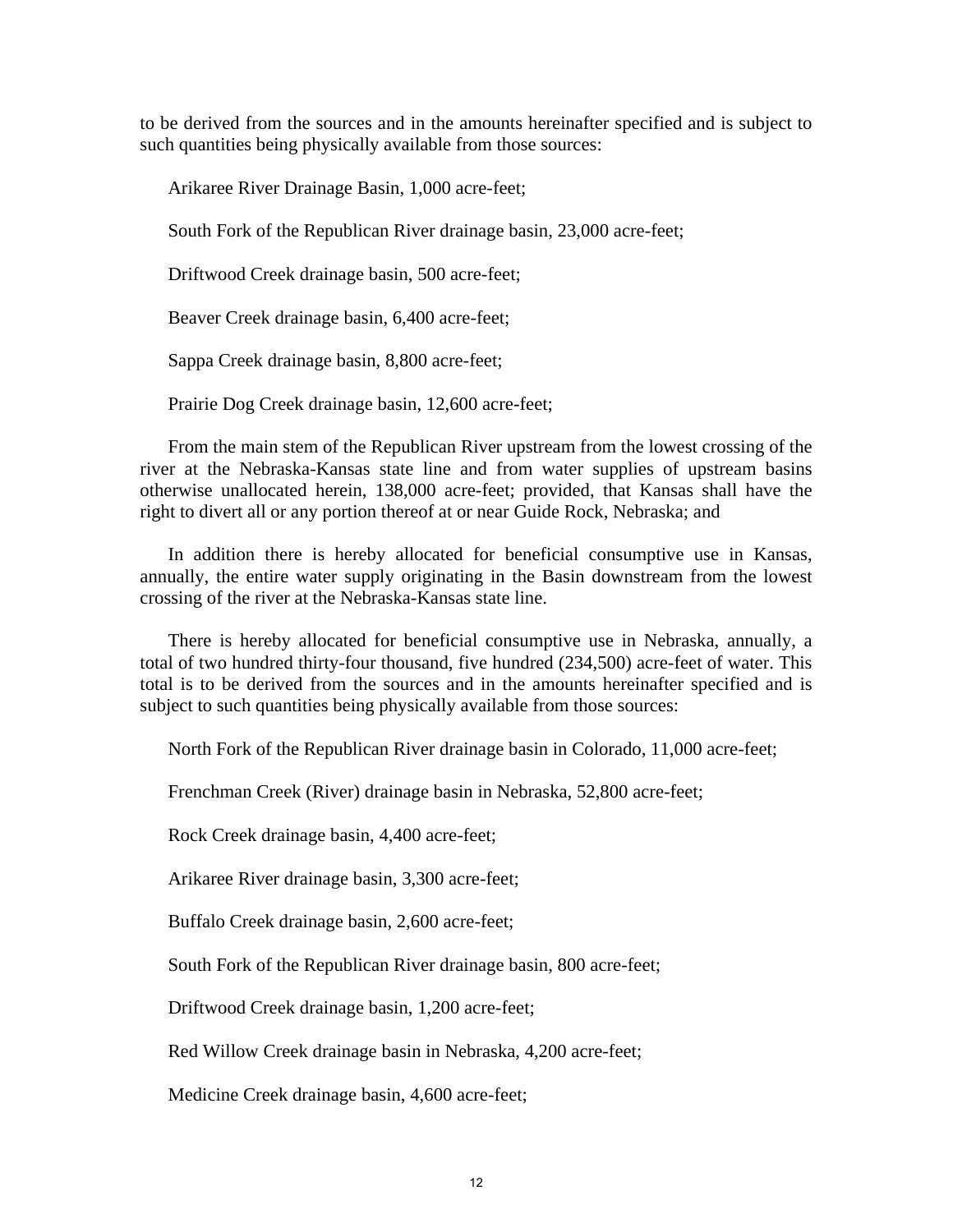to be derived from the sources and in the amounts hereinafter specified and is subject to such quantities being physically available from those sources:

Arikaree River Drainage Basin, 1,000 acre-feet;

South Fork of the Republican River drainage basin, 23,000 acre-feet;

Driftwood Creek drainage basin, 500 acre-feet;

Beaver Creek drainage basin, 6,400 acre-feet;

Sappa Creek drainage basin, 8,800 acre-feet;

Prairie Dog Creek drainage basin, 12,600 acre-feet;

From the main stem of the Republican River upstream from the lowest crossing of the river at the Nebraska-Kansas state line and from water supplies of upstream basins otherwise unallocated herein, 138,000 acre-feet; provided, that Kansas shall have the right to divert all or any portion thereof at or near Guide Rock, Nebraska; and

In addition there is hereby allocated for beneficial consumptive use in Kansas, annually, the entire water supply originating in the Basin downstream from the lowest crossing of the river at the Nebraska-Kansas state line.

There is hereby allocated for beneficial consumptive use in Nebraska, annually, a total of two hundred thirty-four thousand, five hundred (234,500) acre-feet of water. This total is to be derived from the sources and in the amounts hereinafter specified and is subject to such quantities being physically available from those sources:

North Fork of the Republican River drainage basin in Colorado, 11,000 acre-feet;

Frenchman Creek (River) drainage basin in Nebraska, 52,800 acre-feet;

Rock Creek drainage basin, 4,400 acre-feet;

Arikaree River drainage basin, 3,300 acre-feet;

Buffalo Creek drainage basin, 2,600 acre-feet;

South Fork of the Republican River drainage basin, 800 acre-feet;

Driftwood Creek drainage basin, 1,200 acre-feet;

Red Willow Creek drainage basin in Nebraska, 4,200 acre-feet;

Medicine Creek drainage basin, 4,600 acre-feet;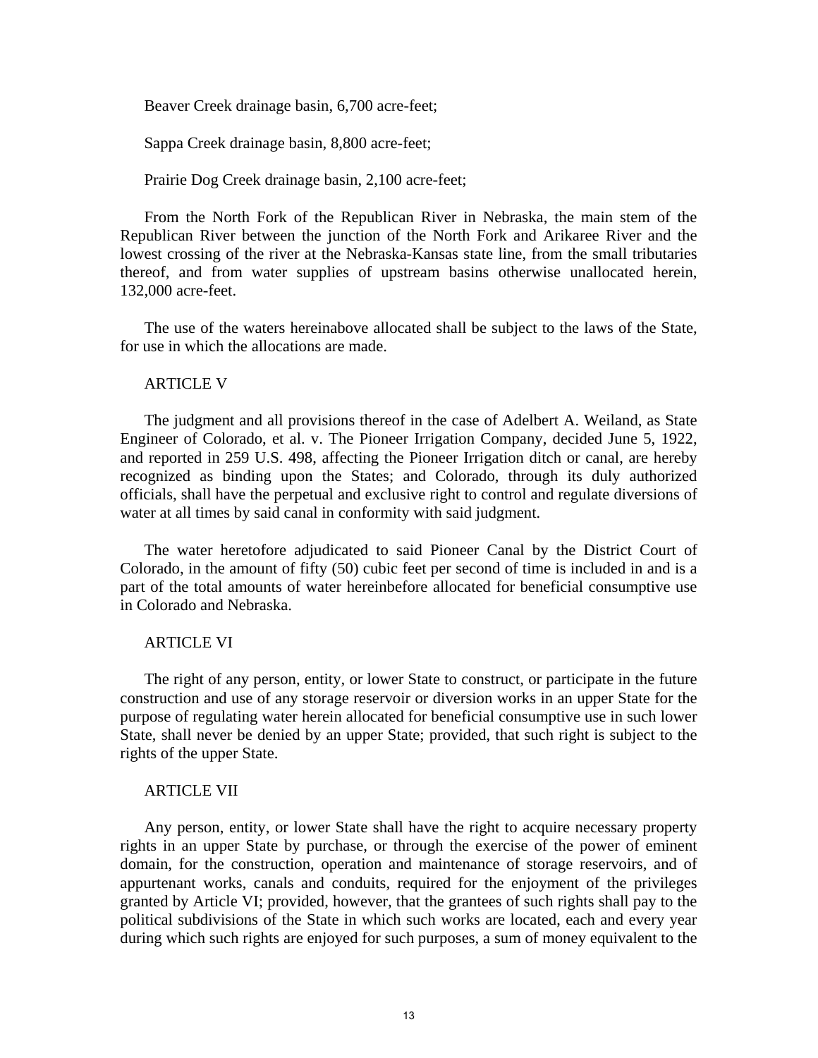Beaver Creek drainage basin, 6,700 acre-feet;

Sappa Creek drainage basin, 8,800 acre-feet;

Prairie Dog Creek drainage basin, 2,100 acre-feet;

From the North Fork of the Republican River in Nebraska, the main stem of the Republican River between the junction of the North Fork and Arikaree River and the lowest crossing of the river at the Nebraska-Kansas state line, from the small tributaries thereof, and from water supplies of upstream basins otherwise unallocated herein, 132,000 acre-feet.

The use of the waters hereinabove allocated shall be subject to the laws of the State, for use in which the allocations are made.

ARTICLE V

The judgment and all provisions thereof in the case of Adelbert A. Weiland, as State Engineer of Colorado, et al. v. The Pioneer Irrigation Company, decided June 5, 1922, and reported in 259 U.S. 498, affecting the Pioneer Irrigation ditch or canal, are hereby recognized as binding upon the States; and Colorado, through its duly authorized officials, shall have the perpetual and exclusive right to control and regulate diversions of water at all times by said canal in conformity with said judgment.

The water heretofore adjudicated to said Pioneer Canal by the District Court of Colorado, in the amount of fifty (50) cubic feet per second of time is included in and is a part of the total amounts of water hereinbefore allocated for beneficial consumptive use in Colorado and Nebraska.

ARTICLE VI

The right of any person, entity, or lower State to construct, or participate in the future construction and use of any storage reservoir or diversion works in an upper State for the purpose of regulating water herein allocated for beneficial consumptive use in such lower State, shall never be denied by an upper State; provided, that such right is subject to the rights of the upper State.

ARTICLE VII

Any person, entity, or lower State shall have the right to acquire necessary property rights in an upper State by purchase, or through the exercise of the power of eminent domain, for the construction, operation and maintenance of storage reservoirs, and of appurtenant works, canals and conduits, required for the enjoyment of the privileges granted by Article VI; provided, however, that the grantees of such rights shall pay to the political subdivisions of the State in which such works are located, each and every year during which such rights are enjoyed for such purposes, a sum of money equivalent to the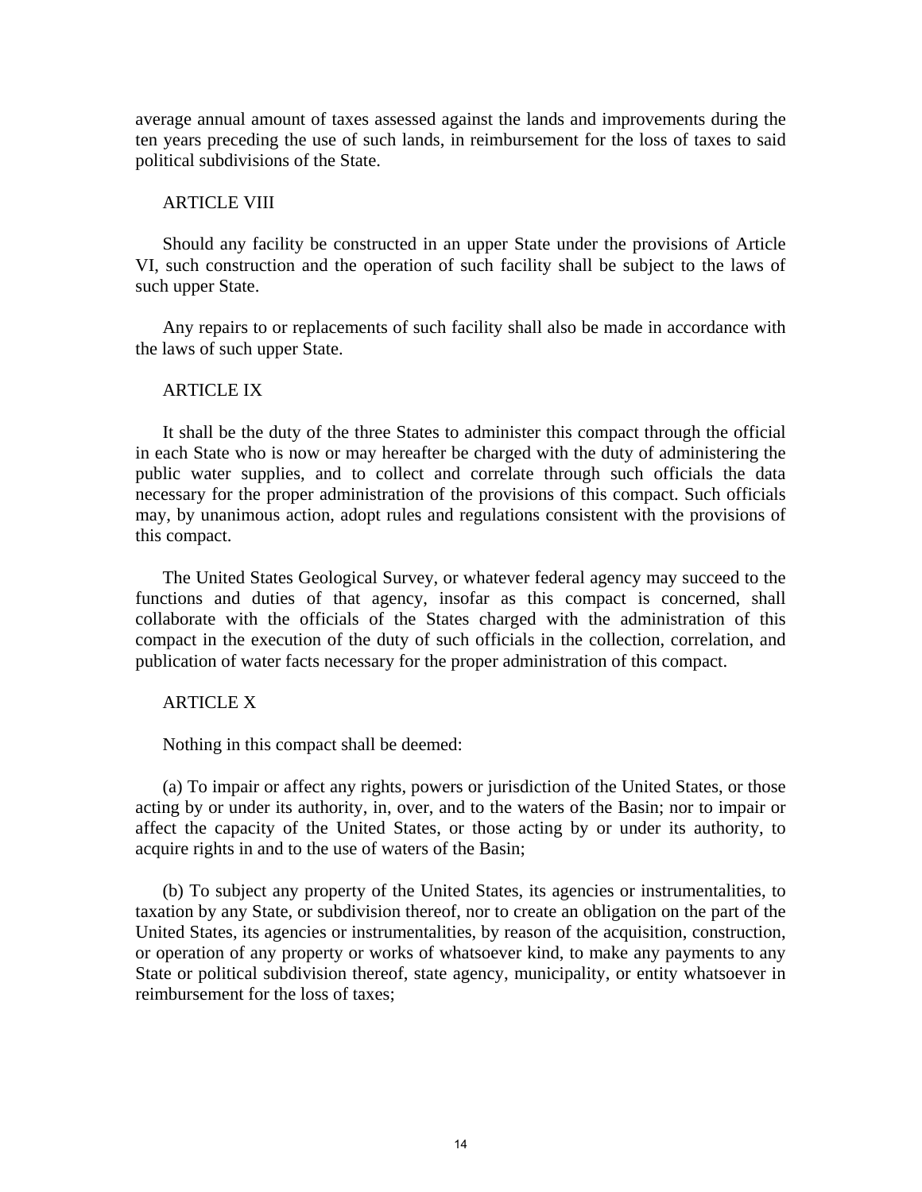average annual amount of taxes assessed against the lands and improvements during the ten years preceding the use of such lands, in reimbursement for the loss of taxes to said political subdivisions of the State.

## ARTICLE VIII

Should any facility be constructed in an upper State under the provisions of Article VI, such construction and the operation of such facility shall be subject to the laws of such upper State.

Any repairs to or replacements of such facility shall also be made in accordance with the laws of such upper State.

## ARTICLE IX

It shall be the duty of the three States to administer this compact through the official in each State who is now or may hereafter be charged with the duty of administering the public water supplies, and to collect and correlate through such officials the data necessary for the proper administration of the provisions of this compact. Such officials may, by unanimous action, adopt rules and regulations consistent with the provisions of this compact.

The United States Geological Survey, or whatever federal agency may succeed to the functions and duties of that agency, insofar as this compact is concerned, shall collaborate with the officials of the States charged with the administration of this compact in the execution of the duty of such officials in the collection, correlation, and publication of water facts necessary for the proper administration of this compact.

## ARTICLE X

Nothing in this compact shall be deemed:

(a) To impair or affect any rights, powers or jurisdiction of the United States, or those acting by or under its authority, in, over, and to the waters of the Basin; nor to impair or affect the capacity of the United States, or those acting by or under its authority, to acquire rights in and to the use of waters of the Basin;

(b) To subject any property of the United States, its agencies or instrumentalities, to taxation by any State, or subdivision thereof, nor to create an obligation on the part of the United States, its agencies or instrumentalities, by reason of the acquisition, construction, or operation of any property or works of whatsoever kind, to make any payments to any State or political subdivision thereof, state agency, municipality, or entity whatsoever in reimbursement for the loss of taxes;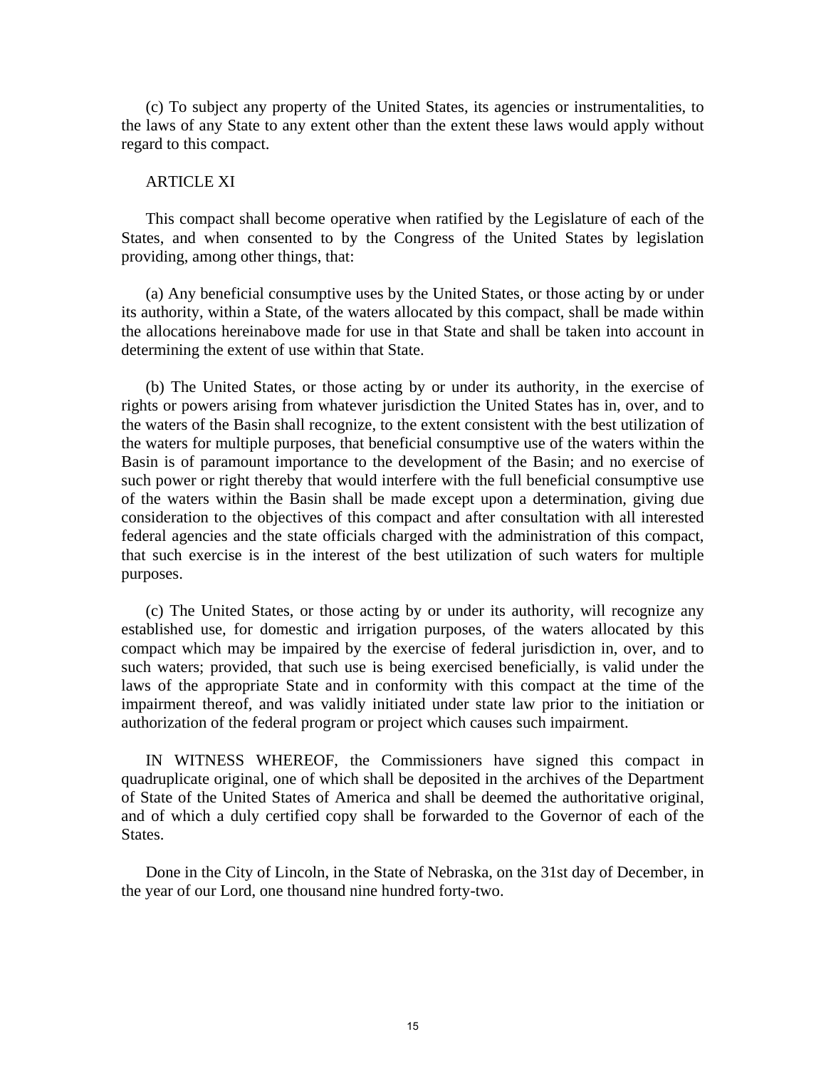(c) To subject any property of the United States, its agencies or instrumentalities, to the laws of any State to any extent other than the extent these laws would apply without regard to this compact.

ARTICLE XI

This compact shall become operative when ratified by the Legislature of each of the States, and when consented to by the Congress of the United States by legislation providing, among other things, that:

(a) Any beneficial consumptive uses by the United States, or those acting by or under its authority, within a State, of the waters allocated by this compact, shall be made within the allocations hereinabove made for use in that State and shall be taken into account in determining the extent of use within that State.

(b) The United States, or those acting by or under its authority, in the exercise of rights or powers arising from whatever jurisdiction the United States has in, over, and to the waters of the Basin shall recognize, to the extent consistent with the best utilization of the waters for multiple purposes, that beneficial consumptive use of the waters within the Basin is of paramount importance to the development of the Basin; and no exercise of such power or right thereby that would interfere with the full beneficial consumptive use of the waters within the Basin shall be made except upon a determination, giving due consideration to the objectives of this compact and after consultation with all interested federal agencies and the state officials charged with the administration of this compact, that such exercise is in the interest of the best utilization of such waters for multiple purposes.

(c) The United States, or those acting by or under its authority, will recognize any established use, for domestic and irrigation purposes, of the waters allocated by this compact which may be impaired by the exercise of federal jurisdiction in, over, and to such waters; provided, that such use is being exercised beneficially, is valid under the laws of the appropriate State and in conformity with this compact at the time of the impairment thereof, and was validly initiated under state law prior to the initiation or authorization of the federal program or project which causes such impairment.

IN WITNESS WHEREOF, the Commissioners have signed this compact in quadruplicate original, one of which shall be deposited in the archives of the Department of State of the United States of America and shall be deemed the authoritative original, and of which a duly certified copy shall be forwarded to the Governor of each of the States.

Done in the City of Lincoln, in the State of Nebraska, on the 31st day of December, in the year of our Lord, one thousand nine hundred forty-two.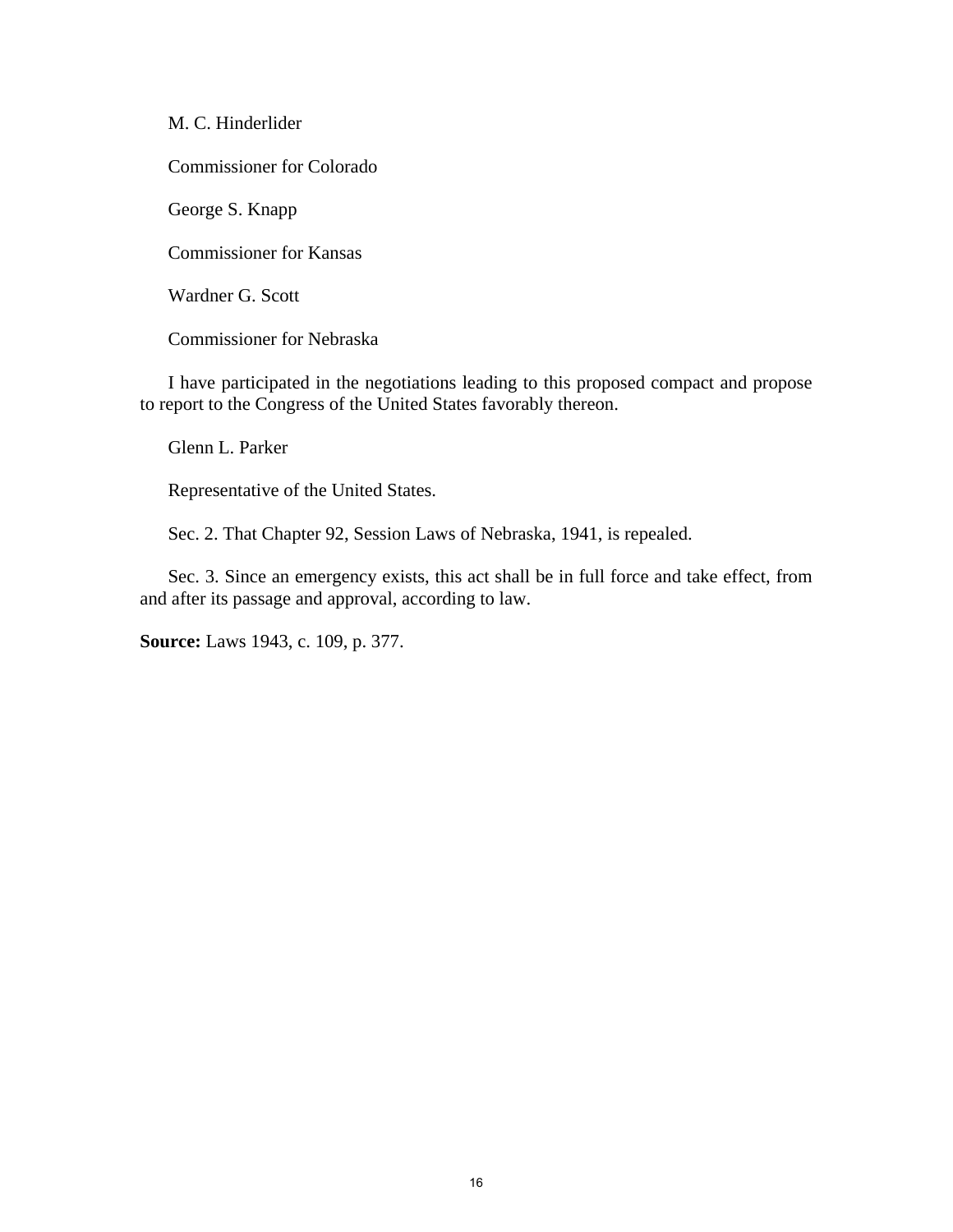M. C. Hinderlider

Commissioner for Colorado

George S. Knapp

Commissioner for Kansas

Wardner G. Scott

Commissioner for Nebraska

I have participated in the negotiations leading to this proposed compact and propose to report to the Congress of the United States favorably thereon.

Glenn L. Parker

Representative of the United States.

Sec. 2. That Chapter 92, Session Laws of Nebraska, 1941, is repealed.

Sec. 3. Since an emergency exists, this act shall be in full force and take effect, from and after its passage and approval, according to law.

**Source:** Laws 1943, c. 109, p. 377.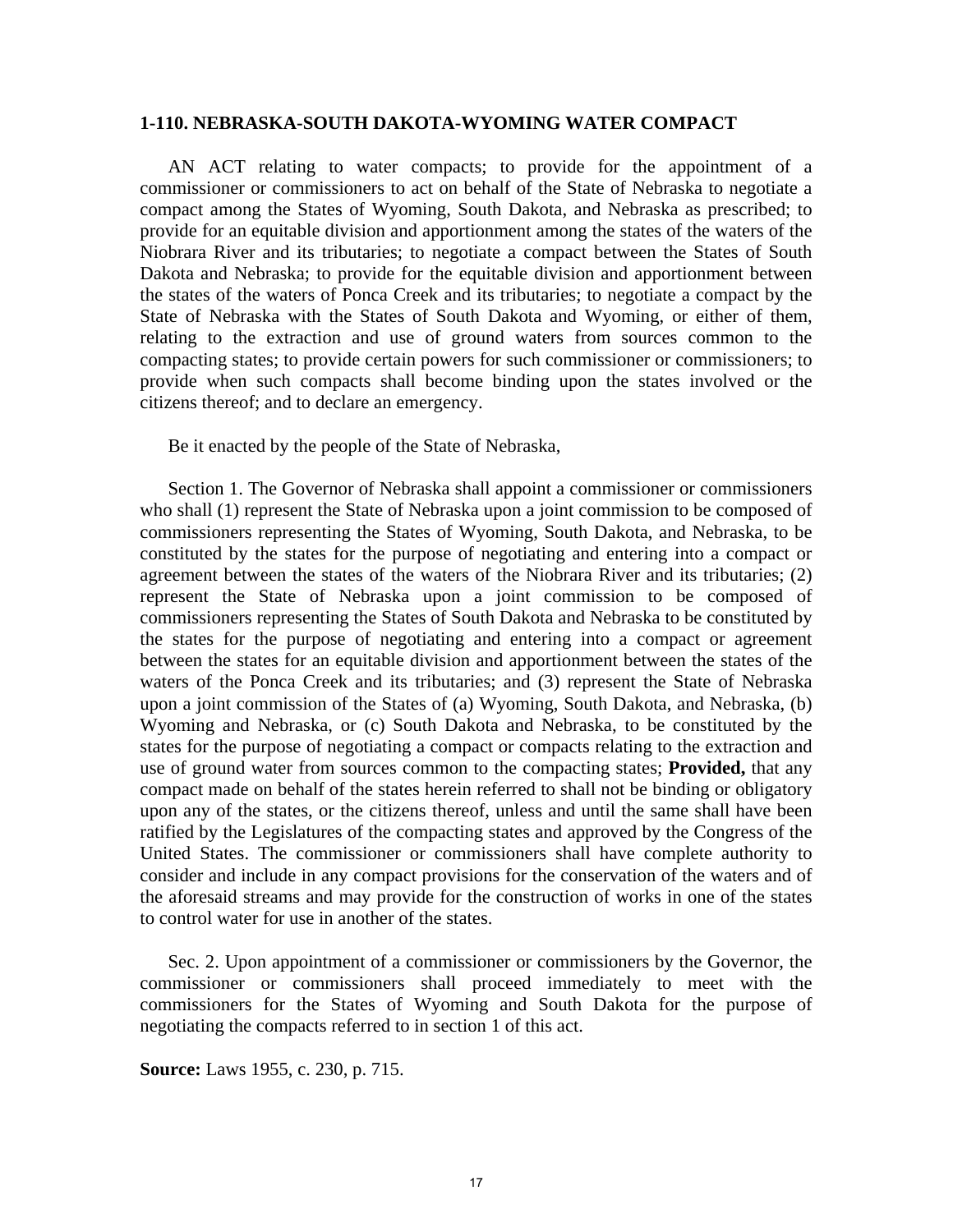## 1-110. NEBRASKA-SOUTH DAKOTA-WYOMING WATER COMPACT

AN ACT relating to water compacts; to provide for the appointment of a commissioner or commissioners to act on behalf of the State of Nebraska to negotiate a compact among the States of Wyoming, South Dakota, and Nebraska as prescribed; to provide for an equitable division and apportionment among the states of the waters of the Niobrara River and its tributaries; to negotiate a compact between the States of South Dakota and Nebraska; to provide for the equitable division and apportionment between the states of the waters of Ponca Creek and its tributaries; to negotiate a compact by the State of Nebraska with the States of South Dakota and Wyoming, or either of them, relating to the extraction and use of ground waters from sources common to the compacting states; to provide certain powers for such commissioner or commissioners; to provide when such compacts shall become binding upon the states involved or the citizens thereof; and to declare an emergency.

Be it enacted by the people of the State of Nebraska,

Section 1. The Governor of Nebraska shall appoint a commissioner or commissioners who shall (1) represent the State of Nebraska upon a joint commission to be composed of commissioners representing the States of Wyoming, South Dakota, and Nebraska, to be constituted by the states for the purpose of negotiating and entering into a compact or agreement between the states of the waters of the Niobrara River and its tributaries; (2) represent the State of Nebraska upon a joint commission to be composed of commissioners representing the States of South Dakota and Nebraska to be constituted by the states for the purpose of negotiating and entering into a compact or agreement between the states for an equitable division and apportionment between the states of the waters of the Ponca Creek and its tributaries; and (3) represent the State of Nebraska upon a joint commission of the States of (a) Wyoming, South Dakota, and Nebraska, (b) Wyoming and Nebraska, or (c) South Dakota and Nebraska, to be constituted by the states for the purpose of negotiating a compact or compacts relating to the extraction and use of ground water from sources common to the compacting states; **Provided,** that any compact made on behalf of the states herein referred to shall not be binding or obligatory upon any of the states, or the citizens thereof, unless and until the same shall have been ratified by the Legislatures of the compacting states and approved by the Congress of the United States. The commissioner or commissioners shall have complete authority to consider and include in any compact provisions for the conservation of the waters and of the aforesaid streams and may provide for the construction of works in one of the states to control water for use in another of the states.

Sec. 2. Upon appointment of a commissioner or commissioners by the Governor, the commissioner or commissioners shall proceed immediately to meet with the commissioners for the States of Wyoming and South Dakota for the purpose of negotiating the compacts referred to in section 1 of this act.

**Source:** Laws 1955, c. 230, p. 715.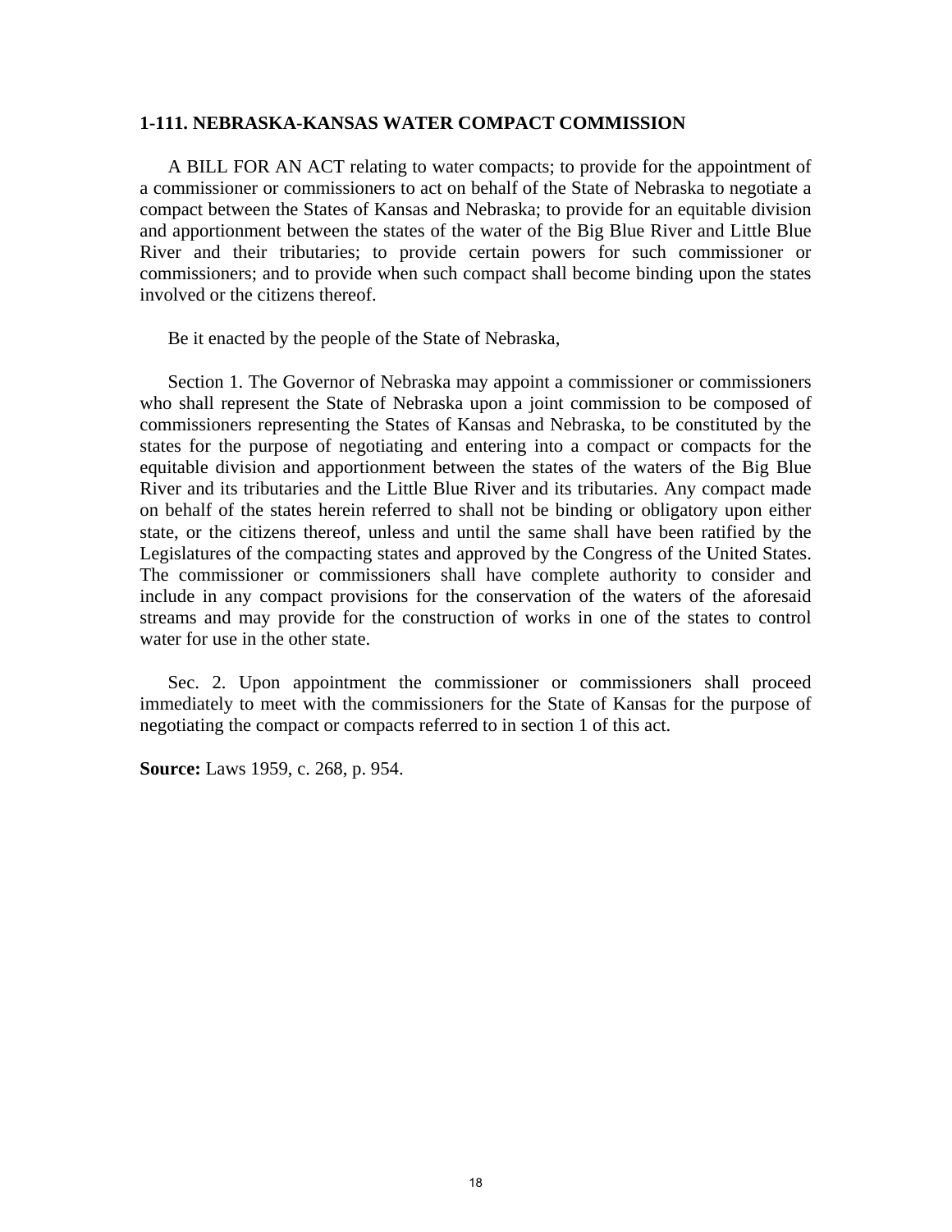**1-111. NEBRASKA-KANSAS WATER COMPACT COMMISSION**

A BILL FOR AN ACT relating to water compacts; to provide for the appointment of a commissioner or commissioners to act on behalf of the State of Nebraska to negotiate a compact between the States of Kansas and Nebraska; to provide for an equitable division and apportionment between the states of the water of the Big Blue River and Little Blue River and their tributaries; to provide certain powers for such commissioner or commissioners; and to provide when such compact shall become binding upon the states involved or the citizens thereof.

Be it enacted by the people of the State of Nebraska,

Section 1. The Governor of Nebraska may appoint a commissioner or commissioners who shall represent the State of Nebraska upon a joint commission to be composed of commissioners representing the States of Kansas and Nebraska, to be constituted by the states for the purpose of negotiating and entering into a compact or compacts for the equitable division and apportionment between the states of the waters of the Big Blue River and its tributaries and the Little Blue River and its tributaries. Any compact made on behalf of the states herein referred to shall not be binding or obligatory upon either state, or the citizens thereof, unless and until the same shall have been ratified by the Legislatures of the compacting states and approved by the Congress of the United States. The commissioner or commissioners shall have complete authority to consider and include in any compact provisions for the conservation of the waters of the aforesaid streams and may provide for the construction of works in one of the states to control water for use in the other state.

Sec. 2. Upon appointment the commissioner or commissioners shall proceed immediately to meet with the commissioners for the State of Kansas for the purpose of negotiating the compact or compacts referred to in section 1 of this act.

**Source:** Laws 1959, c. 268, p. 954.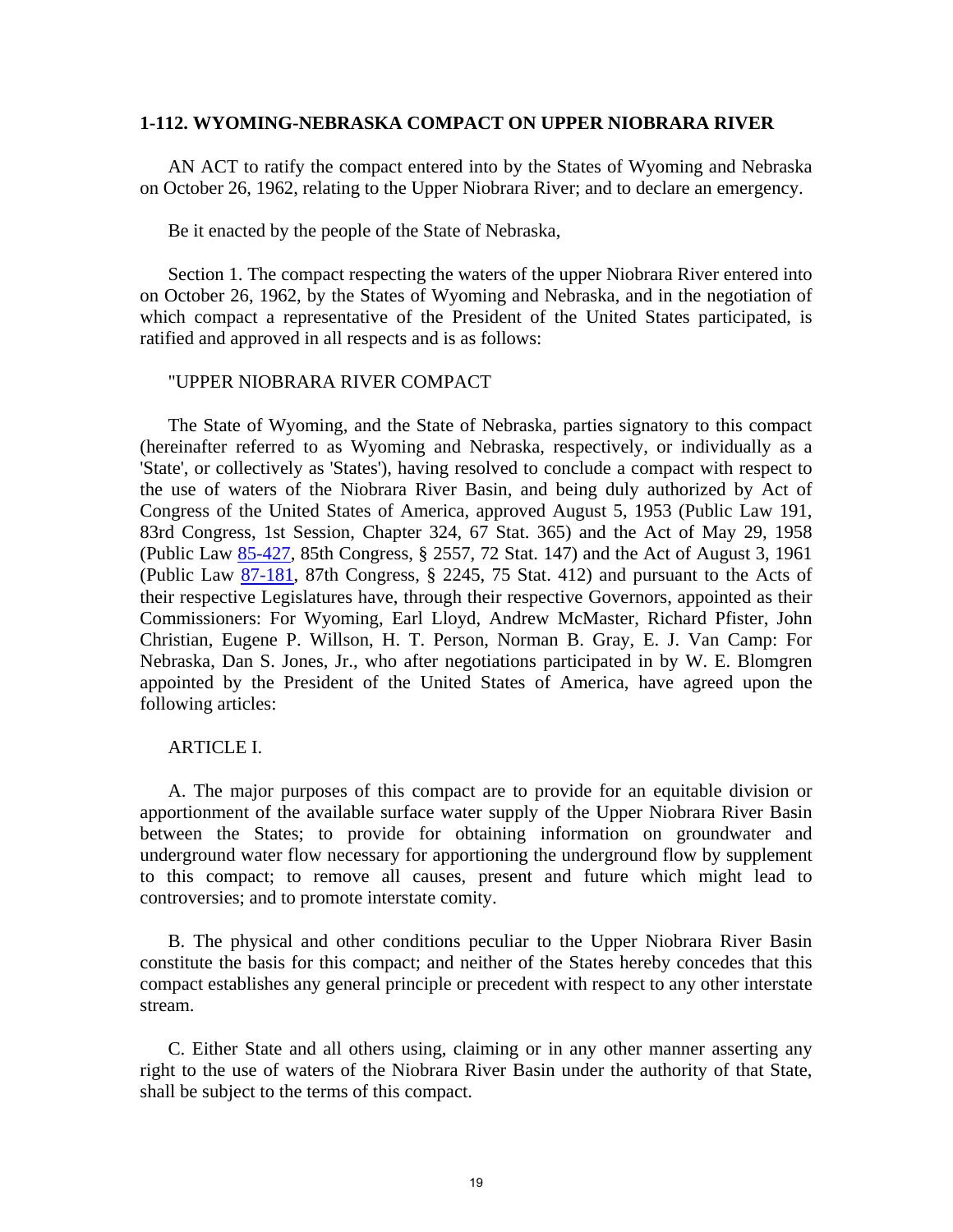**1-112. WYOMING-NEBRASKA COMPACT ON UPPER NIOBRARA RIVER**

AN ACT to ratify the compact entered into by the States of Wyoming and Nebraska on October 26, 1962, relating to the Upper Niobrara River; and to declare an emergency.

Be it enacted by the people of the State of Nebraska,

Section 1. The compact respecting the waters of the upper Niobrara River entered into on October 26, 1962, by the States of Wyoming and Nebraska, and in the negotiation of which compact a representative of the President of the United States participated, is ratified and approved in all respects and is as follows:

"UPPER NIOBRARA RIVER COMPACT

The State of Wyoming, and the State of Nebraska, parties signatory to this compact (hereinafter referred to as Wyoming and Nebraska, respectively, or individually as a 'State', or collectively as 'States'), having resolved to conclude a compact with respect to the use of waters of the Niobrara River Basin, and being duly authorized by Act of Congress of the United States of America, approved August 5, 1953 (Public Law 191, 83rd Congress, 1st Session, Chapter 324, 67 Stat. 365) and the Act of May 29, 1958 (Public Law 85-427, 85th Congress, § 2557, 72 Stat. 147) and the Act of August 3, 1961 (Public Law 87-181, 87th Congress, § 2245, 75 Stat. 412) and pursuant to the Acts of their respective Legislatures have, through their respective Governors, appointed as their Commissioners: For Wyoming, Earl Lloyd, Andrew McMaster, Richard Pfister, John Christian, Eugene P. Willson, H. T. Person, Norman B. Gray, E. J. Van Camp: For Nebraska, Dan S. Jones, Jr., who after negotiations participated in by W. E. Blomgren appointed by the President of the United States of America, have agreed upon the following articles:

ARTICLE I.

A. The major purposes of this compact are to provide for an equitable division or apportionment of the available surface water supply of the Upper Niobrara River Basin between the States; to provide for obtaining information on groundwater and underground water flow necessary for apportioning the underground flow by supplement to this compact; to remove all causes, present and future which might lead to controversies; and to promote interstate comity.

B. The physical and other conditions peculiar to the Upper Niobrara River Basin constitute the basis for this compact; and neither of the States hereby concedes that this compact establishes any general principle or precedent with respect to any other interstate stream.

C. Either State and all others using, claiming or in any other manner asserting any right to the use of waters of the Niobrara River Basin under the authority of that State, shall be subject to the terms of this compact.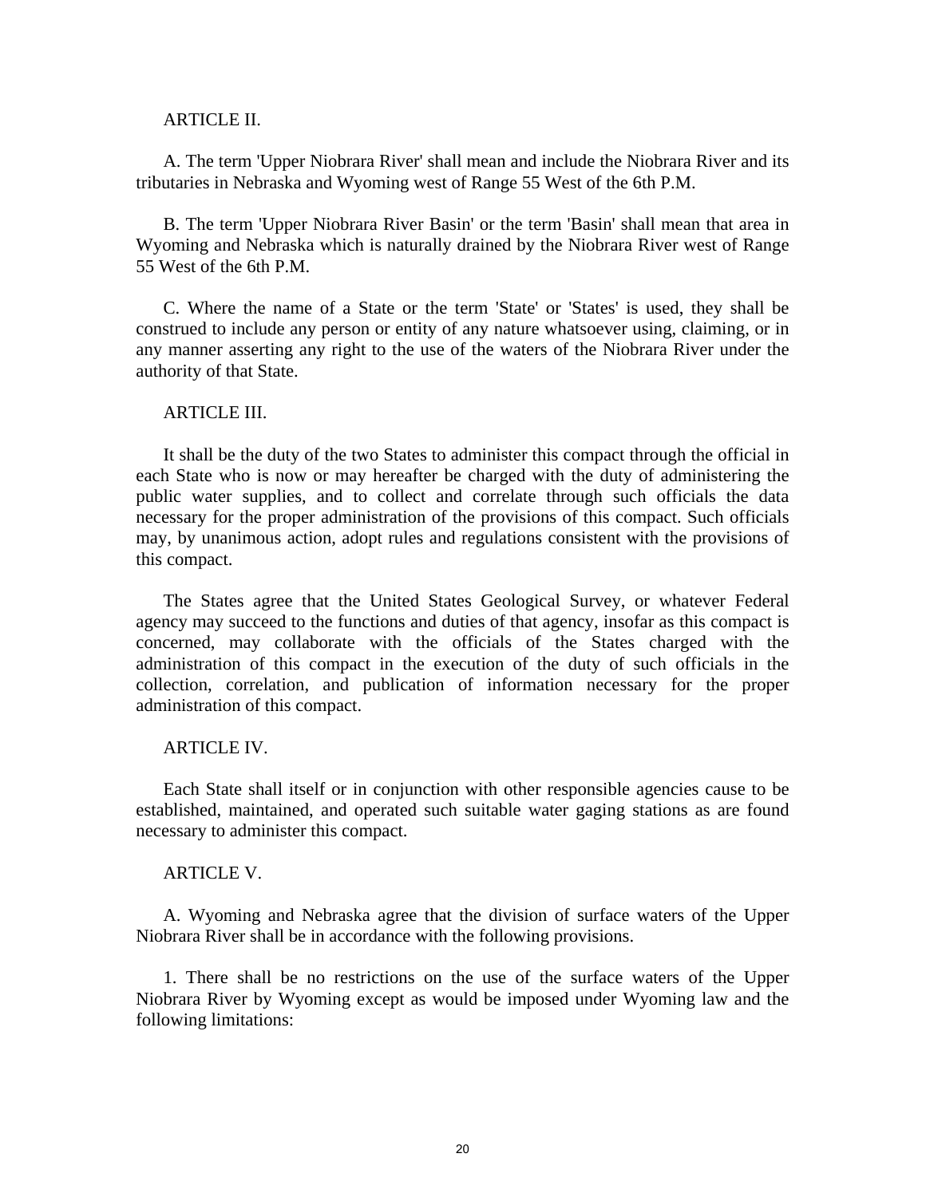ARTICLE II.

A. The term 'Upper Niobrara River' shall mean and include the Niobrara River and its tributaries in Nebraska and Wyoming west of Range 55 West of the 6th P.M.

B. The term 'Upper Niobrara River Basin' or the term 'Basin' shall mean that area in Wyoming and Nebraska which is naturally drained by the Niobrara River west of Range 55 West of the 6th P.M.

C. Where the name of a State or the term 'State' or 'States' is used, they shall be construed to include any person or entity of any nature whatsoever using, claiming, or in any manner asserting any right to the use of the waters of the Niobrara River under the authority of that State.

ARTICLE III.

It shall be the duty of the two States to administer this compact through the official in each State who is now or may hereafter be charged with the duty of administering the public water supplies, and to collect and correlate through such officials the data necessary for the proper administration of the provisions of this compact. Such officials may, by unanimous action, adopt rules and regulations consistent with the provisions of this compact.

The States agree that the United States Geological Survey, or whatever Federal agency may succeed to the functions and duties of that agency, insofar as this compact is concerned, may collaborate with the officials of the States charged with the administration of this compact in the execution of the duty of such officials in the collection, correlation, and publication of information necessary for the proper administration of this compact.

ARTICLE IV.

Each State shall itself or in conjunction with other responsible agencies cause to be established, maintained, and operated such suitable water gaging stations as are found necessary to administer this compact.

ARTICLE V.

A. Wyoming and Nebraska agree that the division of surface waters of the Upper Niobrara River shall be in accordance with the following provisions.

1. There shall be no restrictions on the use of the surface waters of the Upper Niobrara River by Wyoming except as would be imposed under Wyoming law and the following limitations: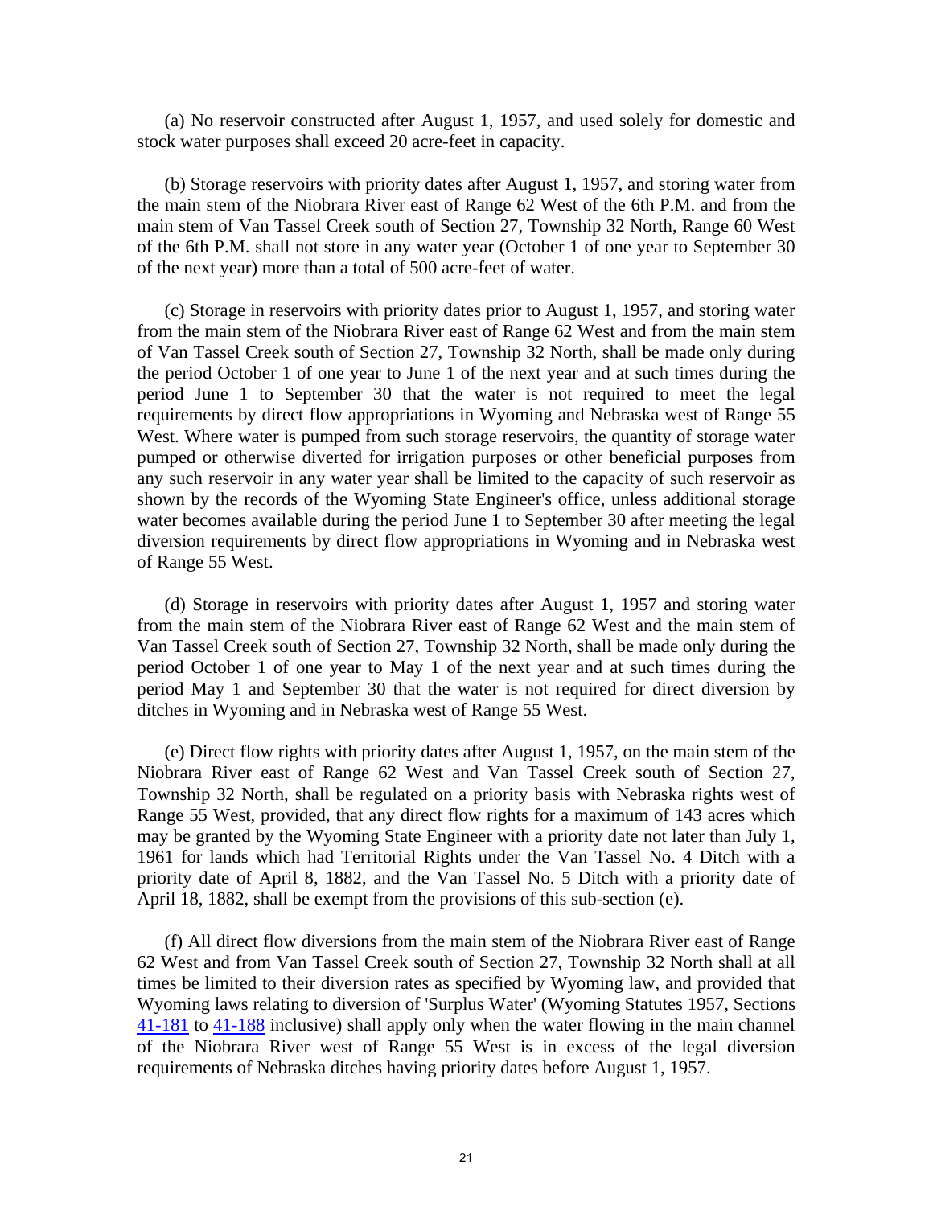(a) No reservoir constructed after August 1, 1957, and used solely for domestic and stock water purposes shall exceed 20 acre-feet in capacity.

(b) Storage reservoirs with priority dates after August 1, 1957, and storing water from the main stem of the Niobrara River east of Range 62 West of the 6th P.M. and from the main stem of Van Tassel Creek south of Section 27, Township 32 North, Range 60 West of the 6th P.M. shall not store in any water year (October 1 of one year to September 30 of the next year) more than a total of 500 acre-feet of water.

(c) Storage in reservoirs with priority dates prior to August 1, 1957, and storing water from the main stem of the Niobrara River east of Range 62 West and from the main stem of Van Tassel Creek south of Section 27, Township 32 North, shall be made only during the period October 1 of one year to June 1 of the next year and at such times during the period June 1 to September 30 that the water is not required to meet the legal requirements by direct flow appropriations in Wyoming and Nebraska west of Range 55 West. Where water is pumped from such storage reservoirs, the quantity of storage water pumped or otherwise diverted for irrigation purposes or other beneficial purposes from any such reservoir in any water year shall be limited to the capacity of such reservoir as shown by the records of the Wyoming State Engineer's office, unless additional storage water becomes available during the period June 1 to September 30 after meeting the legal diversion requirements by direct flow appropriations in Wyoming and in Nebraska west of Range 55 West.

(d) Storage in reservoirs with priority dates after August 1, 1957 and storing water from the main stem of the Niobrara River east of Range 62 West and the main stem of Van Tassel Creek south of Section 27, Township 32 North, shall be made only during the period October 1 of one year to May 1 of the next year and at such times during the period May 1 and September 30 that the water is not required for direct diversion by ditches in Wyoming and in Nebraska west of Range 55 West.

(e) Direct flow rights with priority dates after August 1, 1957, on the main stem of the Niobrara River east of Range 62 West and Van Tassel Creek south of Section 27, Township 32 North, shall be regulated on a priority basis with Nebraska rights west of Range 55 West, provided, that any direct flow rights for a maximum of 143 acres which may be granted by the Wyoming State Engineer with a priority date not later than July 1, 1961 for lands which had Territorial Rights under the Van Tassel No. 4 Ditch with a priority date of April 8, 1882, and the Van Tassel No. 5 Ditch with a priority date of April 18, 1882, shall be exempt from the provisions of this sub-section (e).

(f) All direct flow diversions from the main stem of the Niobrara River east of Range 62 West and from Van Tassel Creek south of Section 27, Township 32 North shall at all times be limited to their diversion rates as specified by Wyoming law, and provided that Wyoming laws relating to diversion of 'Surplus Water' (Wyoming Statutes 1957, Sections 41-181 to 41-188 inclusive) shall apply only when the water flowing in the main channel of the Niobrara River west of Range 55 West is in excess of the legal diversion requirements of Nebraska ditches having priority dates before August 1, 1957.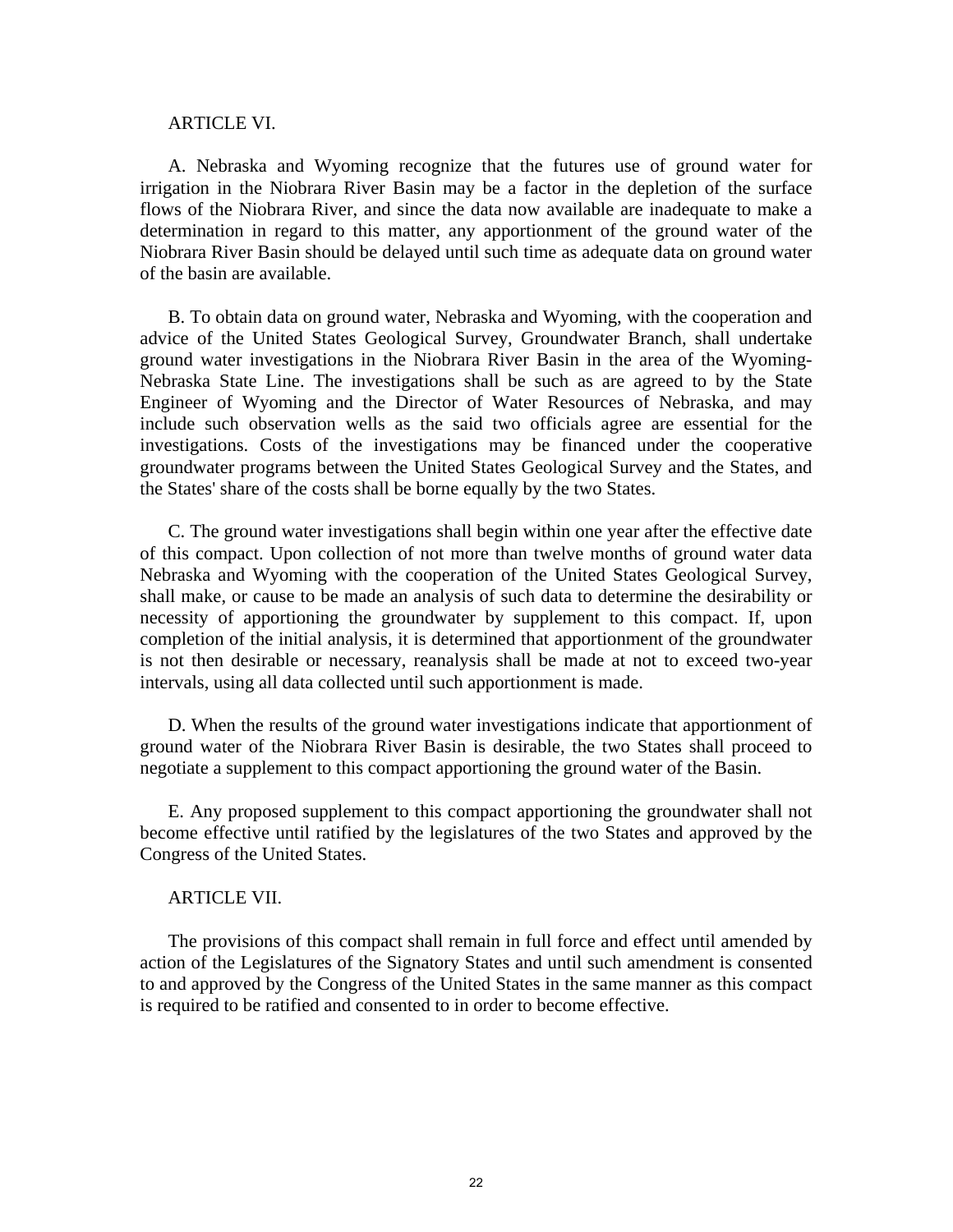ARTICLE VI.

A. Nebraska and Wyoming recognize that the futures use of ground water for irrigation in the Niobrara River Basin may be a factor in the depletion of the surface flows of the Niobrara River, and since the data now available are inadequate to make a determination in regard to this matter, any apportionment of the ground water of the Niobrara River Basin should be delayed until such time as adequate data on ground water of the basin are available.

B. To obtain data on ground water, Nebraska and Wyoming, with the cooperation and advice of the United States Geological Survey, Groundwater Branch, shall undertake ground water investigations in the Niobrara River Basin in the area of the Wyoming-Nebraska State Line. The investigations shall be such as are agreed to by the State Engineer of Wyoming and the Director of Water Resources of Nebraska, and may include such observation wells as the said two officials agree are essential for the investigations. Costs of the investigations may be financed under the cooperative groundwater programs between the United States Geological Survey and the States, and the States' share of the costs shall be borne equally by the two States.

C. The ground water investigations shall begin within one year after the effective date of this compact. Upon collection of not more than twelve months of ground water data Nebraska and Wyoming with the cooperation of the United States Geological Survey, shall make, or cause to be made an analysis of such data to determine the desirability or necessity of apportioning the groundwater by supplement to this compact. If, upon completion of the initial analysis, it is determined that apportionment of the groundwater is not then desirable or necessary, reanalysis shall be made at not to exceed two-year intervals, using all data collected until such apportionment is made.

D. When the results of the ground water investigations indicate that apportionment of ground water of the Niobrara River Basin is desirable, the two States shall proceed to negotiate a supplement to this compact apportioning the ground water of the Basin.

E. Any proposed supplement to this compact apportioning the groundwater shall not become effective until ratified by the legislatures of the two States and approved by the Congress of the United States.

ARTICLE VII.

The provisions of this compact shall remain in full force and effect until amended by action of the Legislatures of the Signatory States and until such amendment is consented to and approved by the Congress of the United States in the same manner as this compact is required to be ratified and consented to in order to become effective.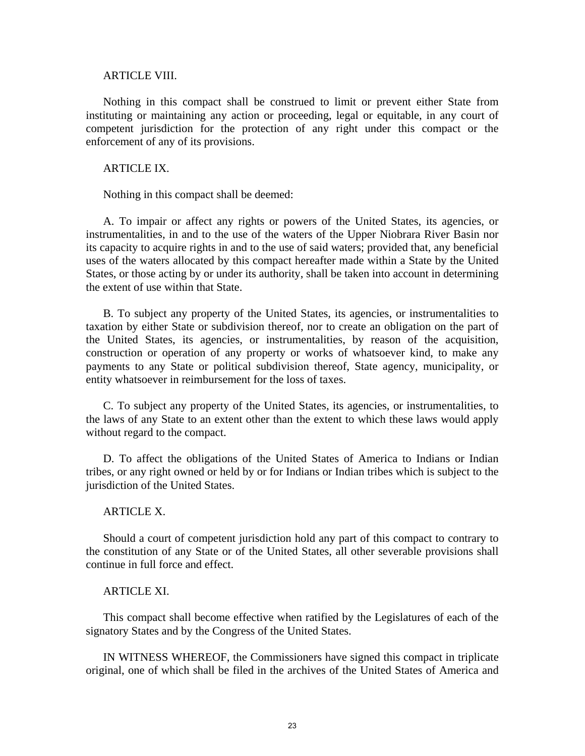ARTICLE VIII.

Nothing in this compact shall be construed to limit or prevent either State from instituting or maintaining any action or proceeding, legal or equitable, in any court of competent jurisdiction for the protection of any right under this compact or the enforcement of any of its provisions.

ARTICLE IX.

Nothing in this compact shall be deemed:

A. To impair or affect any rights or powers of the United States, its agencies, or instrumentalities, in and to the use of the waters of the Upper Niobrara River Basin nor its capacity to acquire rights in and to the use of said waters; provided that, any beneficial uses of the waters allocated by this compact hereafter made within a State by the United States, or those acting by or under its authority, shall be taken into account in determining the extent of use within that State.

B. To subject any property of the United States, its agencies, or instrumentalities to taxation by either State or subdivision thereof, nor to create an obligation on the part of the United States, its agencies, or instrumentalities, by reason of the acquisition, construction or operation of any property or works of whatsoever kind, to make any payments to any State or political subdivision thereof, State agency, municipality, or entity whatsoever in reimbursement for the loss of taxes.

C. To subject any property of the United States, its agencies, or instrumentalities, to the laws of any State to an extent other than the extent to which these laws would apply without regard to the compact.

D. To affect the obligations of the United States of America to Indians or Indian tribes, or any right owned or held by or for Indians or Indian tribes which is subject to the jurisdiction of the United States.

ARTICLE X.

Should a court of competent jurisdiction hold any part of this compact to contrary to the constitution of any State or of the United States, all other severable provisions shall continue in full force and effect.

ARTICLE XI.

This compact shall become effective when ratified by the Legislatures of each of the signatory States and by the Congress of the United States.

IN WITNESS WHEREOF, the Commissioners have signed this compact in triplicate original, one of which shall be filed in the archives of the United States of America and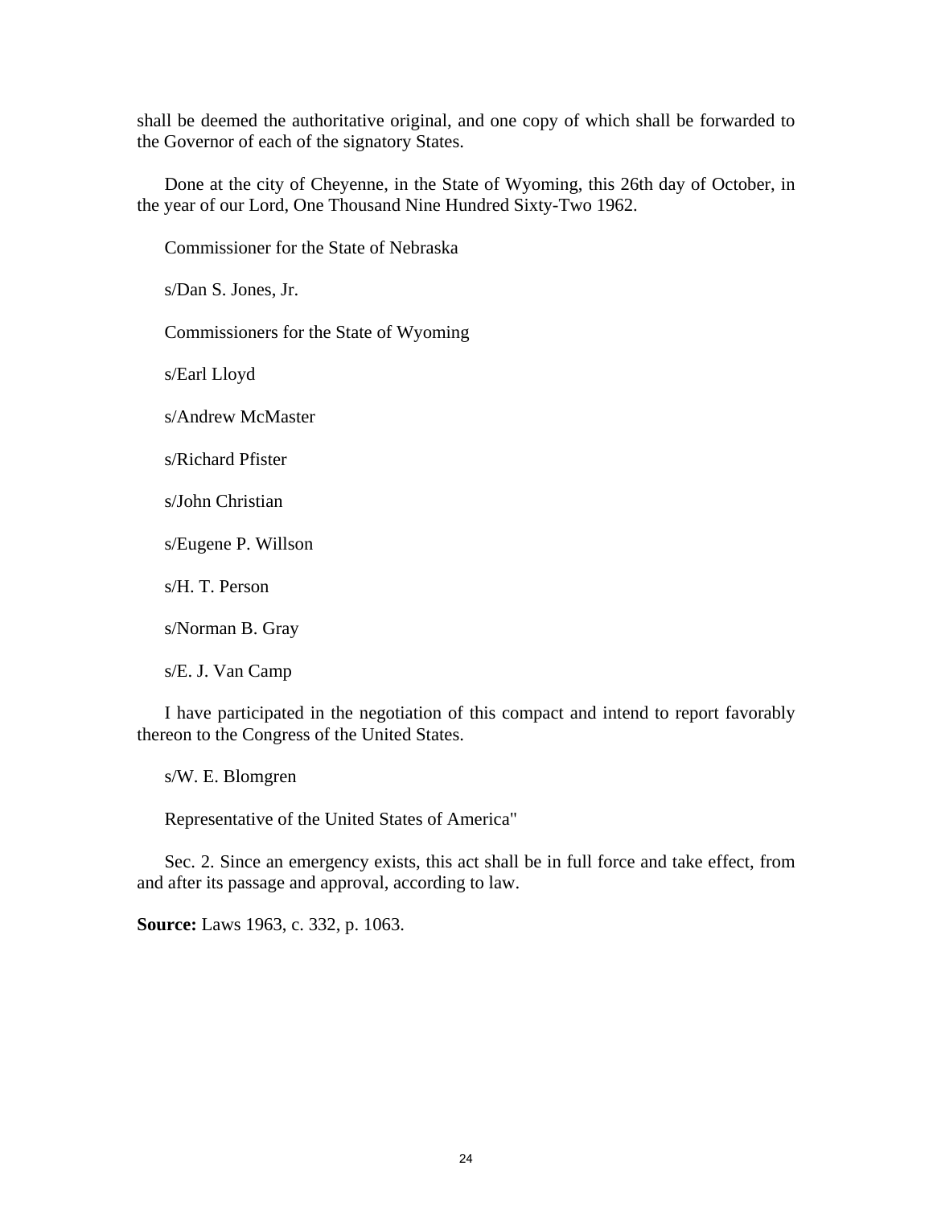shall be deemed the authoritative original, and one copy of which shall be forwarded to the Governor of each of the signatory States.

Done at the city of Cheyenne, in the State of Wyoming, this 26th day of October, in the year of our Lord, One Thousand Nine Hundred Sixty-Two 1962.

Commissioner for the State of Nebraska

s/Dan S. Jones, Jr.

Commissioners for the State of Wyoming

s/Earl Lloyd

s/Andrew McMaster

s/Richard Pfister

s/John Christian

s/Eugene P. Willson

s/H. T. Person

s/Norman B. Gray

s/E. J. Van Camp

I have participated in the negotiation of this compact and intend to report favorably thereon to the Congress of the United States.

s/W. E. Blomgren

Representative of the United States of America"

Sec. 2. Since an emergency exists, this act shall be in full force and take effect, from and after its passage and approval, according to law.

**Source:** Laws 1963, c. 332, p. 1063.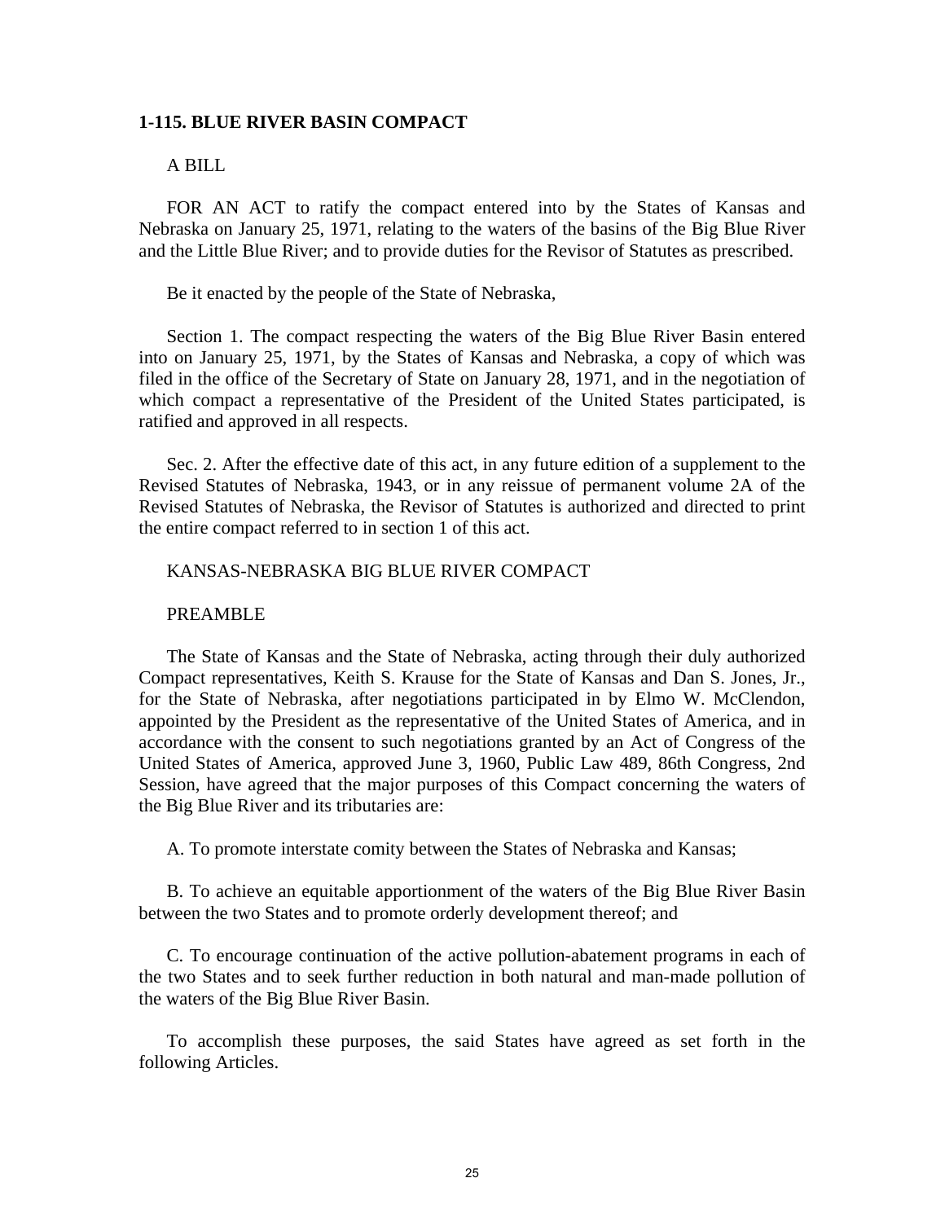## 1-115. BLUE RIVER BASIN COMPACT

A BILL

FOR AN ACT to ratify the compact entered into by the States of Kansas and Nebraska on January 25, 1971, relating to the waters of the basins of the Big Blue River and the Little Blue River; and to provide duties for the Revisor of Statutes as prescribed.

Be it enacted by the people of the State of Nebraska,

Section 1. The compact respecting the waters of the Big Blue River Basin entered into on January 25, 1971, by the States of Kansas and Nebraska, a copy of which was filed in the office of the Secretary of State on January 28, 1971, and in the negotiation of which compact a representative of the President of the United States participated, is ratified and approved in all respects.

Sec. 2. After the effective date of this act, in any future edition of a supplement to the Revised Statutes of Nebraska, 1943, or in any reissue of permanent volume 2A of the Revised Statutes of Nebraska, the Revisor of Statutes is authorized and directed to print the entire compact referred to in section 1 of this act.

KANSAS-NEBRASKA BIG BLUE RIVER COMPACT

PREAMBLE

The State of Kansas and the State of Nebraska, acting through their duly authorized Compact representatives, Keith S. Krause for the State of Kansas and Dan S. Jones, Jr., for the State of Nebraska, after negotiations participated in by Elmo W. McClendon, appointed by the President as the representative of the United States of America, and in accordance with the consent to such negotiations granted by an Act of Congress of the United States of America, approved June 3, 1960, Public Law 489, 86th Congress, 2nd Session, have agreed that the major purposes of this Compact concerning the waters of the Big Blue River and its tributaries are:

A. To promote interstate comity between the States of Nebraska and Kansas;

B. To achieve an equitable apportionment of the waters of the Big Blue River Basin between the two States and to promote orderly development thereof; and

C. To encourage continuation of the active pollution-abatement programs in each of the two States and to seek further reduction in both natural and man-made pollution of the waters of the Big Blue River Basin.

To accomplish these purposes, the said States have agreed as set forth in the following Articles.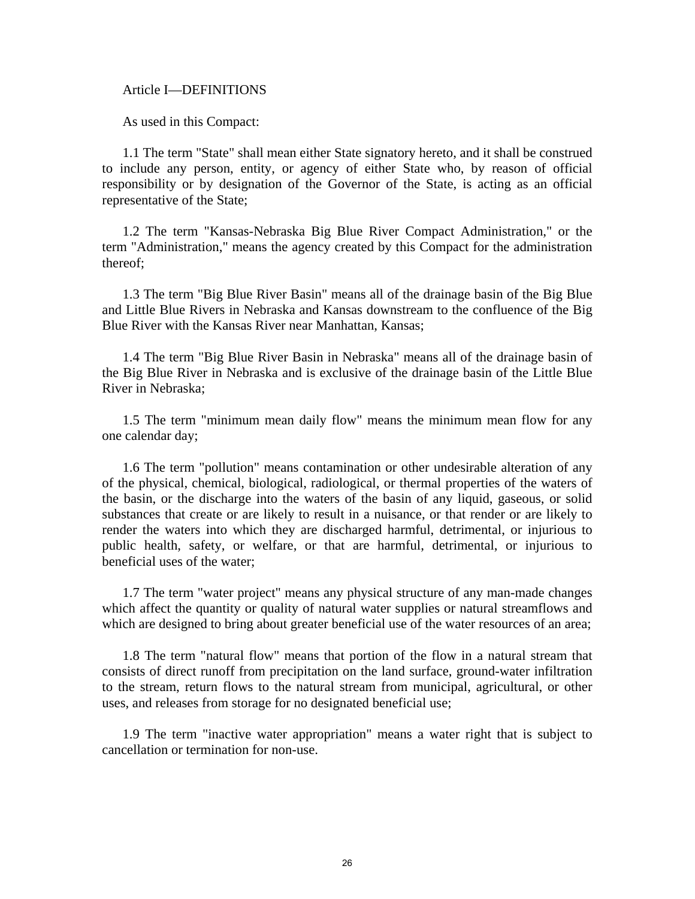## Article I—DEFINITIONS

As used in this Compact:

1.1 The term "State" shall mean either State signatory hereto, and it shall be construed to include any person, entity, or agency of either State who, by reason of official responsibility or by designation of the Governor of the State, is acting as an official representative of the State;

1.2 The term "Kansas-Nebraska Big Blue River Compact Administration," or the term "Administration," means the agency created by this Compact for the administration thereof;

1.3 The term "Big Blue River Basin" means all of the drainage basin of the Big Blue and Little Blue Rivers in Nebraska and Kansas downstream to the confluence of the Big Blue River with the Kansas River near Manhattan, Kansas;

1.4 The term "Big Blue River Basin in Nebraska" means all of the drainage basin of the Big Blue River in Nebraska and is exclusive of the drainage basin of the Little Blue River in Nebraska;

1.5 The term "minimum mean daily flow" means the minimum mean flow for any one calendar day;

1.6 The term "pollution" means contamination or other undesirable alteration of any of the physical, chemical, biological, radiological, or thermal properties of the waters of the basin, or the discharge into the waters of the basin of any liquid, gaseous, or solid substances that create or are likely to result in a nuisance, or that render or are likely to render the waters into which they are discharged harmful, detrimental, or injurious to public health, safety, or welfare, or that are harmful, detrimental, or injurious to beneficial uses of the water;

1.7 The term "water project" means any physical structure of any man-made changes which affect the quantity or quality of natural water supplies or natural streamflows and which are designed to bring about greater beneficial use of the water resources of an area;

1.8 The term "natural flow" means that portion of the flow in a natural stream that consists of direct runoff from precipitation on the land surface, ground-water infiltration to the stream, return flows to the natural stream from municipal, agricultural, or other uses, and releases from storage for no designated beneficial use;

1.9 The term "inactive water appropriation" means a water right that is subject to cancellation or termination for non-use.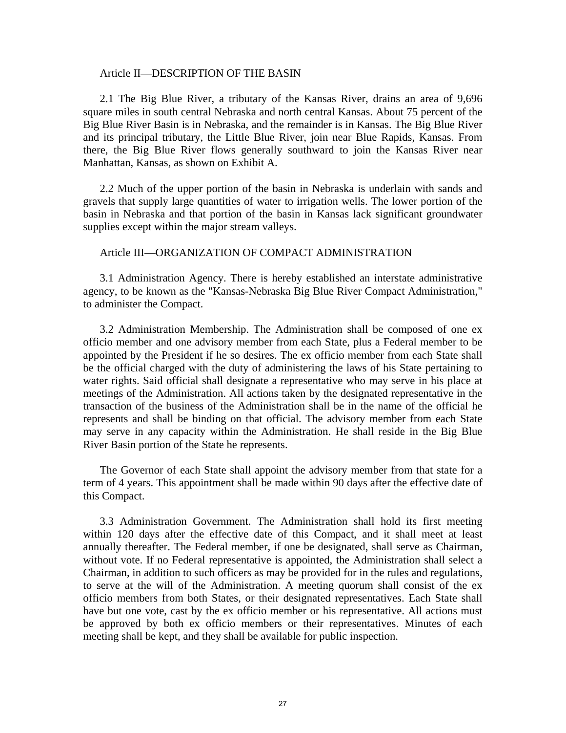Article II—DESCRIPTION OF THE BASIN

2.1 The Big Blue River, a tributary of the Kansas River, drains an area of 9,696 square miles in south central Nebraska and north central Kansas. About 75 percent of the Big Blue River Basin is in Nebraska, and the remainder is in Kansas. The Big Blue River and its principal tributary, the Little Blue River, join near Blue Rapids, Kansas. From there, the Big Blue River flows generally southward to join the Kansas River near Manhattan, Kansas, as shown on Exhibit A.

2.2 Much of the upper portion of the basin in Nebraska is underlain with sands and gravels that supply large quantities of water to irrigation wells. The lower portion of the basin in Nebraska and that portion of the basin in Kansas lack significant groundwater supplies except within the major stream valleys.

Article III—ORGANIZATION OF COMPACT ADMINISTRATION

3.1 Administration Agency. There is hereby established an interstate administrative agency, to be known as the "Kansas-Nebraska Big Blue River Compact Administration," to administer the Compact.

3.2 Administration Membership. The Administration shall be composed of one ex officio member and one advisory member from each State, plus a Federal member to be appointed by the President if he so desires. The ex officio member from each State shall be the official charged with the duty of administering the laws of his State pertaining to water rights. Said official shall designate a representative who may serve in his place at meetings of the Administration. All actions taken by the designated representative in the transaction of the business of the Administration shall be in the name of the official he represents and shall be binding on that official. The advisory member from each State may serve in any capacity within the Administration. He shall reside in the Big Blue River Basin portion of the State he represents.

The Governor of each State shall appoint the advisory member from that state for a term of 4 years. This appointment shall be made within 90 days after the effective date of this Compact.

3.3 Administration Government. The Administration shall hold its first meeting within 120 days after the effective date of this Compact, and it shall meet at least annually thereafter. The Federal member, if one be designated, shall serve as Chairman, without vote. If no Federal representative is appointed, the Administration shall select a Chairman, in addition to such officers as may be provided for in the rules and regulations, to serve at the will of the Administration. A meeting quorum shall consist of the ex officio members from both States, or their designated representatives. Each State shall have but one vote, cast by the ex officio member or his representative. All actions must be approved by both ex officio members or their representatives. Minutes of each meeting shall be kept, and they shall be available for public inspection.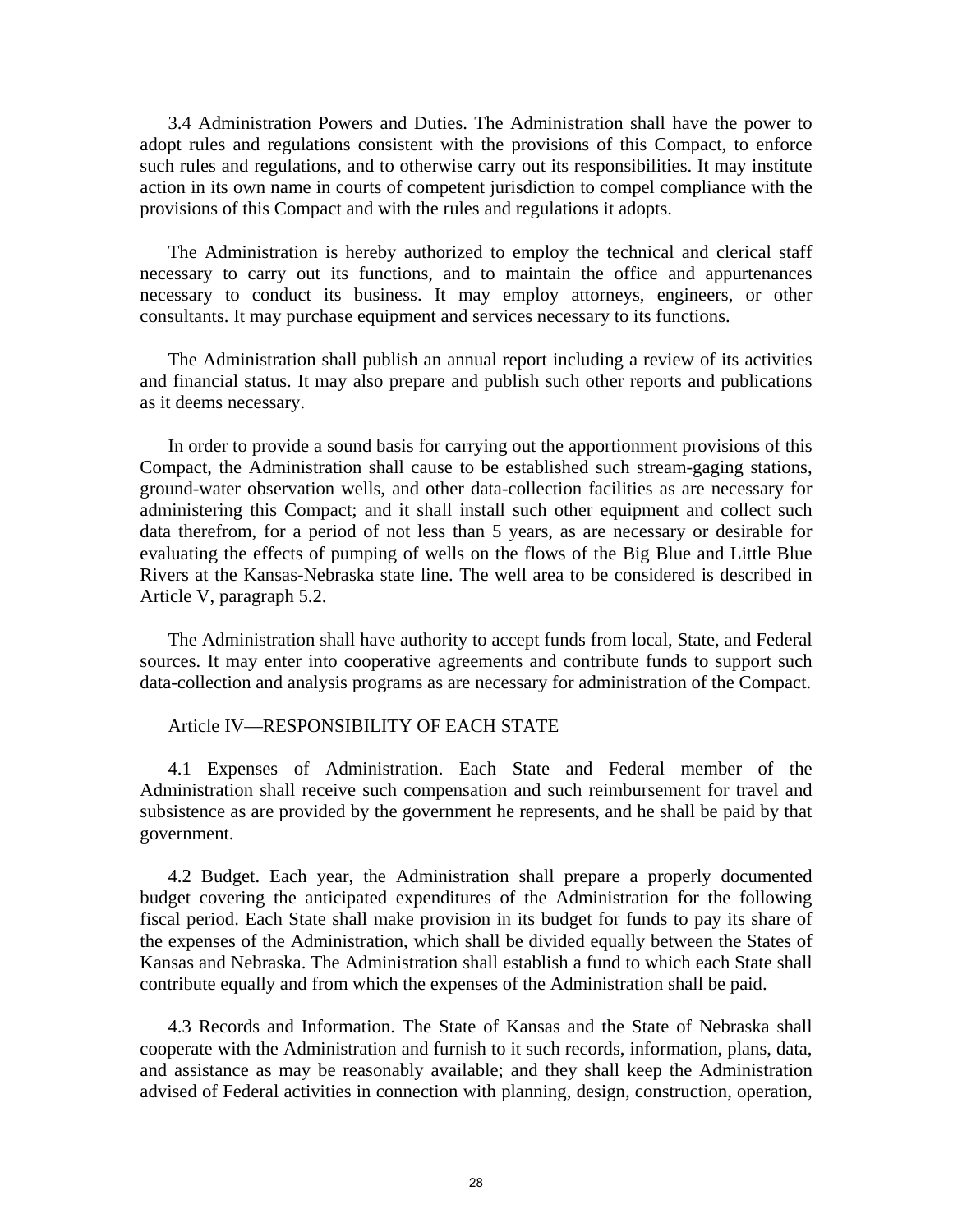3.4 Administration Powers and Duties. The Administration shall have the power to adopt rules and regulations consistent with the provisions of this Compact, to enforce such rules and regulations, and to otherwise carry out its responsibilities. It may institute action in its own name in courts of competent jurisdiction to compel compliance with the provisions of this Compact and with the rules and regulations it adopts.

The Administration is hereby authorized to employ the technical and clerical staff necessary to carry out its functions, and to maintain the office and appurtenances necessary to conduct its business. It may employ attorneys, engineers, or other consultants. It may purchase equipment and services necessary to its functions.

The Administration shall publish an annual report including a review of its activities and financial status. It may also prepare and publish such other reports and publications as it deems necessary.

In order to provide a sound basis for carrying out the apportionment provisions of this Compact, the Administration shall cause to be established such stream-gaging stations, ground-water observation wells, and other data-collection facilities as are necessary for administering this Compact; and it shall install such other equipment and collect such data therefrom, for a period of not less than 5 years, as are necessary or desirable for evaluating the effects of pumping of wells on the flows of the Big Blue and Little Blue Rivers at the Kansas-Nebraska state line. The well area to be considered is described in Article V, paragraph 5.2.

The Administration shall have authority to accept funds from local, State, and Federal sources. It may enter into cooperative agreements and contribute funds to support such data-collection and analysis programs as are necessary for administration of the Compact.

Article IV—RESPONSIBILITY OF EACH STATE

4.1 Expenses of Administration. Each State and Federal member of the Administration shall receive such compensation and such reimbursement for travel and subsistence as are provided by the government he represents, and he shall be paid by that government.

4.2 Budget. Each year, the Administration shall prepare a properly documented budget covering the anticipated expenditures of the Administration for the following fiscal period. Each State shall make provision in its budget for funds to pay its share of the expenses of the Administration, which shall be divided equally between the States of Kansas and Nebraska. The Administration shall establish a fund to which each State shall contribute equally and from which the expenses of the Administration shall be paid.

4.3 Records and Information. The State of Kansas and the State of Nebraska shall cooperate with the Administration and furnish to it such records, information, plans, data, and assistance as may be reasonably available; and they shall keep the Administration advised of Federal activities in connection with planning, design, construction, operation,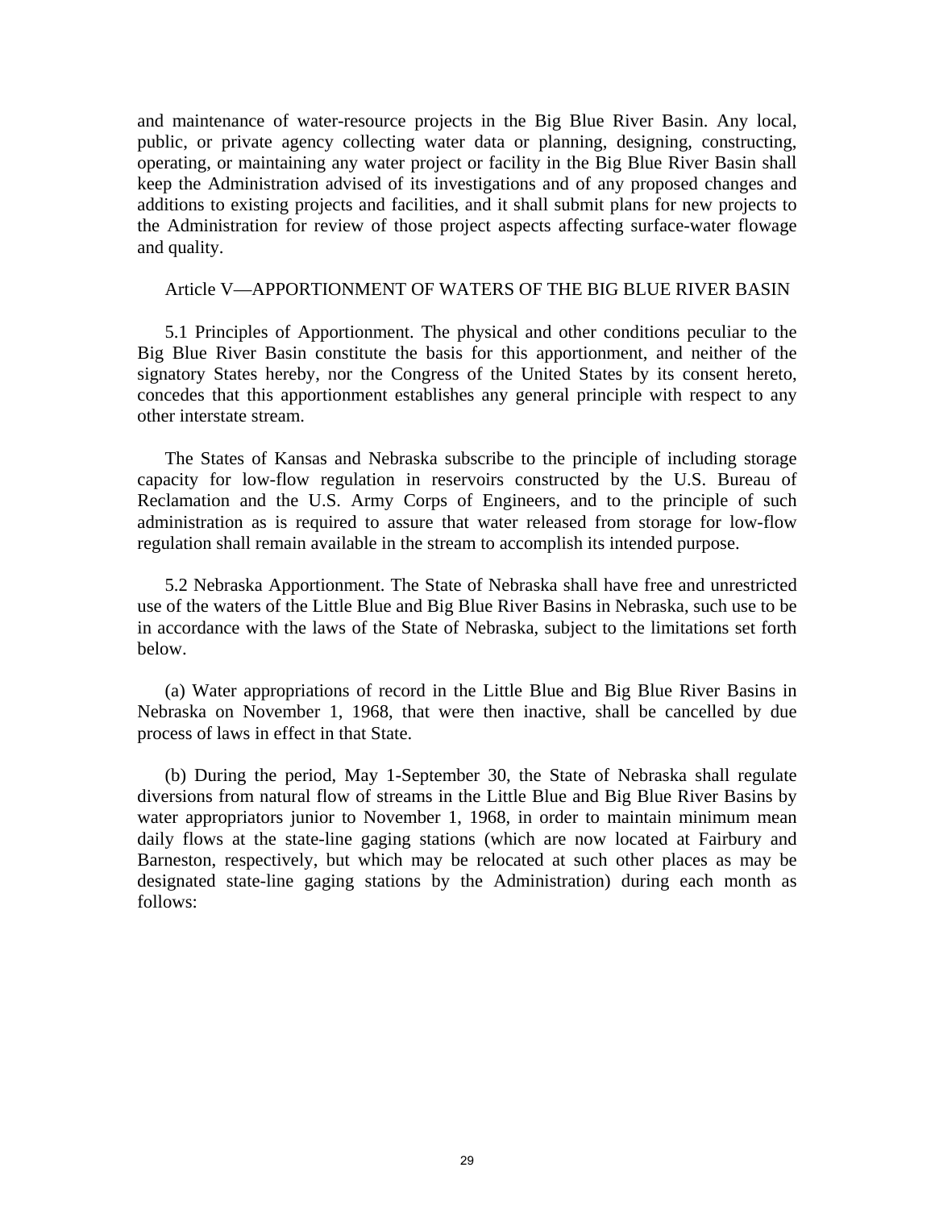and maintenance of water-resource projects in the Big Blue River Basin. Any local, public, or private agency collecting water data or planning, designing, constructing, operating, or maintaining any water project or facility in the Big Blue River Basin shall keep the Administration advised of its investigations and of any proposed changes and additions to existing projects and facilities, and it shall submit plans for new projects to the Administration for review of those project aspects affecting surface-water flowage and quality.

## Article V—APPORTIONMENT OF WATERS OF THE BIG BLUE RIVER BASIN

5.1 Principles of Apportionment. The physical and other conditions peculiar to the Big Blue River Basin constitute the basis for this apportionment, and neither of the signatory States hereby, nor the Congress of the United States by its consent hereto, concedes that this apportionment establishes any general principle with respect to any other interstate stream.

The States of Kansas and Nebraska subscribe to the principle of including storage capacity for low-flow regulation in reservoirs constructed by the U.S. Bureau of Reclamation and the U.S. Army Corps of Engineers, and to the principle of such administration as is required to assure that water released from storage for low-flow regulation shall remain available in the stream to accomplish its intended purpose.

5.2 Nebraska Apportionment. The State of Nebraska shall have free and unrestricted use of the waters of the Little Blue and Big Blue River Basins in Nebraska, such use to be in accordance with the laws of the State of Nebraska, subject to the limitations set forth below.

(a) Water appropriations of record in the Little Blue and Big Blue River Basins in Nebraska on November 1, 1968, that were then inactive, shall be cancelled by due process of laws in effect in that State.

(b) During the period, May 1-September 30, the State of Nebraska shall regulate diversions from natural flow of streams in the Little Blue and Big Blue River Basins by water appropriators junior to November 1, 1968, in order to maintain minimum mean daily flows at the state-line gaging stations (which are now located at Fairbury and Barneston, respectively, but which may be relocated at such other places as may be designated state-line gaging stations by the Administration) during each month as follows: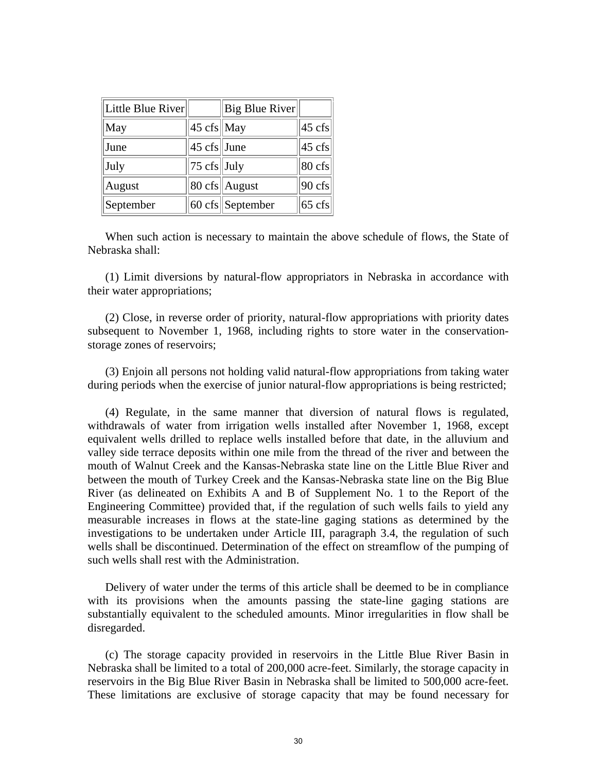| Little Blue River | | Big Blue River | |
|---|---|---|---|
| May | 45 cfs | May | 45 cfs |
| June | 45 cfs | June | 45 cfs |
| July | 75 cfs | July | 80 cfs |
| August | 80 cfs | August | 90 cfs |
| September | 60 cfs | September | 65 cfs |

When such action is necessary to maintain the above schedule of flows, the State of Nebraska shall:

(1) Limit diversions by natural-flow appropriators in Nebraska in accordance with their water appropriations;

(2) Close, in reverse order of priority, natural-flow appropriations with priority dates subsequent to November 1, 1968, including rights to store water in the conservation-storage zones of reservoirs;

(3) Enjoin all persons not holding valid natural-flow appropriations from taking water during periods when the exercise of junior natural-flow appropriations is being restricted;

(4) Regulate, in the same manner that diversion of natural flows is regulated, withdrawals of water from irrigation wells installed after November 1, 1968, except equivalent wells drilled to replace wells installed before that date, in the alluvium and valley side terrace deposits within one mile from the thread of the river and between the mouth of Walnut Creek and the Kansas-Nebraska state line on the Little Blue River and between the mouth of Turkey Creek and the Kansas-Nebraska state line on the Big Blue River (as delineated on Exhibits A and B of Supplement No. 1 to the Report of the Engineering Committee) provided that, if the regulation of such wells fails to yield any measurable increases in flows at the state-line gaging stations as determined by the investigations to be undertaken under Article III, paragraph 3.4, the regulation of such wells shall be discontinued. Determination of the effect on streamflow of the pumping of such wells shall rest with the Administration.

Delivery of water under the terms of this article shall be deemed to be in compliance with its provisions when the amounts passing the state-line gaging stations are substantially equivalent to the scheduled amounts. Minor irregularities in flow shall be disregarded.

(c) The storage capacity provided in reservoirs in the Little Blue River Basin in Nebraska shall be limited to a total of 200,000 acre-feet. Similarly, the storage capacity in reservoirs in the Big Blue River Basin in Nebraska shall be limited to 500,000 acre-feet. These limitations are exclusive of storage capacity that may be found necessary for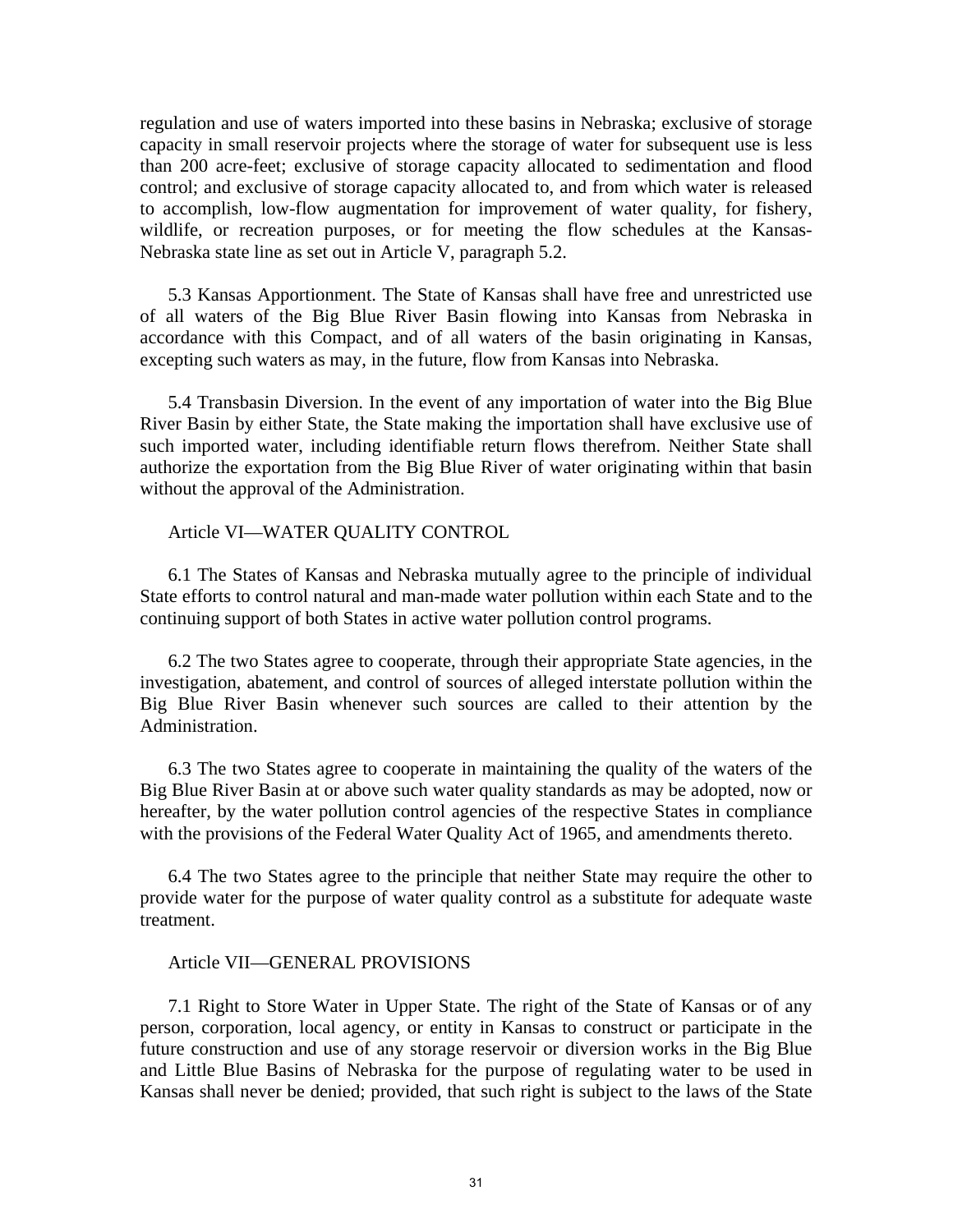regulation and use of waters imported into these basins in Nebraska; exclusive of storage capacity in small reservoir projects where the storage of water for subsequent use is less than 200 acre-feet; exclusive of storage capacity allocated to sedimentation and flood control; and exclusive of storage capacity allocated to, and from which water is released to accomplish, low-flow augmentation for improvement of water quality, for fishery, wildlife, or recreation purposes, or for meeting the flow schedules at the Kansas-Nebraska state line as set out in Article V, paragraph 5.2.

5.3 Kansas Apportionment. The State of Kansas shall have free and unrestricted use of all waters of the Big Blue River Basin flowing into Kansas from Nebraska in accordance with this Compact, and of all waters of the basin originating in Kansas, excepting such waters as may, in the future, flow from Kansas into Nebraska.

5.4 Transbasin Diversion. In the event of any importation of water into the Big Blue River Basin by either State, the State making the importation shall have exclusive use of such imported water, including identifiable return flows therefrom. Neither State shall authorize the exportation from the Big Blue River of water originating within that basin without the approval of the Administration.

## Article VI—WATER QUALITY CONTROL

6.1 The States of Kansas and Nebraska mutually agree to the principle of individual State efforts to control natural and man-made water pollution within each State and to the continuing support of both States in active water pollution control programs.

6.2 The two States agree to cooperate, through their appropriate State agencies, in the investigation, abatement, and control of sources of alleged interstate pollution within the Big Blue River Basin whenever such sources are called to their attention by the Administration.

6.3 The two States agree to cooperate in maintaining the quality of the waters of the Big Blue River Basin at or above such water quality standards as may be adopted, now or hereafter, by the water pollution control agencies of the respective States in compliance with the provisions of the Federal Water Quality Act of 1965, and amendments thereto.

6.4 The two States agree to the principle that neither State may require the other to provide water for the purpose of water quality control as a substitute for adequate waste treatment.

## Article VII—GENERAL PROVISIONS

7.1 Right to Store Water in Upper State. The right of the State of Kansas or of any person, corporation, local agency, or entity in Kansas to construct or participate in the future construction and use of any storage reservoir or diversion works in the Big Blue and Little Blue Basins of Nebraska for the purpose of regulating water to be used in Kansas shall never be denied; provided, that such right is subject to the laws of the State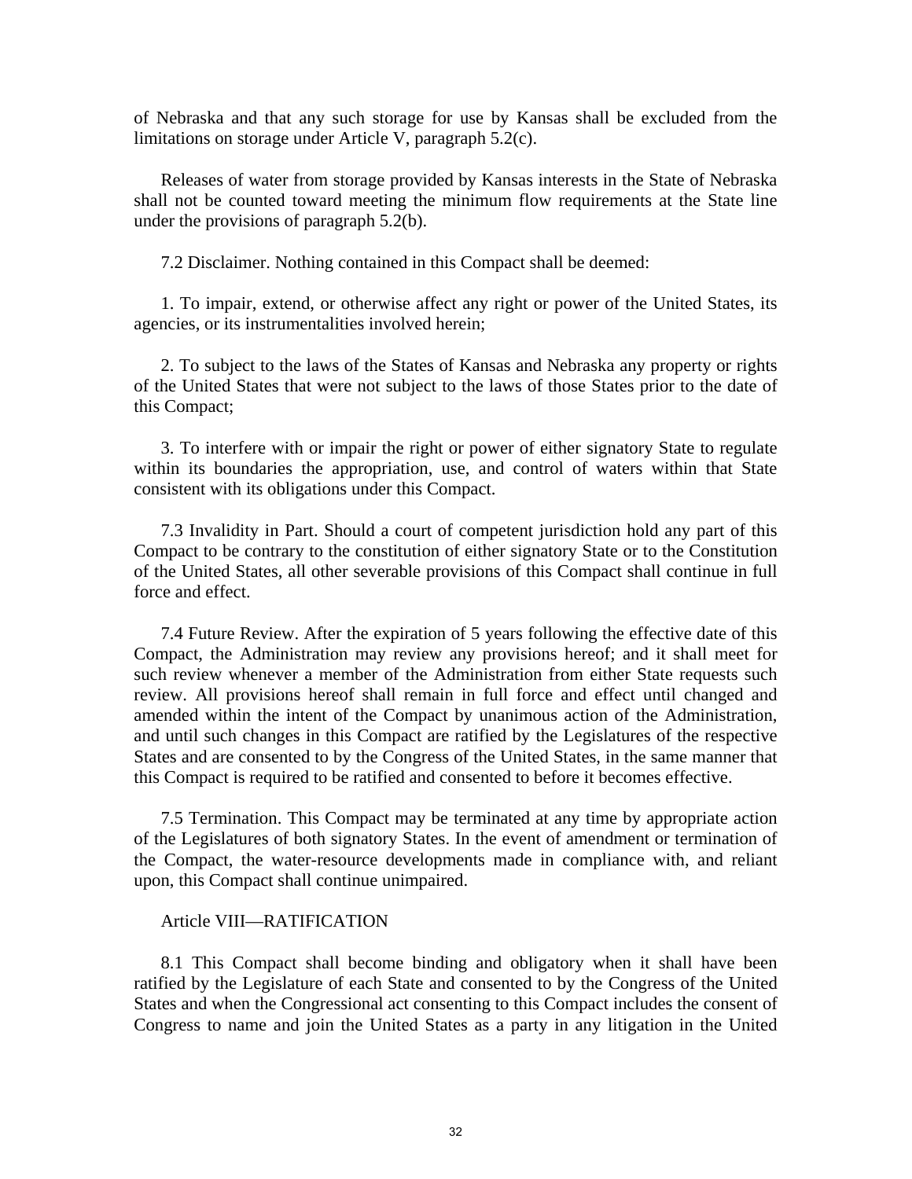of Nebraska and that any such storage for use by Kansas shall be excluded from the limitations on storage under Article V, paragraph 5.2(c).

Releases of water from storage provided by Kansas interests in the State of Nebraska shall not be counted toward meeting the minimum flow requirements at the State line under the provisions of paragraph 5.2(b).

7.2 Disclaimer. Nothing contained in this Compact shall be deemed:

1. To impair, extend, or otherwise affect any right or power of the United States, its agencies, or its instrumentalities involved herein;

2. To subject to the laws of the States of Kansas and Nebraska any property or rights of the United States that were not subject to the laws of those States prior to the date of this Compact;

3. To interfere with or impair the right or power of either signatory State to regulate within its boundaries the appropriation, use, and control of waters within that State consistent with its obligations under this Compact.

7.3 Invalidity in Part. Should a court of competent jurisdiction hold any part of this Compact to be contrary to the constitution of either signatory State or to the Constitution of the United States, all other severable provisions of this Compact shall continue in full force and effect.

7.4 Future Review. After the expiration of 5 years following the effective date of this Compact, the Administration may review any provisions hereof; and it shall meet for such review whenever a member of the Administration from either State requests such review. All provisions hereof shall remain in full force and effect until changed and amended within the intent of the Compact by unanimous action of the Administration, and until such changes in this Compact are ratified by the Legislatures of the respective States and are consented to by the Congress of the United States, in the same manner that this Compact is required to be ratified and consented to before it becomes effective.

7.5 Termination. This Compact may be terminated at any time by appropriate action of the Legislatures of both signatory States. In the event of amendment or termination of the Compact, the water-resource developments made in compliance with, and reliant upon, this Compact shall continue unimpaired.

Article VIII—RATIFICATION

8.1 This Compact shall become binding and obligatory when it shall have been ratified by the Legislature of each State and consented to by the Congress of the United States and when the Congressional act consenting to this Compact includes the consent of Congress to name and join the United States as a party in any litigation in the United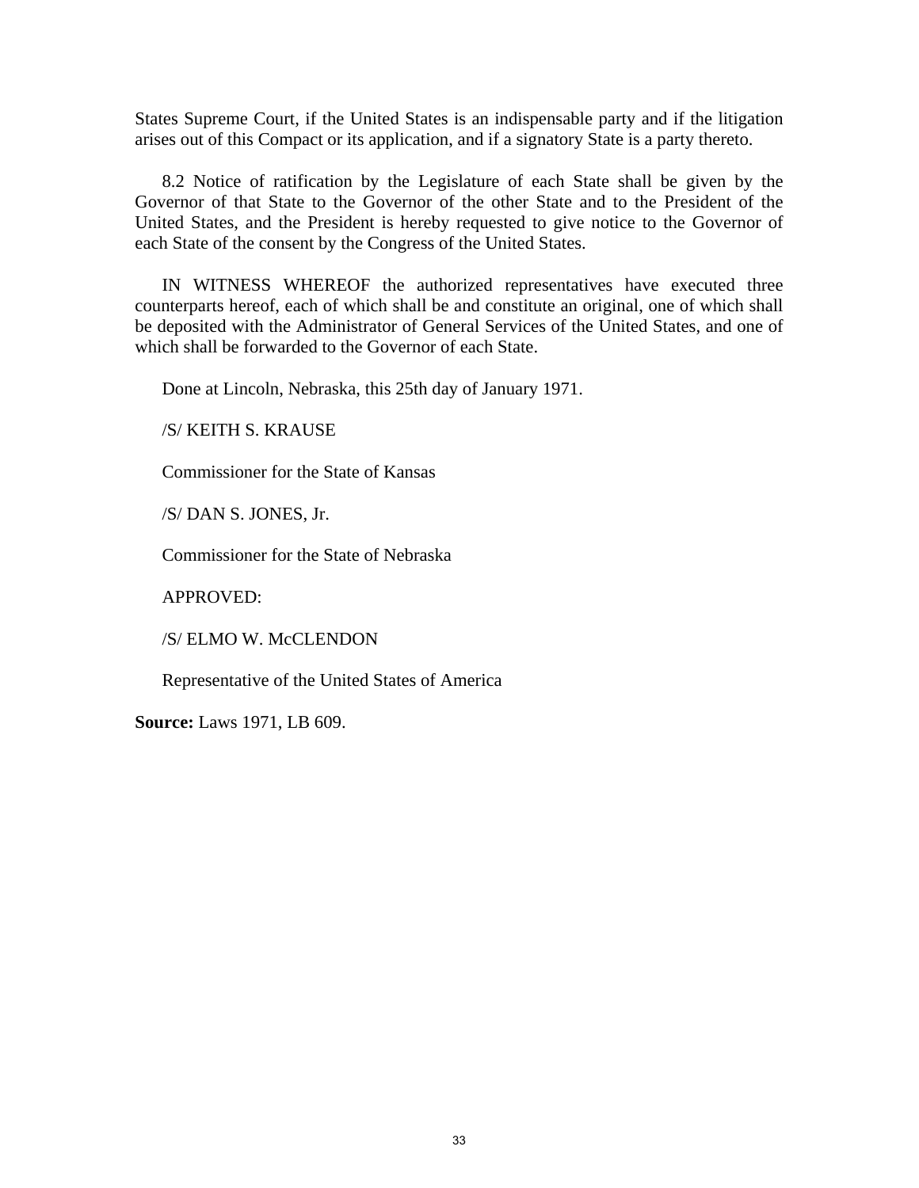States Supreme Court, if the United States is an indispensable party and if the litigation arises out of this Compact or its application, and if a signatory State is a party thereto.

8.2 Notice of ratification by the Legislature of each State shall be given by the Governor of that State to the Governor of the other State and to the President of the United States, and the President is hereby requested to give notice to the Governor of each State of the consent by the Congress of the United States.

IN WITNESS WHEREOF the authorized representatives have executed three counterparts hereof, each of which shall be and constitute an original, one of which shall be deposited with the Administrator of General Services of the United States, and one of which shall be forwarded to the Governor of each State.

Done at Lincoln, Nebraska, this 25th day of January 1971.

/S/ KEITH S. KRAUSE

Commissioner for the State of Kansas

/S/ DAN S. JONES, Jr.

Commissioner for the State of Nebraska

APPROVED:

/S/ ELMO W. McCLENDON

Representative of the United States of America

**Source:** Laws 1971, LB 609.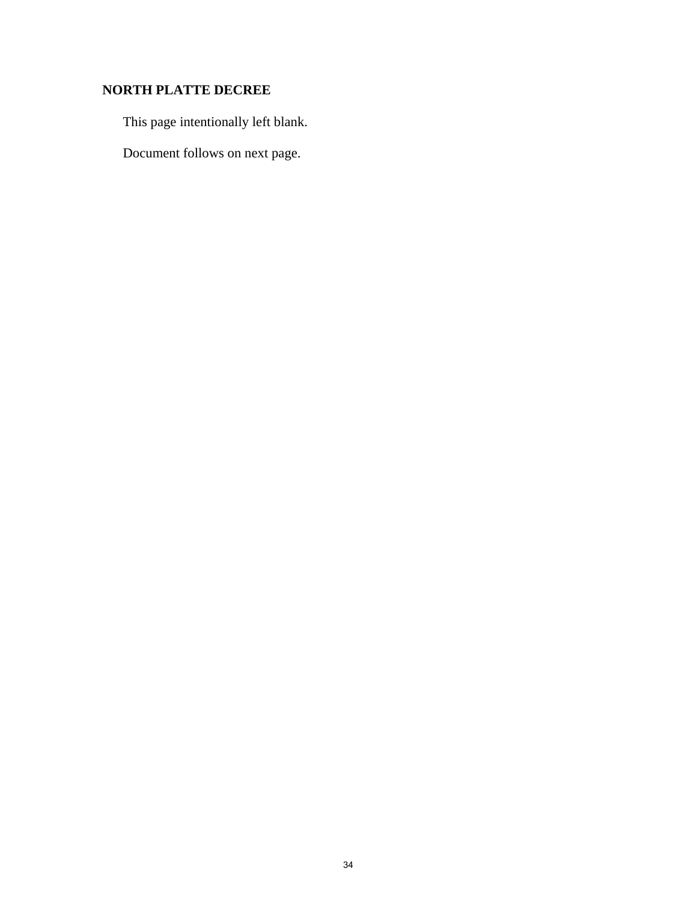**NORTH PLATTE DECREE**

This page intentionally left blank.

Document follows on next page.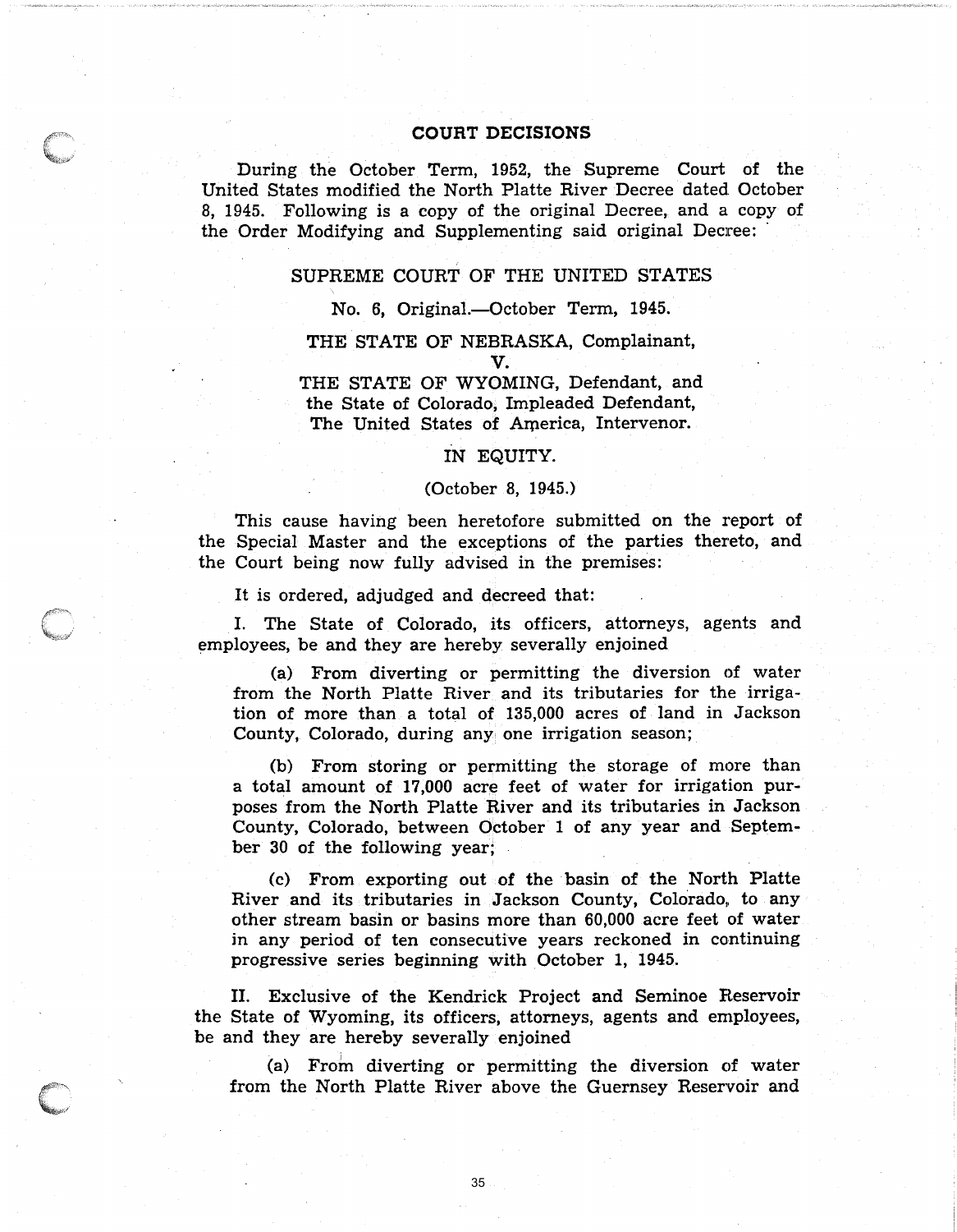## COURT DECISIONS

During the October Term, 1952, the Supreme Court of the United States modified the North Platte River Decree dated October 8, 1945. Following is a copy of the original Decree, and a copy of the Order Modifying and Supplementing said original Decree:

SUPREME COURT OF THE UNITED STATES

No. 6, Original.—October Term, 1945.

THE STATE OF NEBRASKA, Complainant,
V.
THE STATE OF WYOMING, Defendant, and
the State of Colorado, Impleaded Defendant,
The United States of America, Intervenor.

IN EQUITY.

(October 8, 1945.)

This cause having been heretofore submitted on the report of the Special Master and the exceptions of the parties thereto, and the Court being now fully advised in the premises:

It is ordered, adjudged and decreed that:

I. The State of Colorado, its officers, attorneys, agents and employees, be and they are hereby severally enjoined

(a) From diverting or permitting the diversion of water from the North Platte River and its tributaries for the irrigation of more than a total of 135,000 acres of land in Jackson County, Colorado, during any one irrigation season;

(b) From storing or permitting the storage of more than a total amount of 17,000 acre feet of water for irrigation purposes from the North Platte River and its tributaries in Jackson County, Colorado, between October 1 of any year and September 30 of the following year;

(c) From exporting out of the basin of the North Platte River and its tributaries in Jackson County, Colorado, to any other stream basin or basins more than 60,000 acre feet of water in any period of ten consecutive years reckoned in continuing progressive series beginning with October 1, 1945.

II. Exclusive of the Kendrick Project and Seminoe Reservoir the State of Wyoming, its officers, attorneys, agents and employees, be and they are hereby severally enjoined

(a) From diverting or permitting the diversion of water from the North Platte River above the Guernsey Reservoir and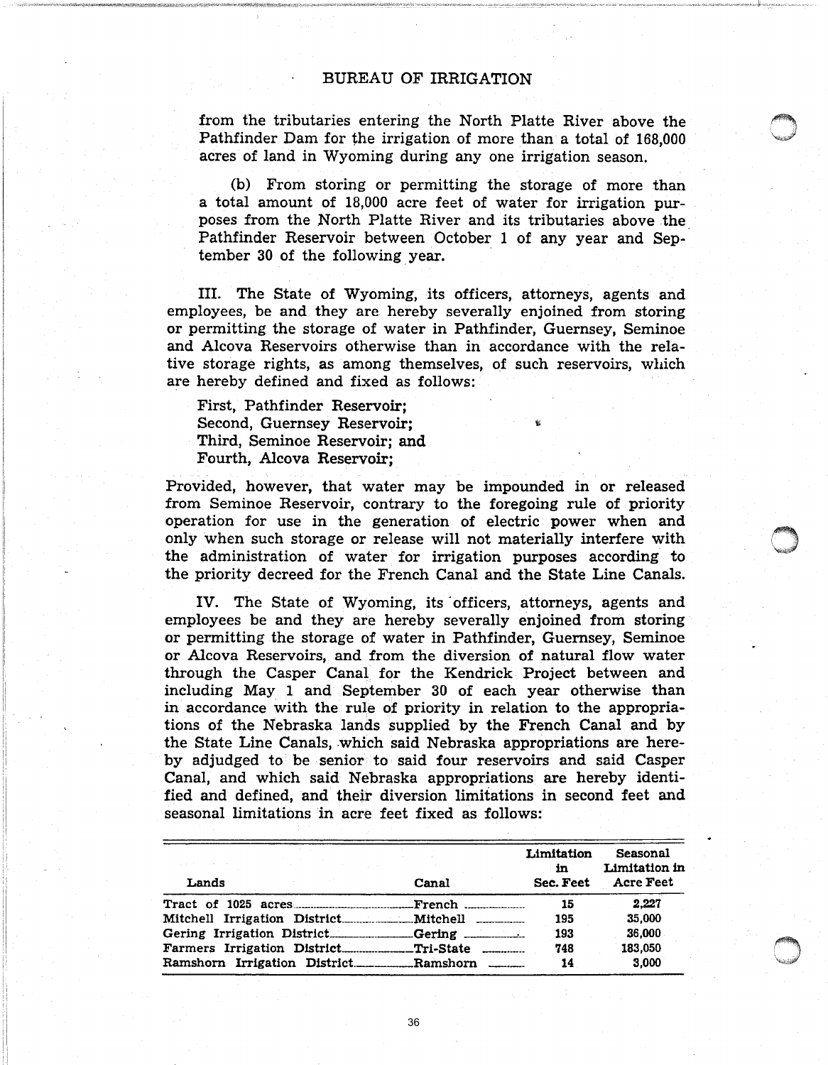from the tributaries entering the North Platte River above the Pathfinder Dam for the irrigation of more than a total of 168,000 acres of land in Wyoming during any one irrigation season.

(b) From storing or permitting the storage of more than a total amount of 18,000 acre feet of water for irrigation purposes from the North Platte River and its tributaries above the Pathfinder Reservoir between October 1 of any year and September 30 of the following year.

III. The State of Wyoming, its officers, attorneys, agents and employees, be and they are hereby severally enjoined from storing or permitting the storage of water in Pathfinder, Guernsey, Seminoe and Alcova Reservoirs otherwise than in accordance with the relative storage rights, as among themselves, of such reservoirs, which are hereby defined and fixed as follows:

First, Pathfinder Reservoir;
Second, Guernsey Reservoir;
Third, Seminoe Reservoir; and
Fourth, Alcova Reservoir;

Provided, however, that water may be impounded in or released from Seminoe Reservoir, contrary to the foregoing rule of priority operation for use in the generation of electric power when and only when such storage or release will not materially interfere with the administration of water for irrigation purposes according to the priority decreed for the French Canal and the State Line Canals.

IV. The State of Wyoming, its officers, attorneys, agents and employees be and they are hereby severally enjoined from storing or permitting the storage of water in Pathfinder, Guernsey, Seminoe or Alcova Reservoirs, and from the diversion of natural flow water through the Casper Canal for the Kendrick Project between and including May 1 and September 30 of each year otherwise than in accordance with the rule of priority in relation to the appropriations of the Nebraska lands supplied by the French Canal and by the State Line Canals, which said Nebraska appropriations are hereby adjudged to be senior to said four reservoirs and said Casper Canal, and which said Nebraska appropriations are hereby identified and defined, and their diversion limitations in second feet and seasonal limitations in acre feet fixed as follows:

| Lands | Canal | Limitation in Sec. Feet | Seasonal Limitation in Acre Feet |
|---|---|---|---|
| Tract of 1025 acres | French | 15 | 2,227 |
| Mitchell Irrigation District | Mitchell | 195 | 35,000 |
| Gering Irrigation District | Gering | 193 | 36,000 |
| Farmers Irrigation District | Tri-State | 748 | 183,050 |
| Ramshorn Irrigation District | Ramshorn | 14 | 3,000 |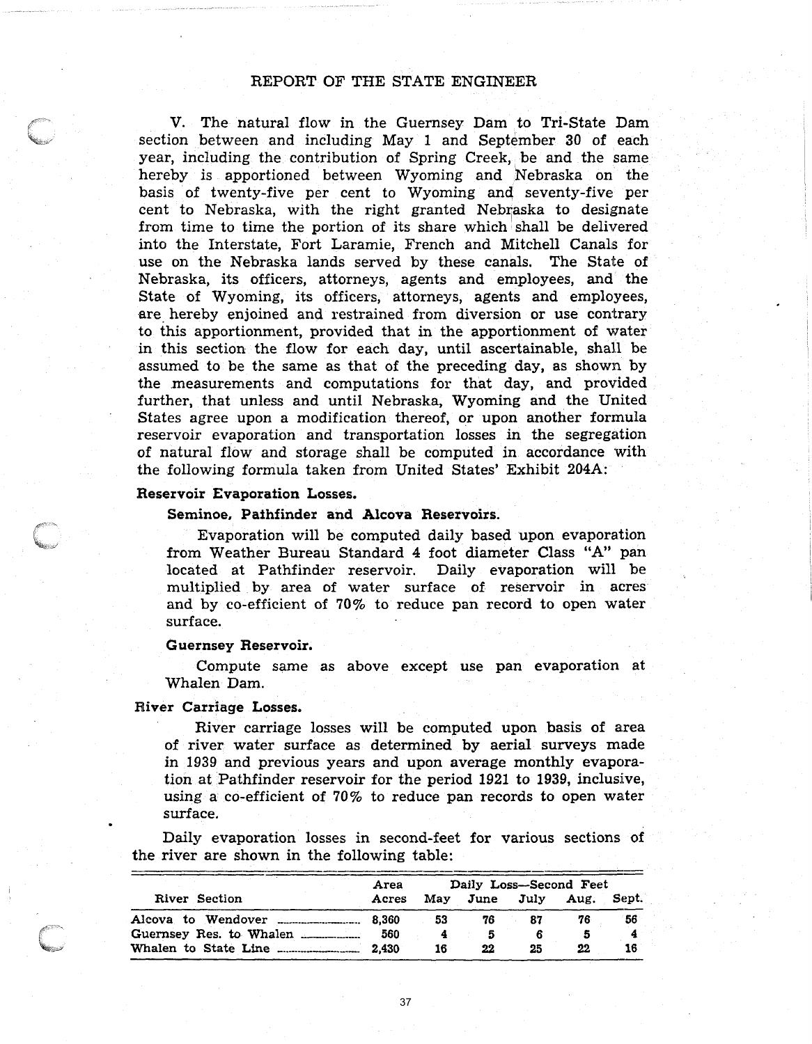V. The natural flow in the Guernsey Dam to Tri-State Dam section between and including May 1 and September 30 of each year, including the contribution of Spring Creek, be and the same hereby is apportioned between Wyoming and Nebraska on the basis of twenty-five per cent to Wyoming and seventy-five per cent to Nebraska, with the right granted Nebraska to designate from time to time the portion of its share which shall be delivered into the Interstate, Fort Laramie, French and Mitchell Canals for use on the Nebraska lands served by these canals. The State of Nebraska, its officers, attorneys, agents and employees, and the State of Wyoming, its officers, attorneys, agents and employees, are hereby enjoined and restrained from diversion or use contrary to this apportionment, provided that in the apportionment of water in this section the flow for each day, until ascertainable, shall be assumed to be the same as that of the preceding day, as shown by the measurements and computations for that day, and provided further, that unless and until Nebraska, Wyoming and the United States agree upon a modification thereof, or upon another formula reservoir evaporation and transportation losses in the segregation of natural flow and storage shall be computed in accordance with the following formula taken from United States' Exhibit 204A:

**Reservoir Evaporation Losses.**

**Seminoe, Pathfinder and Alcova Reservoirs.**

Evaporation will be computed daily based upon evaporation from Weather Bureau Standard 4 foot diameter Class "A" pan located at Pathfinder reservoir. Daily evaporation will be multiplied by area of water surface of reservoir in acres and by co-efficient of 70% to reduce pan record to open water surface.

**Guernsey Reservoir.**

Compute same as above except use pan evaporation at Whalen Dam.

**River Carriage Losses.**

River carriage losses will be computed upon basis of area of river water surface as determined by aerial surveys made in 1939 and previous years and upon average monthly evaporation at Pathfinder reservoir for the period 1921 to 1939, inclusive, using a co-efficient of 70% to reduce pan records to open water surface.

Daily evaporation losses in second-feet for various sections of the river are shown in the following table:

| River Section | Area Acres | Daily Loss—Second Feet | | | | |
|---|---|---|---|---|---|---|
| | | May | June | July | Aug. | Sept. |
| Alcova to Wendover | 8,360 | 53 | 76 | 87 | 76 | 56 |
| Guernsey Res. to Whalen | 560 | 4 | 5 | 6 | 5 | 4 |
| Whalen to State Line | 2,430 | 16 | 22 | 25 | 22 | 16 |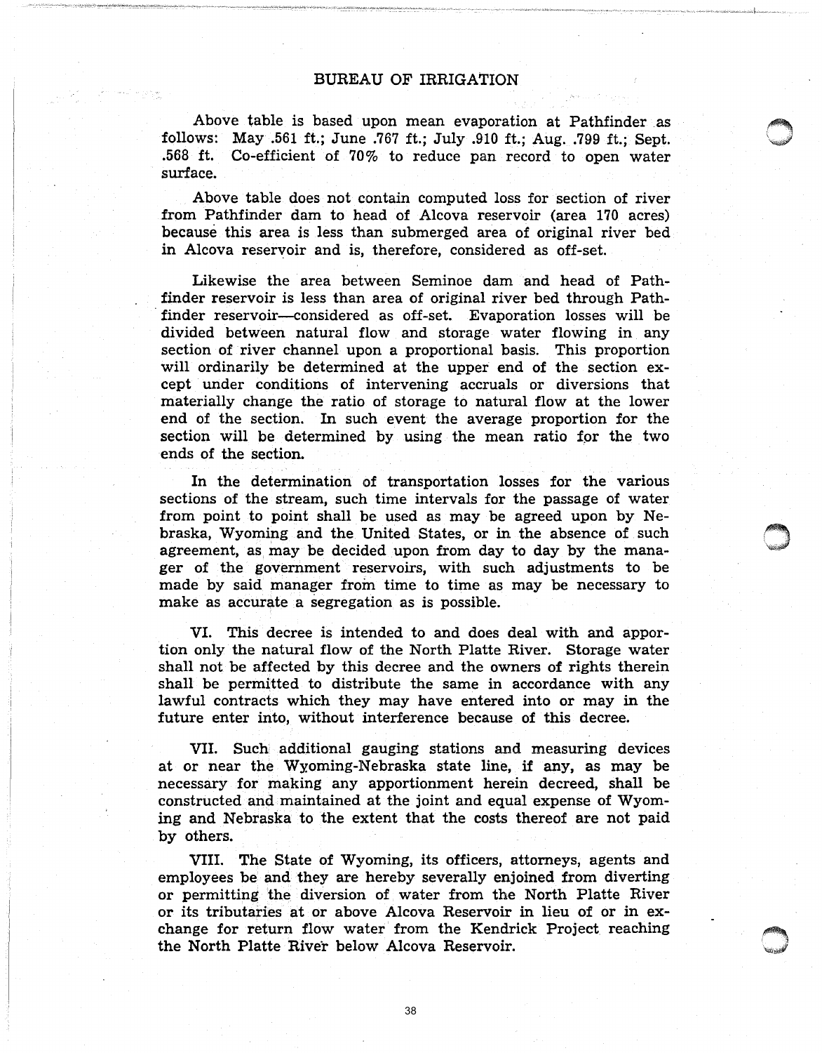Above table is based upon mean evaporation at Pathfinder as follows: May .561 ft.; June .767 ft.; July .910 ft.; Aug. .799 ft.; Sept. .568 ft. Co-efficient of 70% to reduce pan record to open water surface.

Above table does not contain computed loss for section of river from Pathfinder dam to head of Alcova reservoir (area 170 acres) because this area is less than submerged area of original river bed in Alcova reservoir and is, therefore, considered as off-set.

Likewise the area between Seminoe dam and head of Pathfinder reservoir is less than area of original river bed through Pathfinder reservoir—considered as off-set. Evaporation losses will be divided between natural flow and storage water flowing in any section of river channel upon a proportional basis. This proportion will ordinarily be determined at the upper end of the section except under conditions of intervening accruals or diversions that materially change the ratio of storage to natural flow at the lower end of the section. In such event the average proportion for the section will be determined by using the mean ratio for the two ends of the section.

In the determination of transportation losses for the various sections of the stream, such time intervals for the passage of water from point to point shall be used as may be agreed upon by Nebraska, Wyoming and the United States, or in the absence of such agreement, as may be decided upon from day to day by the manager of the government reservoirs, with such adjustments to be made by said manager from time to time as may be necessary to make as accurate a segregation as is possible.

VI. This decree is intended to and does deal with and apportion only the natural flow of the North Platte River. Storage water shall not be affected by this decree and the owners of rights therein shall be permitted to distribute the same in accordance with any lawful contracts which they may have entered into or may in the future enter into, without interference because of this decree.

VII. Such additional gauging stations and measuring devices at or near the Wyoming-Nebraska state line, if any, as may be necessary for making any apportionment herein decreed, shall be constructed and maintained at the joint and equal expense of Wyoming and Nebraska to the extent that the costs thereof are not paid by others.

VIII. The State of Wyoming, its officers, attorneys, agents and employees be and they are hereby severally enjoined from diverting or permitting the diversion of water from the North Platte River or its tributaries at or above Alcova Reservoir in lieu of or in exchange for return flow water from the Kendrick Project reaching the North Platte River below Alcova Reservoir.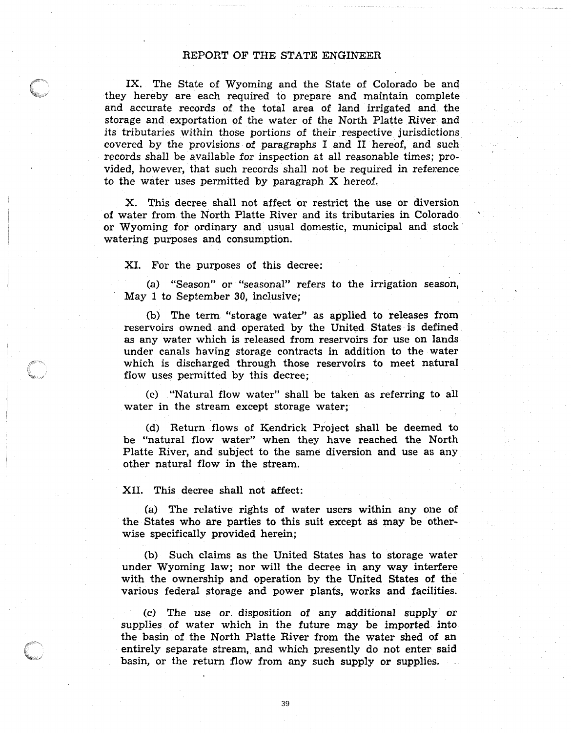IX. The State of Wyoming and the State of Colorado be and they hereby are each required to prepare and maintain complete and accurate records of the total area of land irrigated and the storage and exportation of the water of the North Platte River and its tributaries within those portions of their respective jurisdictions covered by the provisions of paragraphs I and II hereof, and such records shall be available for inspection at all reasonable times; provided, however, that such records shall not be required in reference to the water uses permitted by paragraph X hereof.

X. This decree shall not affect or restrict the use or diversion of water from the North Platte River and its tributaries in Colorado or Wyoming for ordinary and usual domestic, municipal and stock watering purposes and consumption.

XI. For the purposes of this decree:

(a) "Season" or "seasonal" refers to the irrigation season, May 1 to September 30, inclusive;

(b) The term "storage water" as applied to releases from reservoirs owned and operated by the United States is defined as any water which is released from reservoirs for use on lands under canals having storage contracts in addition to the water which is discharged through those reservoirs to meet natural flow uses permitted by this decree;

(c) "Natural flow water" shall be taken as referring to all water in the stream except storage water;

(d) Return flows of Kendrick Project shall be deemed to be "natural flow water" when they have reached the North Platte River, and subject to the same diversion and use as any other natural flow in the stream.

XII. This decree shall not affect:

(a) The relative rights of water users within any one of the States who are parties to this suit except as may be otherwise specifically provided herein;

(b) Such claims as the United States has to storage water under Wyoming law; nor will the decree in any way interfere with the ownership and operation by the United States of the various federal storage and power plants, works and facilities.

(c) The use or disposition of any additional supply or supplies of water which in the future may be imported into the basin of the North Platte River from the water shed of an entirely separate stream, and which presently do not enter said basin, or the return flow from any such supply or supplies.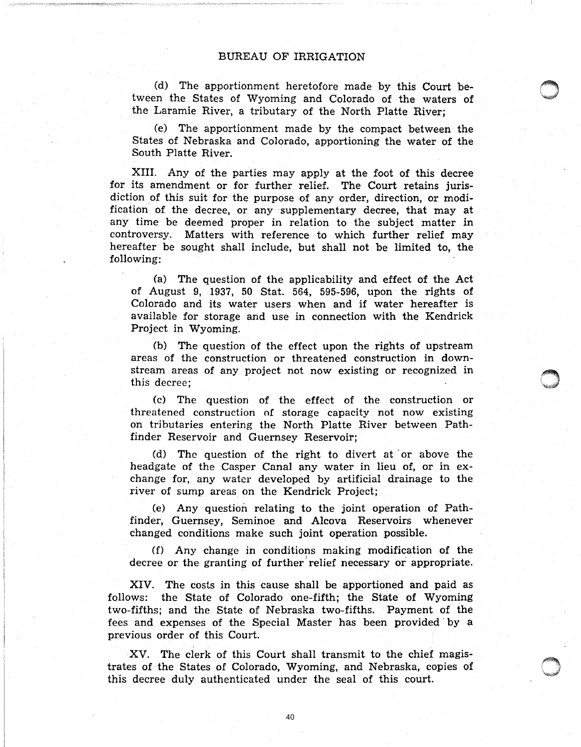(d) The apportionment heretofore made by this Court between the States of Wyoming and Colorado of the waters of the Laramie River, a tributary of the North Platte River;

(e) The apportionment made by the compact between the States of Nebraska and Colorado, apportioning the water of the South Platte River.

XIII. Any of the parties may apply at the foot of this decree for its amendment or for further relief. The Court retains jurisdiction of this suit for the purpose of any order, direction, or modification of the decree, or any supplementary decree, that may at any time be deemed proper in relation to the subject matter in controversy. Matters with reference to which further relief may hereafter be sought shall include, but shall not be limited to, the following:

(a) The question of the applicability and effect of the Act of August 9, 1937, 50 Stat. 564, 595-596, upon the rights of Colorado and its water users when and if water hereafter is available for storage and use in connection with the Kendrick Project in Wyoming.

(b) The question of the effect upon the rights of upstream areas of the construction or threatened construction in downstream areas of any project not now existing or recognized in this decree;

(c) The question of the effect of the construction or threatened construction of storage capacity not now existing on tributaries entering the North Platte River between Pathfinder Reservoir and Guernsey Reservoir;

(d) The question of the right to divert at or above the headgate of the Casper Canal any water in lieu of, or in exchange for, any water developed by artificial drainage to the river of sump areas on the Kendrick Project;

(e) Any question relating to the joint operation of Pathfinder, Guernsey, Seminoe and Alcova Reservoirs whenever changed conditions make such joint operation possible.

(f) Any change in conditions making modification of the decree or the granting of further relief necessary or appropriate.

XIV. The costs in this cause shall be apportioned and paid as follows: the State of Colorado one-fifth; the State of Wyoming two-fifths; and the State of Nebraska two-fifths. Payment of the fees and expenses of the Special Master has been provided by a previous order of this Court.

XV. The clerk of this Court shall transmit to the chief magistrates of the States of Colorado, Wyoming, and Nebraska, copies of this decree duly authenticated under the seal of this court.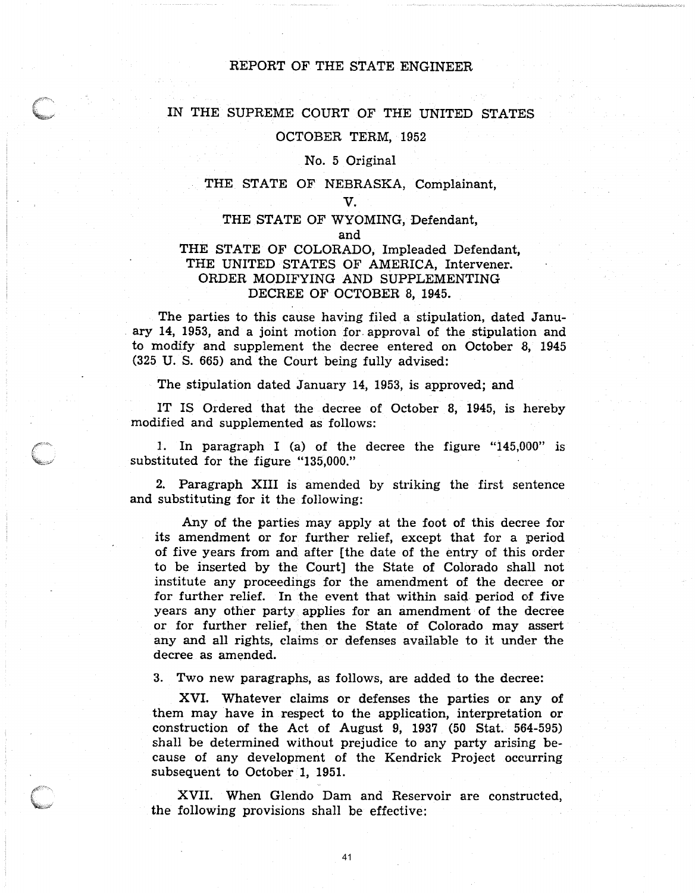REPORT OF THE STATE ENGINEER

IN THE SUPREME COURT OF THE UNITED STATES

OCTOBER TERM, 1952

No. 5 Original

THE STATE OF NEBRASKA, Complainant,

V.

THE STATE OF WYOMING, Defendant,

and

THE STATE OF COLORADO, Impleaded Defendant,
THE UNITED STATES OF AMERICA, Intervener.

ORDER MODIFYING AND SUPPLEMENTING DECREE OF OCTOBER 8, 1945.

The parties to this cause having filed a stipulation, dated January 14, 1953, and a joint motion for approval of the stipulation and to modify and supplement the decree entered on October 8, 1945 (325 U. S. 665) and the Court being fully advised:

The stipulation dated January 14, 1953, is approved; and

IT IS Ordered that the decree of October 8, 1945, is hereby modified and supplemented as follows:

1. In paragraph I (a) of the decree the figure "145,000" is substituted for the figure "135,000."

2. Paragraph XIII is amended by striking the first sentence and substituting for it the following:

   Any of the parties may apply at the foot of this decree for its amendment or for further relief, except that for a period of five years from and after [the date of the entry of this order to be inserted by the Court] the State of Colorado shall not institute any proceedings for the amendment of the decree or for further relief. In the event that within said period of five years any other party applies for an amendment of the decree or for further relief, then the State of Colorado may assert any and all rights, claims or defenses available to it under the decree as amended.

3. Two new paragraphs, as follows, are added to the decree:

   XVI. Whatever claims or defenses the parties or any of them may have in respect to the application, interpretation or construction of the Act of August 9, 1937 (50 Stat. 564-595) shall be determined without prejudice to any party arising because of any development of the Kendrick Project occurring subsequent to October 1, 1951.

   XVII. When Glendo Dam and Reservoir are constructed, the following provisions shall be effective: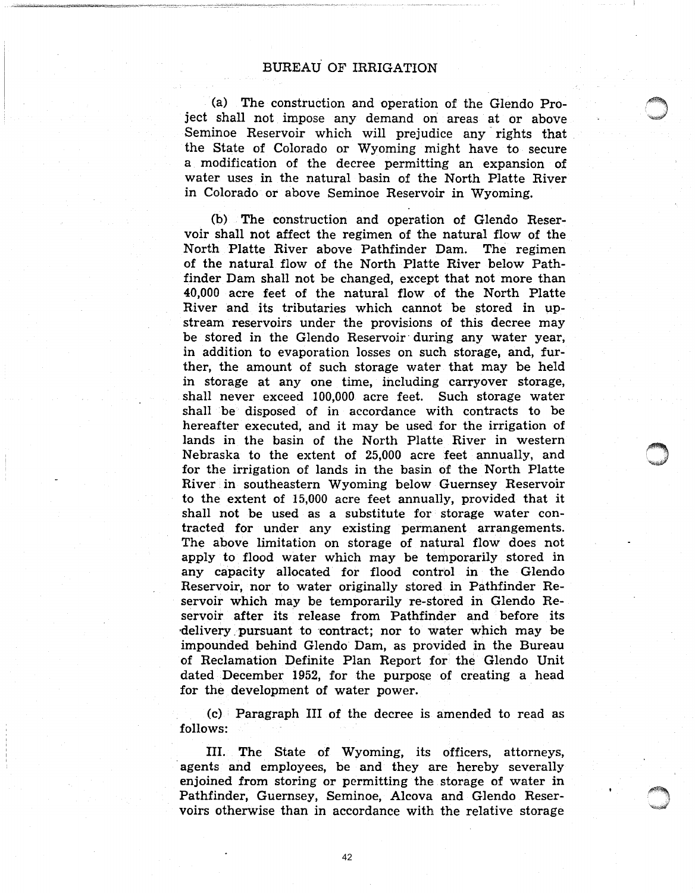(a) The construction and operation of the Glendo Project shall not impose any demand on areas at or above Seminoe Reservoir which will prejudice any rights that the State of Colorado or Wyoming might have to secure a modification of the decree permitting an expansion of water uses in the natural basin of the North Platte River in Colorado or above Seminoe Reservoir in Wyoming.

(b) The construction and operation of Glendo Reservoir shall not affect the regimen of the natural flow of the North Platte River above Pathfinder Dam. The regimen of the natural flow of the North Platte River below Pathfinder Dam shall not be changed, except that not more than 40,000 acre feet of the natural flow of the North Platte River and its tributaries which cannot be stored in upstream reservoirs under the provisions of this decree may be stored in the Glendo Reservoir during any water year, in addition to evaporation losses on such storage, and, further, the amount of such storage water that may be held in storage at any one time, including carryover storage, shall never exceed 100,000 acre feet. Such storage water shall be disposed of in accordance with contracts to be hereafter executed, and it may be used for the irrigation of lands in the basin of the North Platte River in western Nebraska to the extent of 25,000 acre feet annually, and for the irrigation of lands in the basin of the North Platte River in southeastern Wyoming below Guernsey Reservoir to the extent of 15,000 acre feet annually, provided that it shall not be used as a substitute for storage water contracted for under any existing permanent arrangements. The above limitation on storage of natural flow does not apply to flood water which may be temporarily stored in any capacity allocated for flood control in the Glendo Reservoir, nor to water originally stored in Pathfinder Reservoir which may be temporarily re-stored in Glendo Reservoir after its release from Pathfinder and before its delivery pursuant to contract; nor to water which may be impounded behind Glendo Dam, as provided in the Bureau of Reclamation Definite Plan Report for the Glendo Unit dated December 1952, for the purpose of creating a head for the development of water power.

(c) Paragraph III of the decree is amended to read as follows:

III. The State of Wyoming, its officers, attorneys, agents and employees, be and they are hereby severally enjoined from storing or permitting the storage of water in Pathfinder, Guernsey, Seminoe, Alcova and Glendo Reservoirs otherwise than in accordance with the relative storage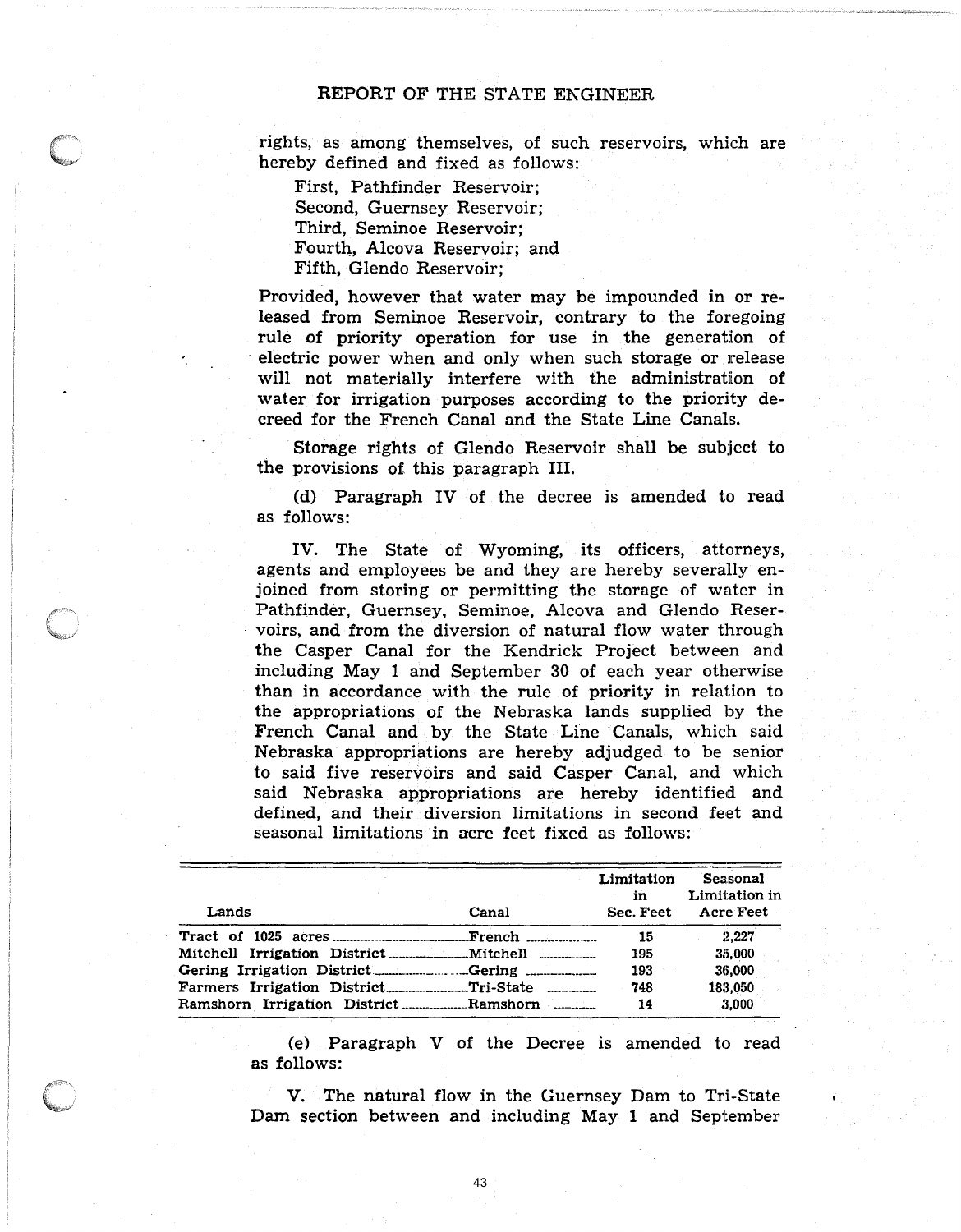rights, as among themselves, of such reservoirs, which are hereby defined and fixed as follows:

First, Pathfinder Reservoir;
Second, Guernsey Reservoir;
Third, Seminoe Reservoir;
Fourth, Alcova Reservoir; and
Fifth, Glendo Reservoir;

Provided, however that water may be impounded in or released from Seminoe Reservoir, contrary to the foregoing rule of priority operation for use in the generation of electric power when and only when such storage or release will not materially interfere with the administration of water for irrigation purposes according to the priority decreed for the French Canal and the State Line Canals.

Storage rights of Glendo Reservoir shall be subject to the provisions of this paragraph III.

(d) Paragraph IV of the decree is amended to read as follows:

IV. The State of Wyoming, its officers, attorneys, agents and employees be and they are hereby severally enjoined from storing or permitting the storage of water in Pathfinder, Guernsey, Seminoe, Alcova and Glendo Reservoirs, and from the diversion of natural flow water through the Casper Canal for the Kendrick Project between and including May 1 and September 30 of each year otherwise than in accordance with the rule of priority in relation to the appropriations of the Nebraska lands supplied by the French Canal and by the State Line Canals, which said Nebraska appropriations are hereby adjudged to be senior to said five reservoirs and said Casper Canal, and which said Nebraska appropriations are hereby identified and defined, and their diversion limitations in second feet and seasonal limitations in acre feet fixed as follows:

| Lands | Canal | Limitation in Sec. Feet | Seasonal Limitation in Acre Feet |
|---|---|---|---|
| Tract of 1025 acres | French | 15 | 2,227 |
| Mitchell Irrigation District | Mitchell | 195 | 35,000 |
| Gering Irrigation District | Gering | 193 | 36,000 |
| Farmers Irrigation District | Tri-State | 748 | 183,050 |
| Ramshorn Irrigation District | Ramshorn | 14 | 3,000 |

(e) Paragraph V of the Decree is amended to read as follows:

V. The natural flow in the Guernsey Dam to Tri-State Dam section between and including May 1 and September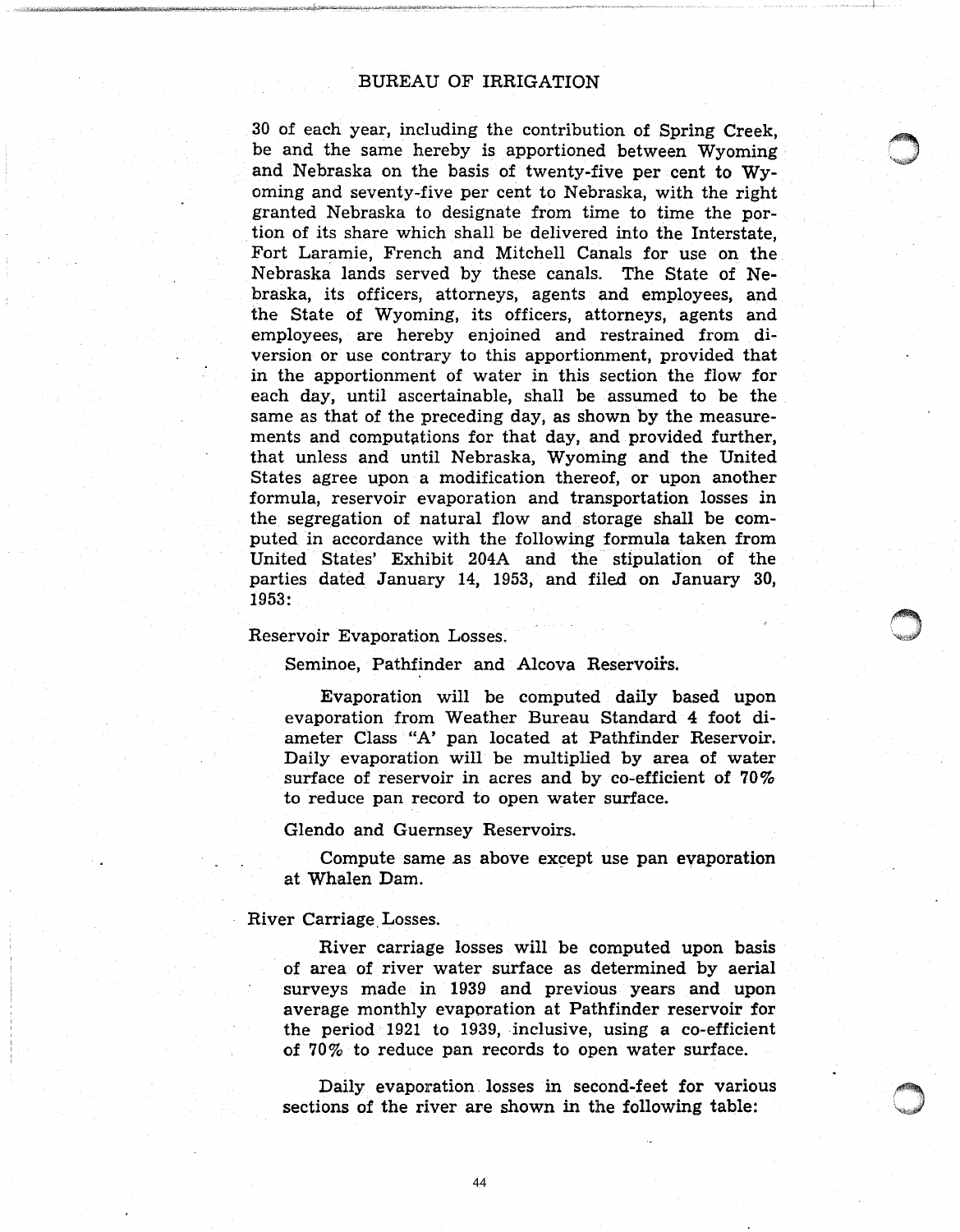30 of each year, including the contribution of Spring Creek, be and the same hereby is apportioned between Wyoming and Nebraska on the basis of twenty-five per cent to Wyoming and seventy-five per cent to Nebraska, with the right granted Nebraska to designate from time to time the portion of its share which shall be delivered into the Interstate, Fort Laramie, French and Mitchell Canals for use on the Nebraska lands served by these canals. The State of Nebraska, its officers, attorneys, agents and employees, and the State of Wyoming, its officers, attorneys, agents and employees, are hereby enjoined and restrained from diversion or use contrary to this apportionment, provided that in the apportionment of water in this section the flow for each day, until ascertainable, shall be assumed to be the same as that of the preceding day, as shown by the measurements and computations for that day, and provided further, that unless and until Nebraska, Wyoming and the United States agree upon a modification thereof, or upon another formula, reservoir evaporation and transportation losses in the segregation of natural flow and storage shall be computed in accordance with the following formula taken from United States' Exhibit 204A and the stipulation of the parties dated January 14, 1953, and filed on January 30, 1953:

Reservoir Evaporation Losses.

Seminoe, Pathfinder and Alcova Reservoirs.

Evaporation will be computed daily based upon evaporation from Weather Bureau Standard 4 foot diameter Class "A' pan located at Pathfinder Reservoir. Daily evaporation will be multiplied by area of water surface of reservoir in acres and by co-efficient of 70% to reduce pan record to open water surface.

Glendo and Guernsey Reservoirs.

Compute same as above except use pan evaporation at Whalen Dam.

River Carriage Losses.

River carriage losses will be computed upon basis of area of river water surface as determined by aerial surveys made in 1939 and previous years and upon average monthly evaporation at Pathfinder reservoir for the period 1921 to 1939, inclusive, using a co-efficient of 70% to reduce pan records to open water surface.

Daily evaporation losses in second-feet for various sections of the river are shown in the following table: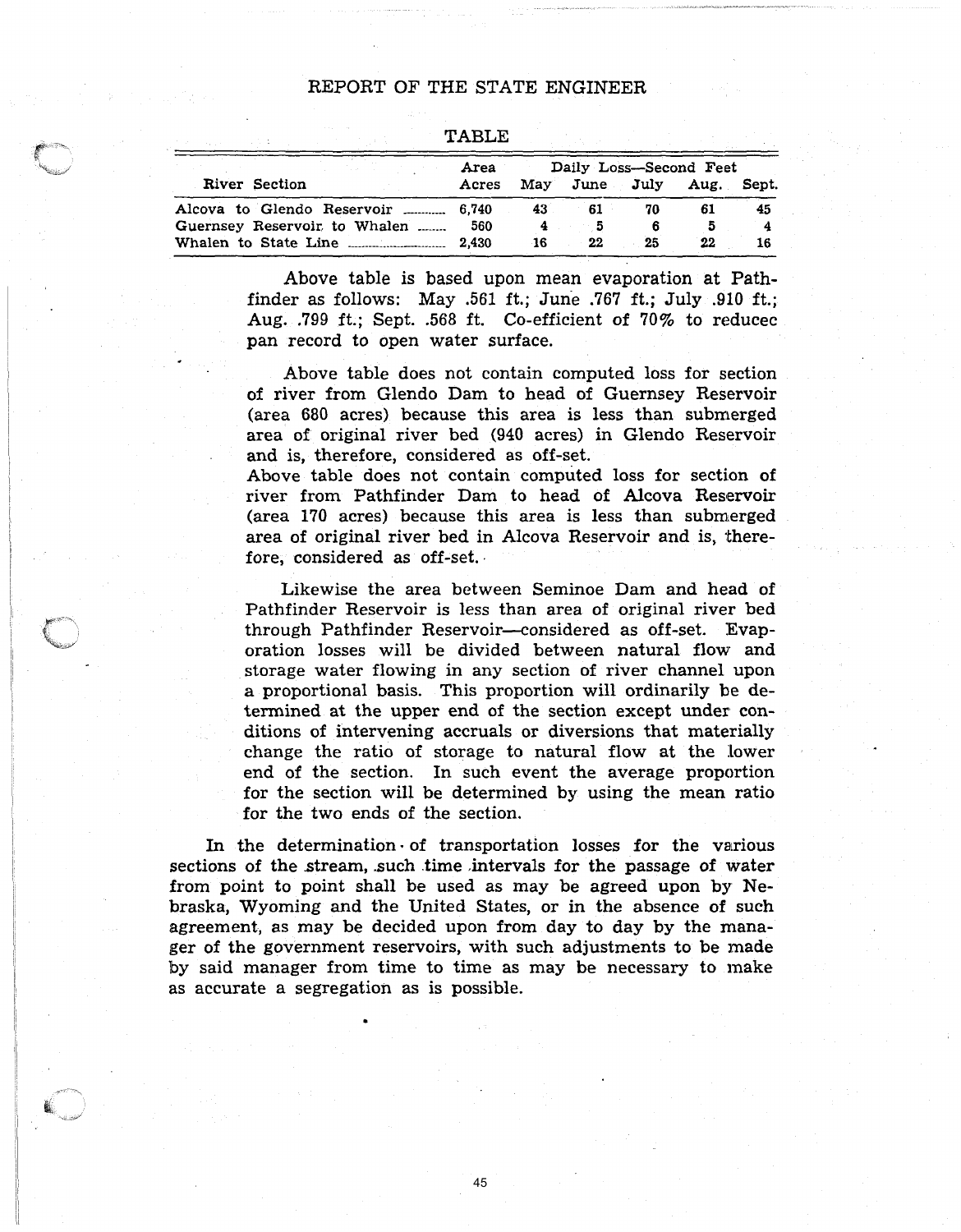TABLE

| River Section | Area Acres | Daily Loss—Second Feet May | June | July | Aug. | Sept. |
|---|---|---|---|---|---|---|
| Alcova to Glendo Reservoir | 6,740 | 43 | 61 | 70 | 61 | 45 |
| Guernsey Reservoir to Whalen | 560 | 4 | 5 | 6 | 5 | 4 |
| Whalen to State Line | 2,430 | 16 | 22 | 25 | 22 | 16 |

Above table is based upon mean evaporation at Pathfinder as follows: May .561 ft.; June .767 ft.; July .910 ft.; Aug. .799 ft.; Sept. .568 ft. Co-efficient of 70% to reducec pan record to open water surface.

Above table does not contain computed loss for section of river from Glendo Dam to head of Guernsey Reservoir (area 680 acres) because this area is less than submerged area of original river bed (940 acres) in Glendo Reservoir and is, therefore, considered as off-set.

Above table does not contain computed loss for section of river from Pathfinder Dam to head of Alcova Reservoir (area 170 acres) because this area is less than submerged area of original river bed in Alcova Reservoir and is, therefore, considered as off-set.

Likewise the area between Seminoe Dam and head of Pathfinder Reservoir is less than area of original river bed through Pathfinder Reservoir—considered as off-set. Evaporation losses will be divided between natural flow and storage water flowing in any section of river channel upon a proportional basis. This proportion will ordinarily be determined at the upper end of the section except under conditions of intervening accruals or diversions that materially change the ratio of storage to natural flow at the lower end of the section. In such event the average proportion for the section will be determined by using the mean ratio for the two ends of the section.

In the determination of transportation losses for the various sections of the stream, such time intervals for the passage of water from point to point shall be used as may be agreed upon by Nebraska, Wyoming and the United States, or in the absence of such agreement, as may be decided upon from day to day by the manager of the government reservoirs, with such adjustments to be made by said manager from time to time as may be necessary to make as accurate a segregation as is possible.